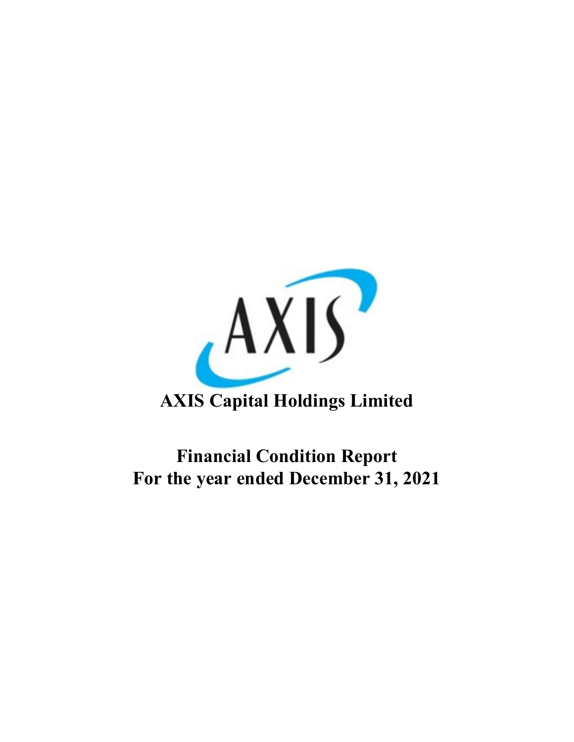# AXIS Capital Holdings Limited

## Financial Condition Report
## For the year ended December 31, 2021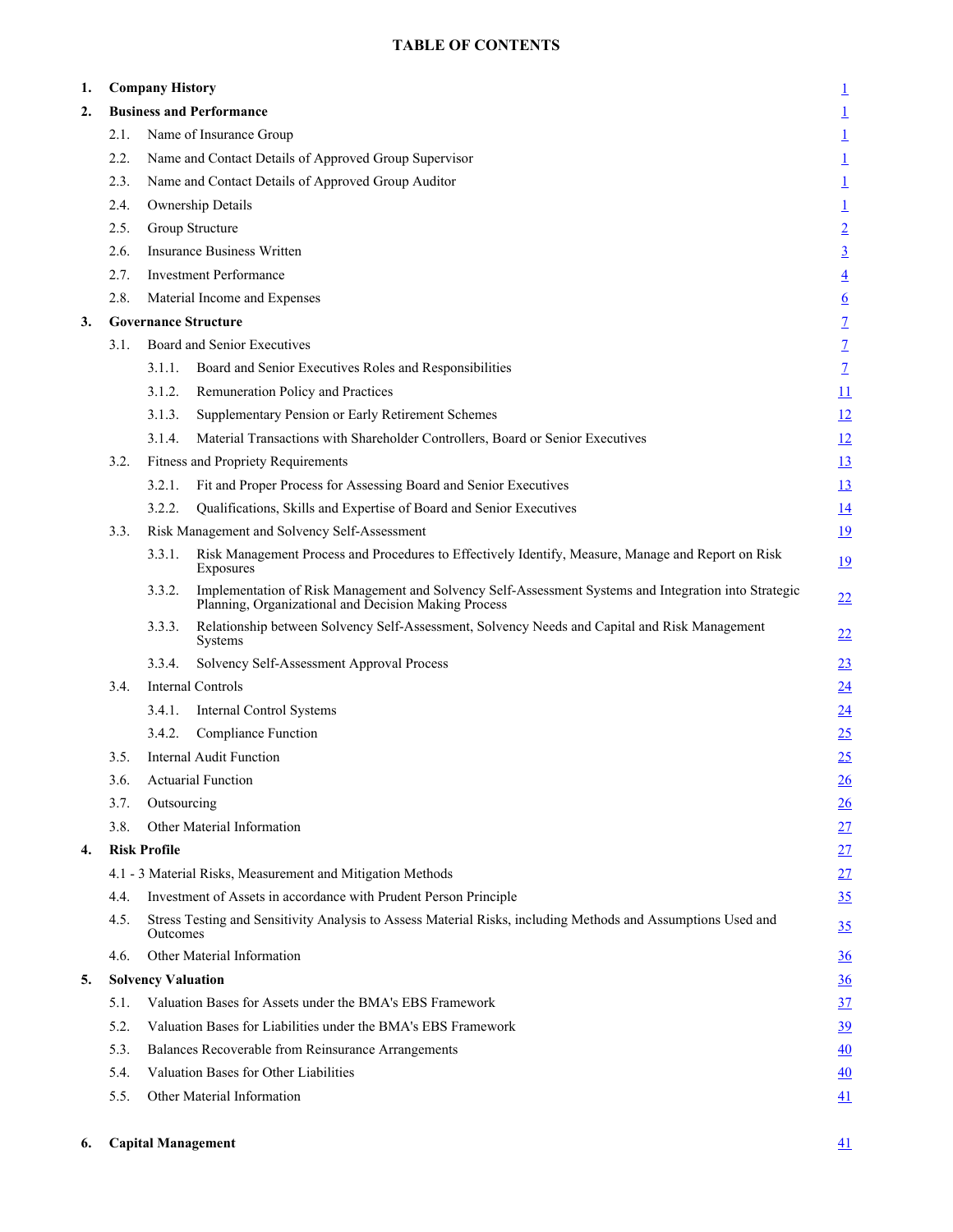# TABLE OF CONTENTS

| | | | |
|---|---|---|---|
| **1.** | **Company History** | | 1 |
| **2.** | **Business and Performance** | | 1 |
| | 2.1. | Name of Insurance Group | 1 |
| | 2.2. | Name and Contact Details of Approved Group Supervisor | 1 |
| | 2.3. | Name and Contact Details of Approved Group Auditor | 1 |
| | 2.4. | Ownership Details | 1 |
| | 2.5. | Group Structure | 2 |
| | 2.6. | Insurance Business Written | 3 |
| | 2.7. | Investment Performance | 4 |
| | 2.8. | Material Income and Expenses | 6 |
| **3.** | **Governance Structure** | | 7 |
| | 3.1. | Board and Senior Executives | 7 |
| | 3.1.1. | Board and Senior Executives Roles and Responsibilities | 7 |
| | 3.1.2. | Remuneration Policy and Practices | 11 |
| | 3.1.3. | Supplementary Pension or Early Retirement Schemes | 12 |
| | 3.1.4. | Material Transactions with Shareholder Controllers, Board or Senior Executives | 12 |
| | 3.2. | Fitness and Propriety Requirements | 13 |
| | 3.2.1. | Fit and Proper Process for Assessing Board and Senior Executives | 13 |
| | 3.2.2. | Qualifications, Skills and Expertise of Board and Senior Executives | 14 |
| | 3.3. | Risk Management and Solvency Self-Assessment | 19 |
| | 3.3.1. | Risk Management Process and Procedures to Effectively Identify, Measure, Manage and Report on Risk Exposures | 19 |
| | 3.3.2. | Implementation of Risk Management and Solvency Self-Assessment Systems and Integration into Strategic Planning, Organizational and Decision Making Process | 22 |
| | 3.3.3. | Relationship between Solvency Self-Assessment, Solvency Needs and Capital and Risk Management Systems | 22 |
| | 3.3.4. | Solvency Self-Assessment Approval Process | 23 |
| | 3.4. | Internal Controls | 24 |
| | 3.4.1. | Internal Control Systems | 24 |
| | 3.4.2. | Compliance Function | 25 |
| | 3.5. | Internal Audit Function | 25 |
| | 3.6. | Actuarial Function | 26 |
| | 3.7. | Outsourcing | 26 |
| | 3.8. | Other Material Information | 27 |
| **4.** | **Risk Profile** | | 27 |
| | 4.1 - 3 | Material Risks, Measurement and Mitigation Methods | 27 |
| | 4.4. | Investment of Assets in accordance with Prudent Person Principle | 35 |
| | 4.5. | Stress Testing and Sensitivity Analysis to Assess Material Risks, including Methods and Assumptions Used and Outcomes | 35 |
| | 4.6. | Other Material Information | 36 |
| **5.** | **Solvency Valuation** | | 36 |
| | 5.1. | Valuation Bases for Assets under the BMA's EBS Framework | 37 |
| | 5.2. | Valuation Bases for Liabilities under the BMA's EBS Framework | 39 |
| | 5.3. | Balances Recoverable from Reinsurance Arrangements | 40 |
| | 5.4. | Valuation Bases for Other Liabilities | 40 |
| | 5.5. | Other Material Information | 41 |
| **6.** | **Capital Management** | | 41 |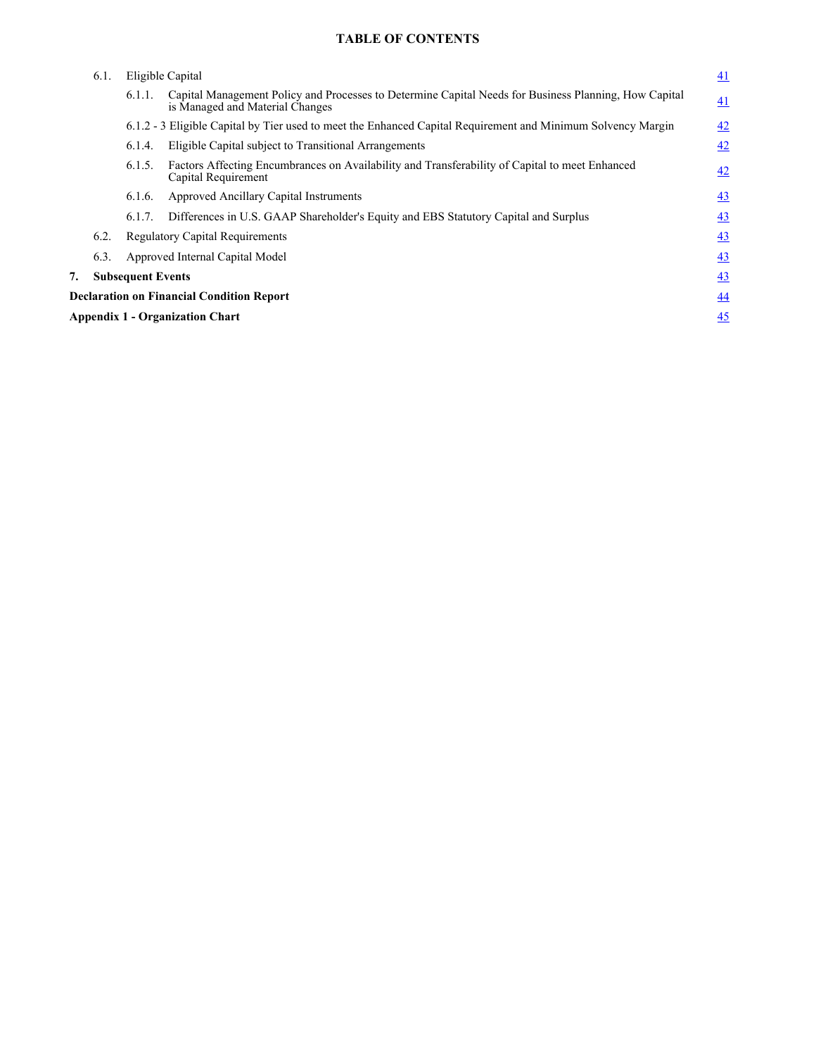**TABLE OF CONTENTS**

| | | |
|---|---|---|
| 6.1. | Eligible Capital | 41 |
| | 6.1.1. Capital Management Policy and Processes to Determine Capital Needs for Business Planning, How Capital is Managed and Material Changes | 41 |
| | 6.1.2 - 3 Eligible Capital by Tier used to meet the Enhanced Capital Requirement and Minimum Solvency Margin | 42 |
| | 6.1.4. Eligible Capital subject to Transitional Arrangements | 42 |
| | 6.1.5. Factors Affecting Encumbrances on Availability and Transferability of Capital to meet Enhanced Capital Requirement | 42 |
| | 6.1.6. Approved Ancillary Capital Instruments | 43 |
| | 6.1.7. Differences in U.S. GAAP Shareholder's Equity and EBS Statutory Capital and Surplus | 43 |
| 6.2. | Regulatory Capital Requirements | 43 |
| 6.3. | Approved Internal Capital Model | 43 |
| **7.** | **Subsequent Events** | 43 |
| **Declaration on Financial Condition Report** | | 44 |
| **Appendix 1 - Organization Chart** | | 45 |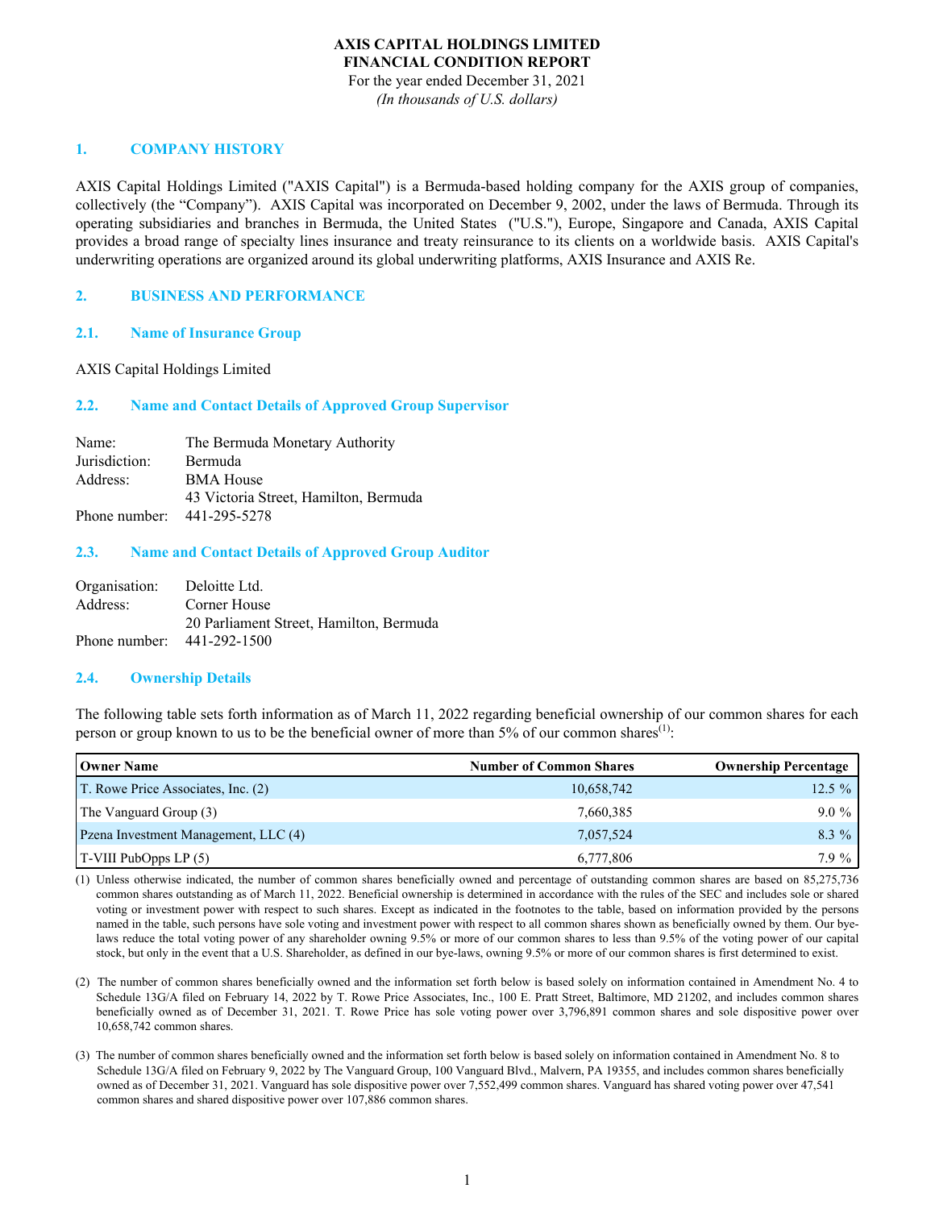# AXIS CAPITAL HOLDINGS LIMITED
# FINANCIAL CONDITION REPORT

For the year ended December 31, 2021

*(In thousands of U.S. dollars)*

## 1. COMPANY HISTORY

AXIS Capital Holdings Limited ("AXIS Capital") is a Bermuda-based holding company for the AXIS group of companies, collectively (the "Company"). AXIS Capital was incorporated on December 9, 2002, under the laws of Bermuda. Through its operating subsidiaries and branches in Bermuda, the United States ("U.S."), Europe, Singapore and Canada, AXIS Capital provides a broad range of specialty lines insurance and treaty reinsurance to its clients on a worldwide basis. AXIS Capital's underwriting operations are organized around its global underwriting platforms, AXIS Insurance and AXIS Re.

## 2. BUSINESS AND PERFORMANCE

### 2.1. Name of Insurance Group

AXIS Capital Holdings Limited

### 2.2. Name and Contact Details of Approved Group Supervisor

| | |
|---|---|
| Name: | The Bermuda Monetary Authority |
| Jurisdiction: | Bermuda |
| Address: | BMA House<br>43 Victoria Street, Hamilton, Bermuda |
| Phone number: | 441-295-5278 |

### 2.3. Name and Contact Details of Approved Group Auditor

| | |
|---|---|
| Organisation: | Deloitte Ltd. |
| Address: | Corner House<br>20 Parliament Street, Hamilton, Bermuda |
| Phone number: | 441-292-1500 |

### 2.4. Ownership Details

The following table sets forth information as of March 11, 2022 regarding beneficial ownership of our common shares for each person or group known to us to be the beneficial owner of more than 5% of our common shares[(1)]:

| Owner Name | Number of Common Shares | Ownership Percentage |
|---|---|---|
| T. Rowe Price Associates, Inc. (2) | 10,658,742 | 12.5 % |
| The Vanguard Group (3) | 7,660,385 | 9.0 % |
| Pzena Investment Management, LLC (4) | 7,057,524 | 8.3 % |
| T-VIII PubOpps LP (5) | 6,777,806 | 7.9 % |

(1) Unless otherwise indicated, the number of common shares beneficially owned and percentage of outstanding common shares are based on 85,275,736 common shares outstanding as of March 11, 2022. Beneficial ownership is determined in accordance with the rules of the SEC and includes sole or shared voting or investment power with respect to such shares. Except as indicated in the footnotes to the table, based on information provided by the persons named in the table, such persons have sole voting and investment power with respect to all common shares shown as beneficially owned by them. Our bye-laws reduce the total voting power of any shareholder owning 9.5% or more of our common shares to less than 9.5% of the voting power of our capital stock, but only in the event that a U.S. Shareholder, as defined in our bye-laws, owning 9.5% or more of our common shares is first determined to exist.

(2) The number of common shares beneficially owned and the information set forth below is based solely on information contained in Amendment No. 4 to Schedule 13G/A filed on February 14, 2022 by T. Rowe Price Associates, Inc., 100 E. Pratt Street, Baltimore, MD 21202, and includes common shares beneficially owned as of December 31, 2021. T. Rowe Price has sole voting power over 3,796,891 common shares and sole dispositive power over 10,658,742 common shares.

(3) The number of common shares beneficially owned and the information set forth below is based solely on information contained in Amendment No. 8 to Schedule 13G/A filed on February 9, 2022 by The Vanguard Group, 100 Vanguard Blvd., Malvern, PA 19355, and includes common shares beneficially owned as of December 31, 2021. Vanguard has sole dispositive power over 7,552,499 common shares. Vanguard has shared voting power over 47,541 common shares and shared dispositive power over 107,886 common shares.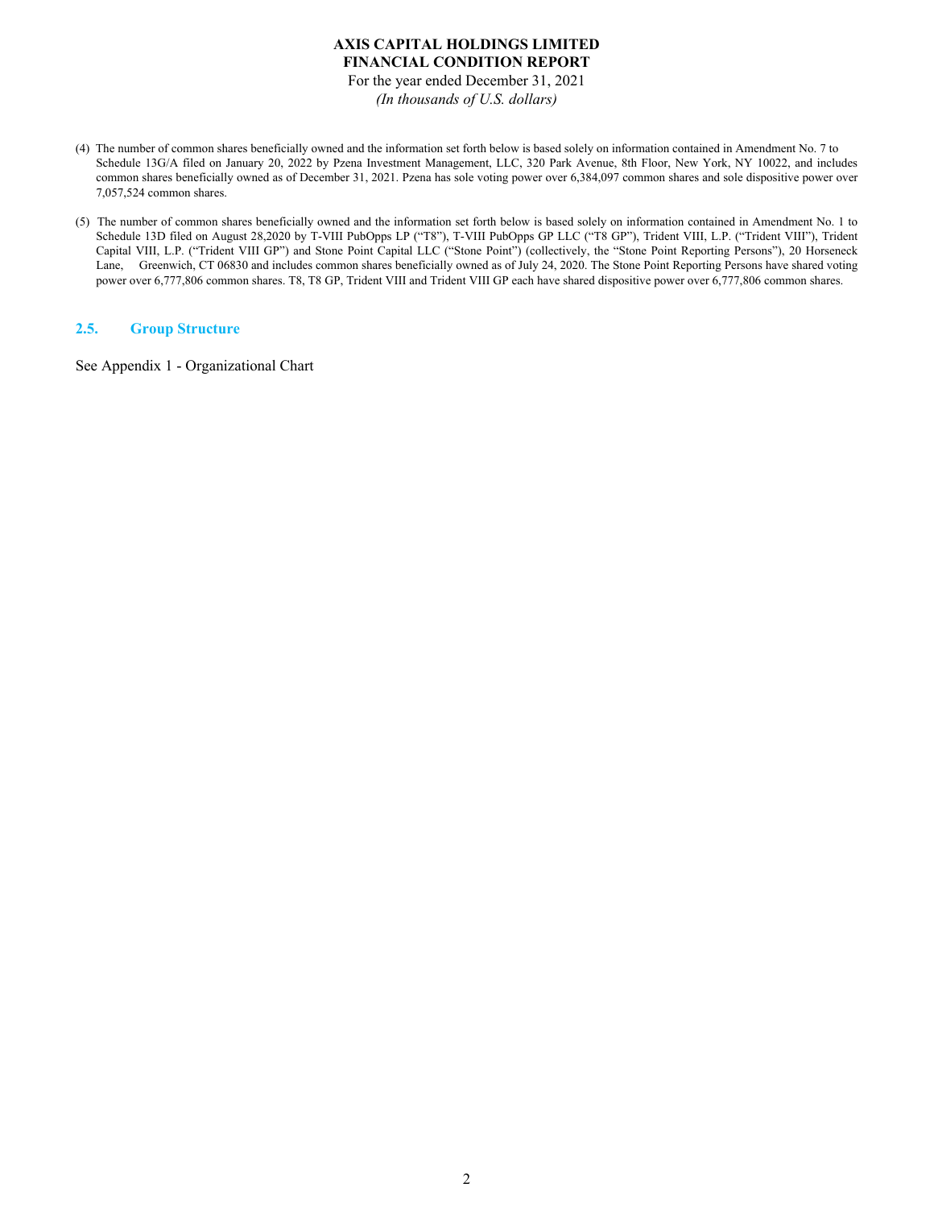(4) The number of common shares beneficially owned and the information set forth below is based solely on information contained in Amendment No. 7 to Schedule 13G/A filed on January 20, 2022 by Pzena Investment Management, LLC, 320 Park Avenue, 8th Floor, New York, NY 10022, and includes common shares beneficially owned as of December 31, 2021. Pzena has sole voting power over 6,384,097 common shares and sole dispositive power over 7,057,524 common shares.

(5) The number of common shares beneficially owned and the information set forth below is based solely on information contained in Amendment No. 1 to Schedule 13D filed on August 28,2020 by T-VIII PubOpps LP ("T8"), T-VIII PubOpps GP LLC ("T8 GP"), Trident VIII, L.P. ("Trident VIII"), Trident Capital VIII, L.P. ("Trident VIII GP") and Stone Point Capital LLC ("Stone Point") (collectively, the "Stone Point Reporting Persons"), 20 Horseneck Lane, Greenwich, CT 06830 and includes common shares beneficially owned as of July 24, 2020. The Stone Point Reporting Persons have shared voting power over 6,777,806 common shares. T8, T8 GP, Trident VIII and Trident VIII GP each have shared dispositive power over 6,777,806 common shares.

## 2.5. Group Structure

See Appendix 1 - Organizational Chart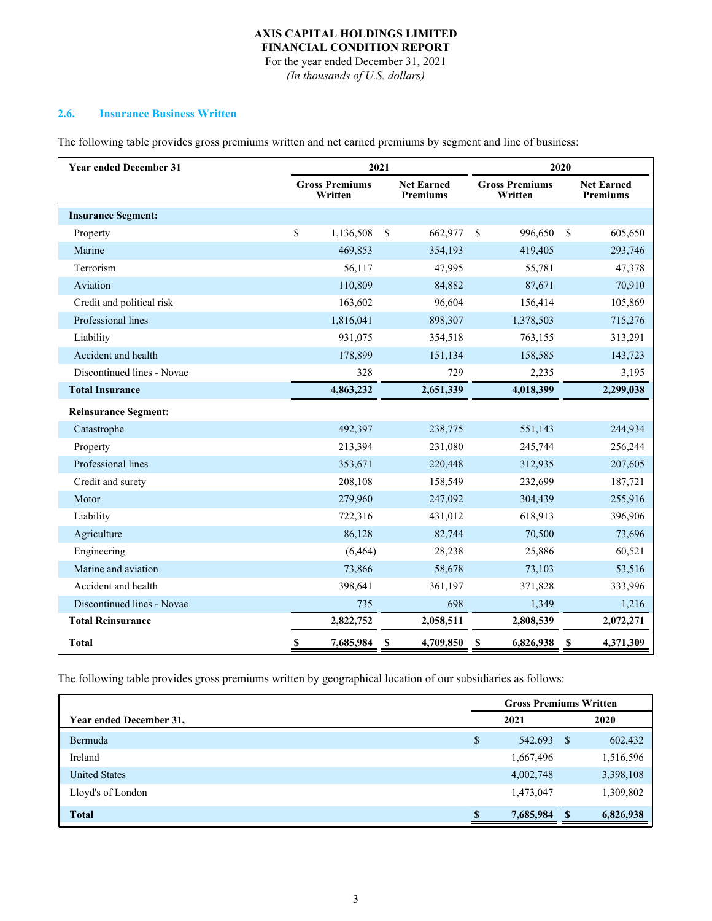## 2.6. Insurance Business Written

The following table provides gross premiums written and net earned premiums by segment and line of business:

| Year ended December 31 | 2021 | | 2020 | |
|---|---|---|---|---|
| | Gross Premiums Written | Net Earned Premiums | Gross Premiums Written | Net Earned Premiums |
| **Insurance Segment:** | | | | |
| Property | $ 1,136,508 | $ 662,977 | $ 996,650 | $ 605,650 |
| Marine | 469,853 | 354,193 | 419,405 | 293,746 |
| Terrorism | 56,117 | 47,995 | 55,781 | 47,378 |
| Aviation | 110,809 | 84,882 | 87,671 | 70,910 |
| Credit and political risk | 163,602 | 96,604 | 156,414 | 105,869 |
| Professional lines | 1,816,041 | 898,307 | 1,378,503 | 715,276 |
| Liability | 931,075 | 354,518 | 763,155 | 313,291 |
| Accident and health | 178,899 | 151,134 | 158,585 | 143,723 |
| Discontinued lines - Novae | 328 | 729 | 2,235 | 3,195 |
| **Total Insurance** | **4,863,232** | **2,651,339** | **4,018,399** | **2,299,038** |
| **Reinsurance Segment:** | | | | |
| Catastrophe | 492,397 | 238,775 | 551,143 | 244,934 |
| Property | 213,394 | 231,080 | 245,744 | 256,244 |
| Professional lines | 353,671 | 220,448 | 312,935 | 207,605 |
| Credit and surety | 208,108 | 158,549 | 232,699 | 187,721 |
| Motor | 279,960 | 247,092 | 304,439 | 255,916 |
| Liability | 722,316 | 431,012 | 618,913 | 396,906 |
| Agriculture | 86,128 | 82,744 | 70,500 | 73,696 |
| Engineering | (6,464) | 28,238 | 25,886 | 60,521 |
| Marine and aviation | 73,866 | 58,678 | 73,103 | 53,516 |
| Accident and health | 398,641 | 361,197 | 371,828 | 333,996 |
| Discontinued lines - Novae | 735 | 698 | 1,349 | 1,216 |
| **Total Reinsurance** | **2,822,752** | **2,058,511** | **2,808,539** | **2,072,271** |
| **Total** | **$ 7,685,984** | **$ 4,709,850** | **$ 6,826,938** | **$ 4,371,309** |

The following table provides gross premiums written by geographical location of our subsidiaries as follows:

| | Gross Premiums Written | |
|---|---|---|
| **Year ended December 31,** | **2021** | **2020** |
| Bermuda | $ 542,693 | $ 602,432 |
| Ireland | 1,667,496 | 1,516,596 |
| United States | 4,002,748 | 3,398,108 |
| Lloyd's of London | 1,473,047 | 1,309,802 |
| **Total** | **$ 7,685,984** | **$ 6,826,938** |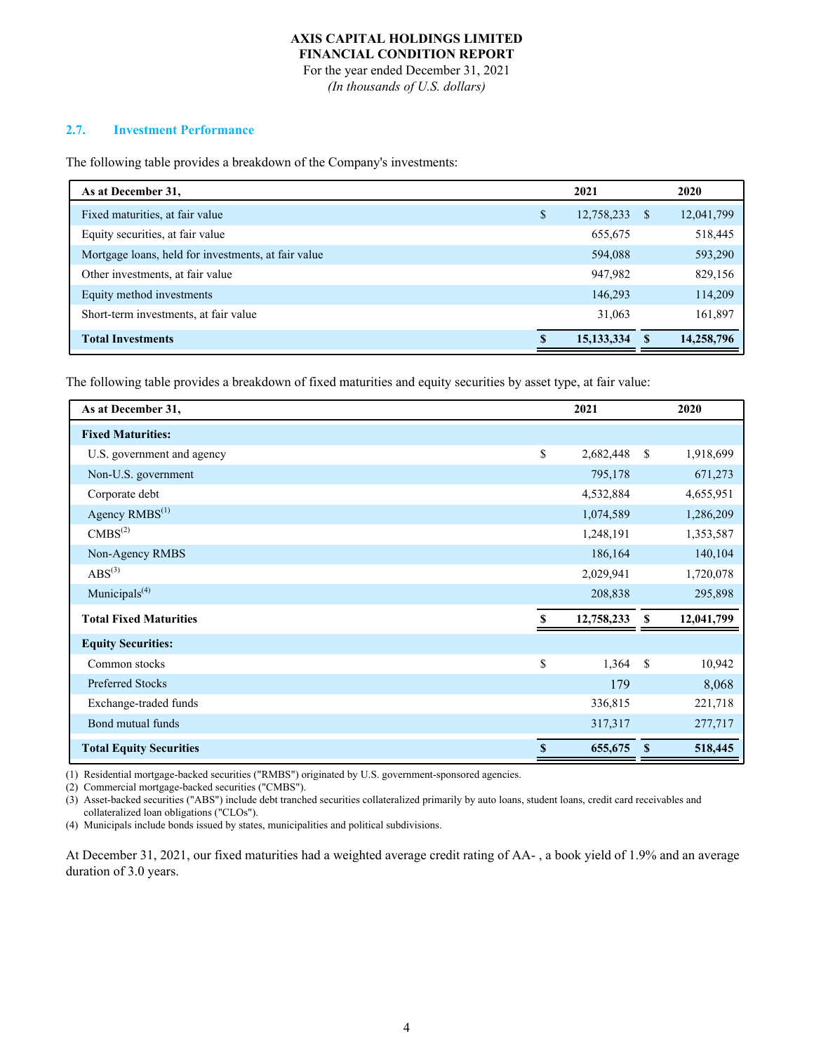### 2.7. Investment Performance

The following table provides a breakdown of the Company's investments:

| As at December 31, | 2021 | 2020 |
|---|---|---|
| Fixed maturities, at fair value | $ 12,758,233 | $ 12,041,799 |
| Equity securities, at fair value | 655,675 | 518,445 |
| Mortgage loans, held for investments, at fair value | 594,088 | 593,290 |
| Other investments, at fair value | 947,982 | 829,156 |
| Equity method investments | 146,293 | 114,209 |
| Short-term investments, at fair value | 31,063 | 161,897 |
| **Total Investments** | **$ 15,133,334** | **$ 14,258,796** |

The following table provides a breakdown of fixed maturities and equity securities by asset type, at fair value:

| As at December 31, | 2021 | 2020 |
|---|---|---|
| **Fixed Maturities:** | | |
| U.S. government and agency | $ 2,682,448 | $ 1,918,699 |
| Non-U.S. government | 795,178 | 671,273 |
| Corporate debt | 4,532,884 | 4,655,951 |
| Agency RMBS(1) | 1,074,589 | 1,286,209 |
| CMBS(2) | 1,248,191 | 1,353,587 |
| Non-Agency RMBS | 186,164 | 140,104 |
| ABS(3) | 2,029,941 | 1,720,078 |
| Municipals(4) | 208,838 | 295,898 |
| **Total Fixed Maturities** | **$ 12,758,233** | **$ 12,041,799** |
| **Equity Securities:** | | |
| Common stocks | $ 1,364 | $ 10,942 |
| Preferred Stocks | 179 | 8,068 |
| Exchange-traded funds | 336,815 | 221,718 |
| Bond mutual funds | 317,317 | 277,717 |
| **Total Equity Securities** | **$ 655,675** | **$ 518,445** |

(1) Residential mortgage-backed securities ("RMBS") originated by U.S. government-sponsored agencies.
(2) Commercial mortgage-backed securities ("CMBS").
(3) Asset-backed securities ("ABS") include debt tranched securities collateralized primarily by auto loans, student loans, credit card receivables and collateralized loan obligations ("CLOs").
(4) Municipals include bonds issued by states, municipalities and political subdivisions.

At December 31, 2021, our fixed maturities had a weighted average credit rating of AA- , a book yield of 1.9% and an average duration of 3.0 years.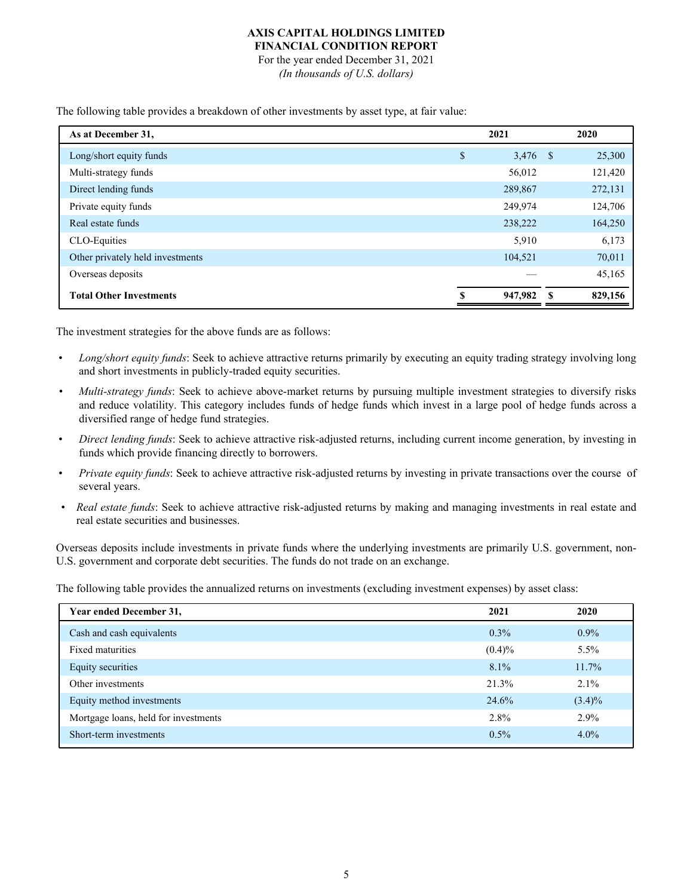The following table provides a breakdown of other investments by asset type, at fair value:

| As at December 31, | 2021 | 2020 |
|---|---|---|
| Long/short equity funds | $ 3,476 | $ 25,300 |
| Multi-strategy funds | 56,012 | 121,420 |
| Direct lending funds | 289,867 | 272,131 |
| Private equity funds | 249,974 | 124,706 |
| Real estate funds | 238,222 | 164,250 |
| CLO-Equities | 5,910 | 6,173 |
| Other privately held investments | 104,521 | 70,011 |
| Overseas deposits | — | 45,165 |
| **Total Other Investments** | **$ 947,982** | **$ 829,156** |

The investment strategies for the above funds are as follows:

- *Long/short equity funds*: Seek to achieve attractive returns primarily by executing an equity trading strategy involving long and short investments in publicly-traded equity securities.
- *Multi-strategy funds*: Seek to achieve above-market returns by pursuing multiple investment strategies to diversify risks and reduce volatility. This category includes funds of hedge funds which invest in a large pool of hedge funds across a diversified range of hedge fund strategies.
- *Direct lending funds*: Seek to achieve attractive risk-adjusted returns, including current income generation, by investing in funds which provide financing directly to borrowers.
- *Private equity funds*: Seek to achieve attractive risk-adjusted returns by investing in private transactions over the course of several years.
- *Real estate funds*: Seek to achieve attractive risk-adjusted returns by making and managing investments in real estate and real estate securities and businesses.

Overseas deposits include investments in private funds where the underlying investments are primarily U.S. government, non-U.S. government and corporate debt securities. The funds do not trade on an exchange.

The following table provides the annualized returns on investments (excluding investment expenses) by asset class:

| Year ended December 31, | 2021 | 2020 |
|---|---|---|
| Cash and cash equivalents | 0.3% | 0.9% |
| Fixed maturities | (0.4)% | 5.5% |
| Equity securities | 8.1% | 11.7% |
| Other investments | 21.3% | 2.1% |
| Equity method investments | 24.6% | (3.4)% |
| Mortgage loans, held for investments | 2.8% | 2.9% |
| Short-term investments | 0.5% | 4.0% |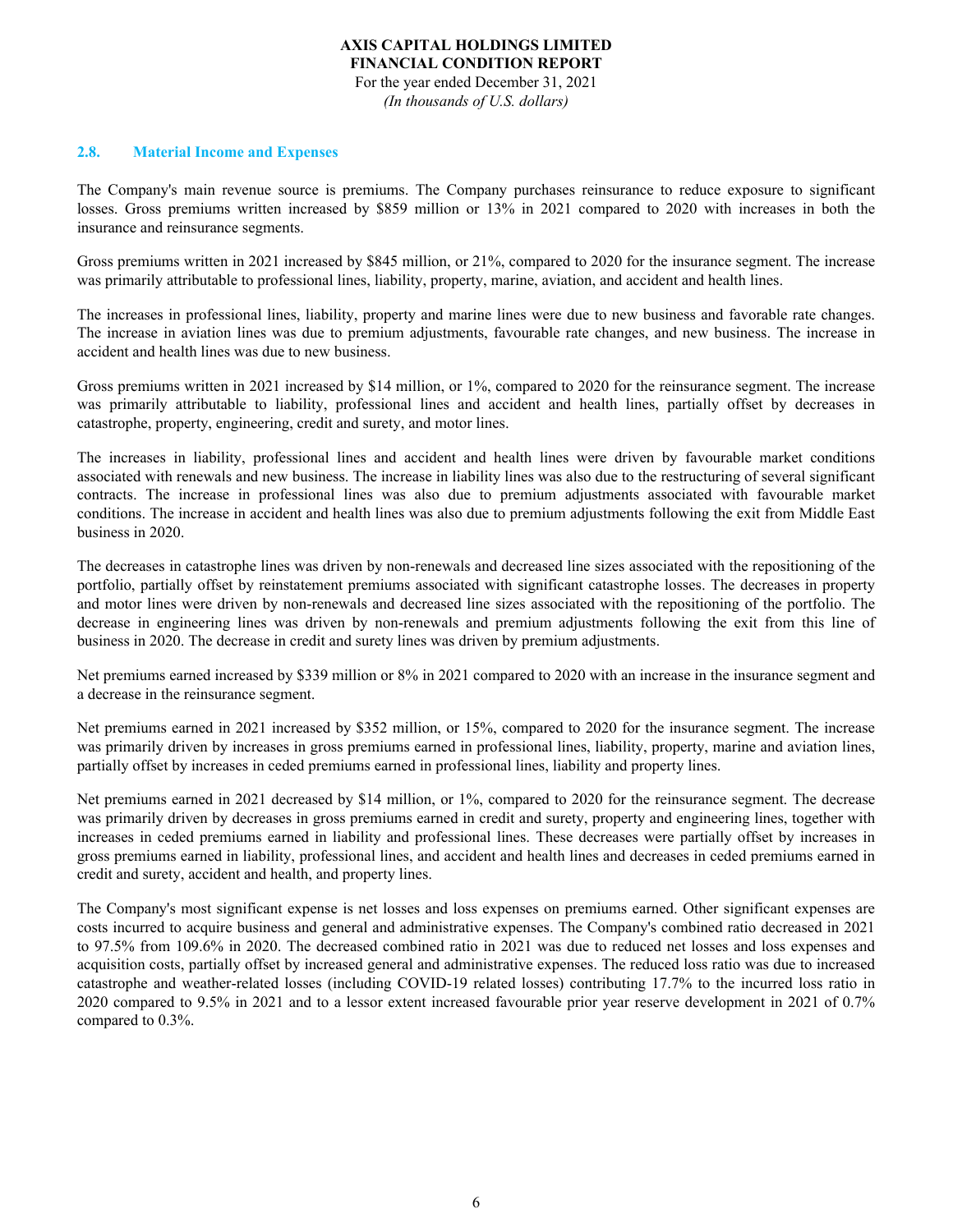### 2.8. Material Income and Expenses

The Company's main revenue source is premiums. The Company purchases reinsurance to reduce exposure to significant losses. Gross premiums written increased by $859 million or 13% in 2021 compared to 2020 with increases in both the insurance and reinsurance segments.

Gross premiums written in 2021 increased by $845 million, or 21%, compared to 2020 for the insurance segment. The increase was primarily attributable to professional lines, liability, property, marine, aviation, and accident and health lines.

The increases in professional lines, liability, property and marine lines were due to new business and favorable rate changes. The increase in aviation lines was due to premium adjustments, favourable rate changes, and new business. The increase in accident and health lines was due to new business.

Gross premiums written in 2021 increased by $14 million, or 1%, compared to 2020 for the reinsurance segment. The increase was primarily attributable to liability, professional lines and accident and health lines, partially offset by decreases in catastrophe, property, engineering, credit and surety, and motor lines.

The increases in liability, professional lines and accident and health lines were driven by favourable market conditions associated with renewals and new business. The increase in liability lines was also due to the restructuring of several significant contracts. The increase in professional lines was also due to premium adjustments associated with favourable market conditions. The increase in accident and health lines was also due to premium adjustments following the exit from Middle East business in 2020.

The decreases in catastrophe lines was driven by non-renewals and decreased line sizes associated with the repositioning of the portfolio, partially offset by reinstatement premiums associated with significant catastrophe losses. The decreases in property and motor lines were driven by non-renewals and decreased line sizes associated with the repositioning of the portfolio. The decrease in engineering lines was driven by non-renewals and premium adjustments following the exit from this line of business in 2020. The decrease in credit and surety lines was driven by premium adjustments.

Net premiums earned increased by $339 million or 8% in 2021 compared to 2020 with an increase in the insurance segment and a decrease in the reinsurance segment.

Net premiums earned in 2021 increased by $352 million, or 15%, compared to 2020 for the insurance segment. The increase was primarily driven by increases in gross premiums earned in professional lines, liability, property, marine and aviation lines, partially offset by increases in ceded premiums earned in professional lines, liability and property lines.

Net premiums earned in 2021 decreased by $14 million, or 1%, compared to 2020 for the reinsurance segment. The decrease was primarily driven by decreases in gross premiums earned in credit and surety, property and engineering lines, together with increases in ceded premiums earned in liability and professional lines. These decreases were partially offset by increases in gross premiums earned in liability, professional lines, and accident and health lines and decreases in ceded premiums earned in credit and surety, accident and health, and property lines.

The Company's most significant expense is net losses and loss expenses on premiums earned. Other significant expenses are costs incurred to acquire business and general and administrative expenses. The Company's combined ratio decreased in 2021 to 97.5% from 109.6% in 2020. The decreased combined ratio in 2021 was due to reduced net losses and loss expenses and acquisition costs, partially offset by increased general and administrative expenses. The reduced loss ratio was due to increased catastrophe and weather-related losses (including COVID-19 related losses) contributing 17.7% to the incurred loss ratio in 2020 compared to 9.5% in 2021 and to a lessor extent increased favourable prior year reserve development in 2021 of 0.7% compared to 0.3%.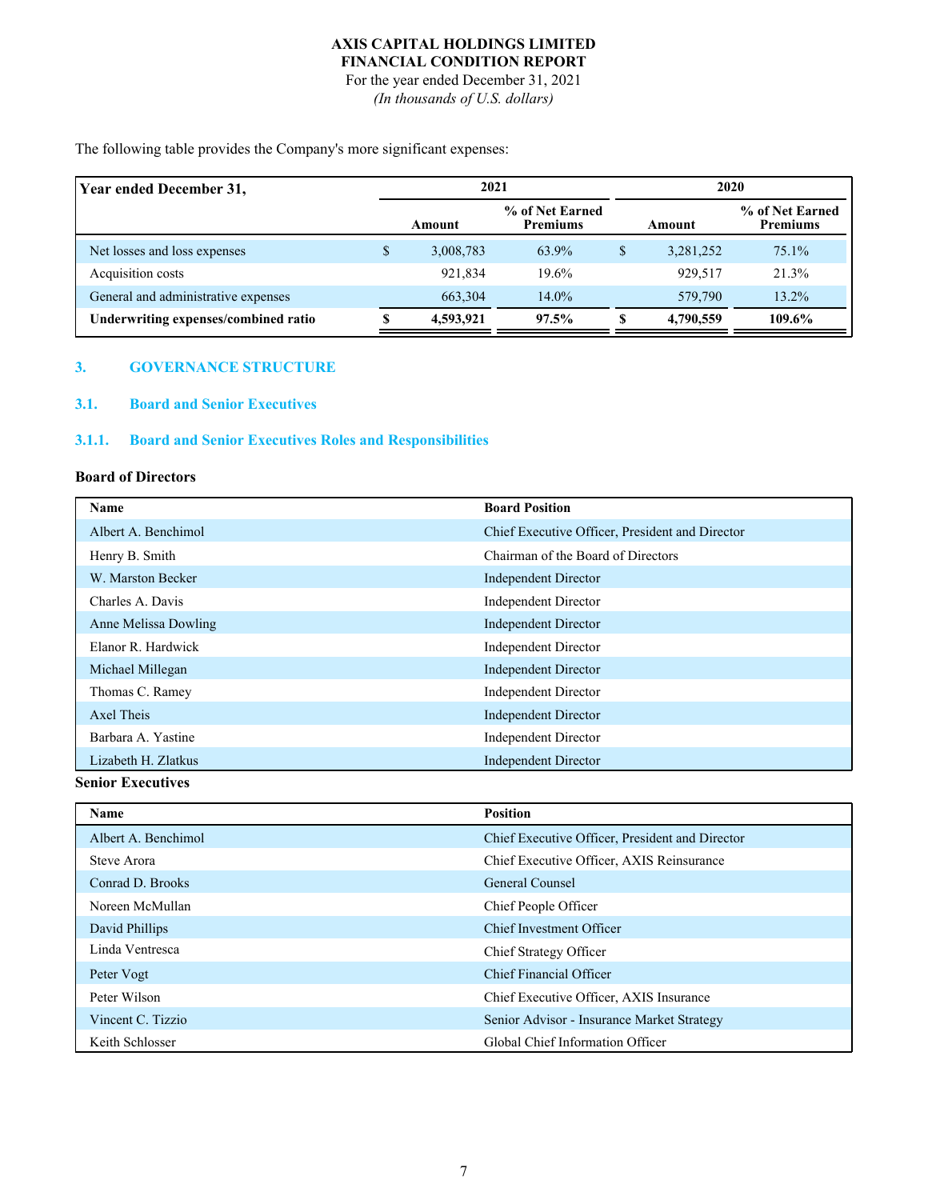The following table provides the Company's more significant expenses:

| Year ended December 31, | 2021 | | | 2020 | | |
|---|---|---|---|---|---|---|
| | | Amount | % of Net Earned Premiums | | Amount | % of Net Earned Premiums |
| Net losses and loss expenses | $ | 3,008,783 | 63.9% | $ | 3,281,252 | 75.1% |
| Acquisition costs | | 921,834 | 19.6% | | 929,517 | 21.3% |
| General and administrative expenses | | 663,304 | 14.0% | | 579,790 | 13.2% |
| **Underwriting expenses/combined ratio** | **$** | **4,593,921** | **97.5%** | **$** | **4,790,559** | **109.6%** |

## 3. GOVERNANCE STRUCTURE

### 3.1. Board and Senior Executives

#### 3.1.1. Board and Senior Executives Roles and Responsibilities

**Board of Directors**

| Name | Board Position |
|---|---|
| Albert A. Benchimol | Chief Executive Officer, President and Director |
| Henry B. Smith | Chairman of the Board of Directors |
| W. Marston Becker | Independent Director |
| Charles A. Davis | Independent Director |
| Anne Melissa Dowling | Independent Director |
| Elanor R. Hardwick | Independent Director |
| Michael Millegan | Independent Director |
| Thomas C. Ramey | Independent Director |
| Axel Theis | Independent Director |
| Barbara A. Yastine | Independent Director |
| Lizabeth H. Zlatkus | Independent Director |

**Senior Executives**

| Name | Position |
|---|---|
| Albert A. Benchimol | Chief Executive Officer, President and Director |
| Steve Arora | Chief Executive Officer, AXIS Reinsurance |
| Conrad D. Brooks | General Counsel |
| Noreen McMullan | Chief People Officer |
| David Phillips | Chief Investment Officer |
| Linda Ventresca | Chief Strategy Officer |
| Peter Vogt | Chief Financial Officer |
| Peter Wilson | Chief Executive Officer, AXIS Insurance |
| Vincent C. Tizzio | Senior Advisor - Insurance Market Strategy |
| Keith Schlosser | Global Chief Information Officer |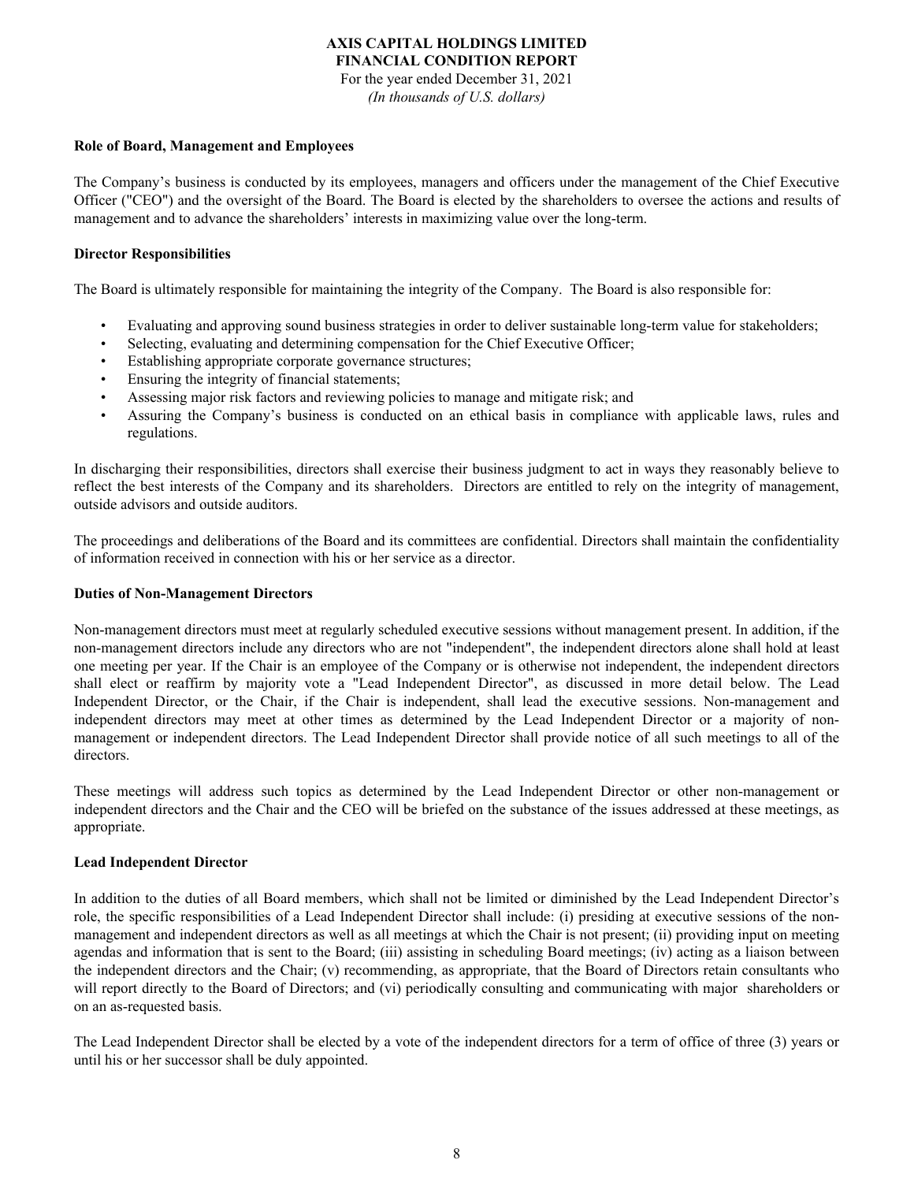**Role of Board, Management and Employees**

The Company's business is conducted by its employees, managers and officers under the management of the Chief Executive Officer ("CEO") and the oversight of the Board. The Board is elected by the shareholders to oversee the actions and results of management and to advance the shareholders' interests in maximizing value over the long-term.

**Director Responsibilities**

The Board is ultimately responsible for maintaining the integrity of the Company. The Board is also responsible for:

- Evaluating and approving sound business strategies in order to deliver sustainable long-term value for stakeholders;
- Selecting, evaluating and determining compensation for the Chief Executive Officer;
- Establishing appropriate corporate governance structures;
- Ensuring the integrity of financial statements;
- Assessing major risk factors and reviewing policies to manage and mitigate risk; and
- Assuring the Company's business is conducted on an ethical basis in compliance with applicable laws, rules and regulations.

In discharging their responsibilities, directors shall exercise their business judgment to act in ways they reasonably believe to reflect the best interests of the Company and its shareholders. Directors are entitled to rely on the integrity of management, outside advisors and outside auditors.

The proceedings and deliberations of the Board and its committees are confidential. Directors shall maintain the confidentiality of information received in connection with his or her service as a director.

**Duties of Non-Management Directors**

Non-management directors must meet at regularly scheduled executive sessions without management present. In addition, if the non-management directors include any directors who are not "independent", the independent directors alone shall hold at least one meeting per year. If the Chair is an employee of the Company or is otherwise not independent, the independent directors shall elect or reaffirm by majority vote a "Lead Independent Director", as discussed in more detail below. The Lead Independent Director, or the Chair, if the Chair is independent, shall lead the executive sessions. Non-management and independent directors may meet at other times as determined by the Lead Independent Director or a majority of non-management or independent directors. The Lead Independent Director shall provide notice of all such meetings to all of the directors.

These meetings will address such topics as determined by the Lead Independent Director or other non-management or independent directors and the Chair and the CEO will be briefed on the substance of the issues addressed at these meetings, as appropriate.

**Lead Independent Director**

In addition to the duties of all Board members, which shall not be limited or diminished by the Lead Independent Director's role, the specific responsibilities of a Lead Independent Director shall include: (i) presiding at executive sessions of the non-management and independent directors as well as all meetings at which the Chair is not present; (ii) providing input on meeting agendas and information that is sent to the Board; (iii) assisting in scheduling Board meetings; (iv) acting as a liaison between the independent directors and the Chair; (v) recommending, as appropriate, that the Board of Directors retain consultants who will report directly to the Board of Directors; and (vi) periodically consulting and communicating with major shareholders or on an as-requested basis.

The Lead Independent Director shall be elected by a vote of the independent directors for a term of office of three (3) years or until his or her successor shall be duly appointed.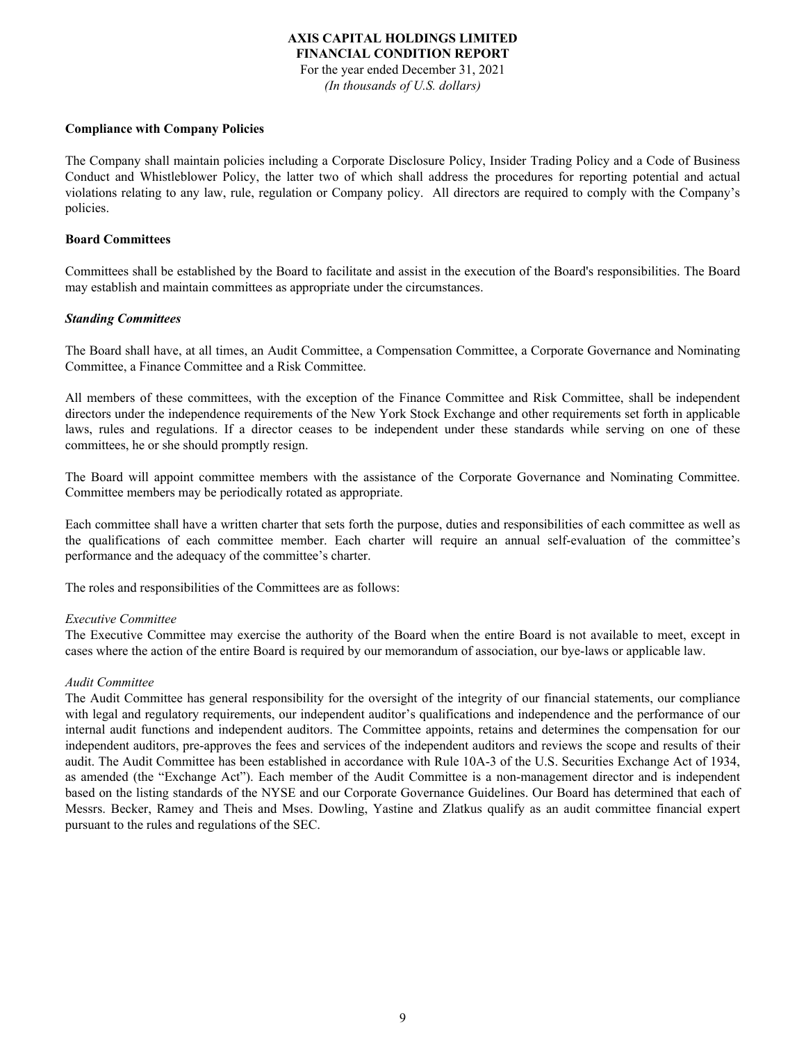**Compliance with Company Policies**

The Company shall maintain policies including a Corporate Disclosure Policy, Insider Trading Policy and a Code of Business Conduct and Whistleblower Policy, the latter two of which shall address the procedures for reporting potential and actual violations relating to any law, rule, regulation or Company policy. All directors are required to comply with the Company's policies.

**Board Committees**

Committees shall be established by the Board to facilitate and assist in the execution of the Board's responsibilities. The Board may establish and maintain committees as appropriate under the circumstances.

***Standing Committees***

The Board shall have, at all times, an Audit Committee, a Compensation Committee, a Corporate Governance and Nominating Committee, a Finance Committee and a Risk Committee.

All members of these committees, with the exception of the Finance Committee and Risk Committee, shall be independent directors under the independence requirements of the New York Stock Exchange and other requirements set forth in applicable laws, rules and regulations. If a director ceases to be independent under these standards while serving on one of these committees, he or she should promptly resign.

The Board will appoint committee members with the assistance of the Corporate Governance and Nominating Committee. Committee members may be periodically rotated as appropriate.

Each committee shall have a written charter that sets forth the purpose, duties and responsibilities of each committee as well as the qualifications of each committee member. Each charter will require an annual self-evaluation of the committee's performance and the adequacy of the committee's charter.

The roles and responsibilities of the Committees are as follows:

*Executive Committee*
The Executive Committee may exercise the authority of the Board when the entire Board is not available to meet, except in cases where the action of the entire Board is required by our memorandum of association, our bye-laws or applicable law.

*Audit Committee*
The Audit Committee has general responsibility for the oversight of the integrity of our financial statements, our compliance with legal and regulatory requirements, our independent auditor's qualifications and independence and the performance of our internal audit functions and independent auditors. The Committee appoints, retains and determines the compensation for our independent auditors, pre-approves the fees and services of the independent auditors and reviews the scope and results of their audit. The Audit Committee has been established in accordance with Rule 10A-3 of the U.S. Securities Exchange Act of 1934, as amended (the "Exchange Act"). Each member of the Audit Committee is a non-management director and is independent based on the listing standards of the NYSE and our Corporate Governance Guidelines. Our Board has determined that each of Messrs. Becker, Ramey and Theis and Mses. Dowling, Yastine and Zlatkus qualify as an audit committee financial expert pursuant to the rules and regulations of the SEC.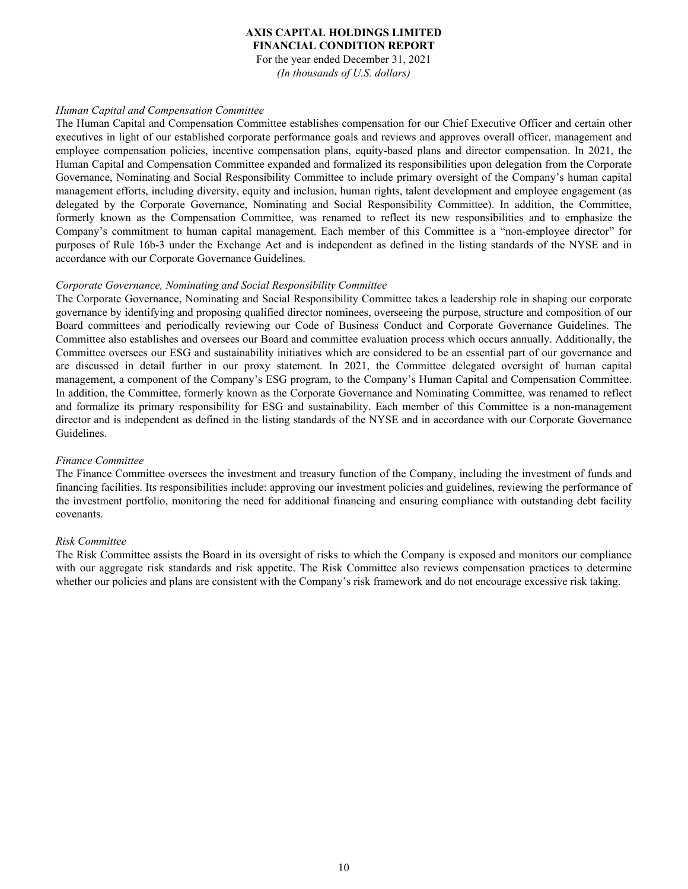*Human Capital and Compensation Committee*

The Human Capital and Compensation Committee establishes compensation for our Chief Executive Officer and certain other executives in light of our established corporate performance goals and reviews and approves overall officer, management and employee compensation policies, incentive compensation plans, equity-based plans and director compensation. In 2021, the Human Capital and Compensation Committee expanded and formalized its responsibilities upon delegation from the Corporate Governance, Nominating and Social Responsibility Committee to include primary oversight of the Company's human capital management efforts, including diversity, equity and inclusion, human rights, talent development and employee engagement (as delegated by the Corporate Governance, Nominating and Social Responsibility Committee). In addition, the Committee, formerly known as the Compensation Committee, was renamed to reflect its new responsibilities and to emphasize the Company's commitment to human capital management. Each member of this Committee is a "non-employee director" for purposes of Rule 16b-3 under the Exchange Act and is independent as defined in the listing standards of the NYSE and in accordance with our Corporate Governance Guidelines.

*Corporate Governance, Nominating and Social Responsibility Committee*

The Corporate Governance, Nominating and Social Responsibility Committee takes a leadership role in shaping our corporate governance by identifying and proposing qualified director nominees, overseeing the purpose, structure and composition of our Board committees and periodically reviewing our Code of Business Conduct and Corporate Governance Guidelines. The Committee also establishes and oversees our Board and committee evaluation process which occurs annually. Additionally, the Committee oversees our ESG and sustainability initiatives which are considered to be an essential part of our governance and are discussed in detail further in our proxy statement. In 2021, the Committee delegated oversight of human capital management, a component of the Company's ESG program, to the Company's Human Capital and Compensation Committee. In addition, the Committee, formerly known as the Corporate Governance and Nominating Committee, was renamed to reflect and formalize its primary responsibility for ESG and sustainability. Each member of this Committee is a non-management director and is independent as defined in the listing standards of the NYSE and in accordance with our Corporate Governance Guidelines.

*Finance Committee*

The Finance Committee oversees the investment and treasury function of the Company, including the investment of funds and financing facilities. Its responsibilities include: approving our investment policies and guidelines, reviewing the performance of the investment portfolio, monitoring the need for additional financing and ensuring compliance with outstanding debt facility covenants.

*Risk Committee*

The Risk Committee assists the Board in its oversight of risks to which the Company is exposed and monitors our compliance with our aggregate risk standards and risk appetite. The Risk Committee also reviews compensation practices to determine whether our policies and plans are consistent with the Company's risk framework and do not encourage excessive risk taking.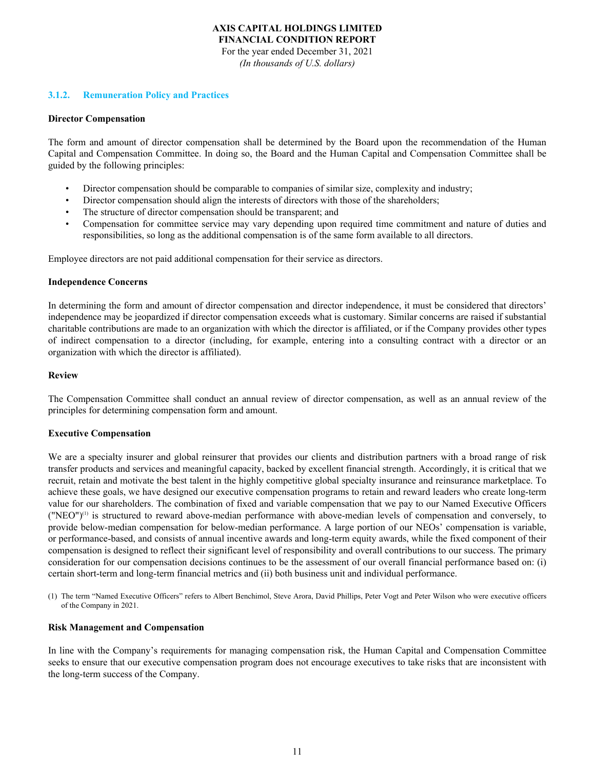### 3.1.2. Remuneration Policy and Practices

**Director Compensation**

The form and amount of director compensation shall be determined by the Board upon the recommendation of the Human Capital and Compensation Committee. In doing so, the Board and the Human Capital and Compensation Committee shall be guided by the following principles:

- Director compensation should be comparable to companies of similar size, complexity and industry;
- Director compensation should align the interests of directors with those of the shareholders;
- The structure of director compensation should be transparent; and
- Compensation for committee service may vary depending upon required time commitment and nature of duties and responsibilities, so long as the additional compensation is of the same form available to all directors.

Employee directors are not paid additional compensation for their service as directors.

**Independence Concerns**

In determining the form and amount of director compensation and director independence, it must be considered that directors' independence may be jeopardized if director compensation exceeds what is customary. Similar concerns are raised if substantial charitable contributions are made to an organization with which the director is affiliated, or if the Company provides other types of indirect compensation to a director (including, for example, entering into a consulting contract with a director or an organization with which the director is affiliated).

**Review**

The Compensation Committee shall conduct an annual review of director compensation, as well as an annual review of the principles for determining compensation form and amount.

**Executive Compensation**

We are a specialty insurer and global reinsurer that provides our clients and distribution partners with a broad range of risk transfer products and services and meaningful capacity, backed by excellent financial strength. Accordingly, it is critical that we recruit, retain and motivate the best talent in the highly competitive global specialty insurance and reinsurance marketplace. To achieve these goals, we have designed our executive compensation programs to retain and reward leaders who create long-term value for our shareholders. The combination of fixed and variable compensation that we pay to our Named Executive Officers ("NEO")[1] is structured to reward above-median performance with above-median levels of compensation and conversely, to provide below-median compensation for below-median performance. A large portion of our NEOs' compensation is variable, or performance-based, and consists of annual incentive awards and long-term equity awards, while the fixed component of their compensation is designed to reflect their significant level of responsibility and overall contributions to our success. The primary consideration for our compensation decisions continues to be the assessment of our overall financial performance based on: (i) certain short-term and long-term financial metrics and (ii) both business unit and individual performance.

(1) The term "Named Executive Officers" refers to Albert Benchimol, Steve Arora, David Phillips, Peter Vogt and Peter Wilson who were executive officers of the Company in 2021.

**Risk Management and Compensation**

In line with the Company's requirements for managing compensation risk, the Human Capital and Compensation Committee seeks to ensure that our executive compensation program does not encourage executives to take risks that are inconsistent with the long-term success of the Company.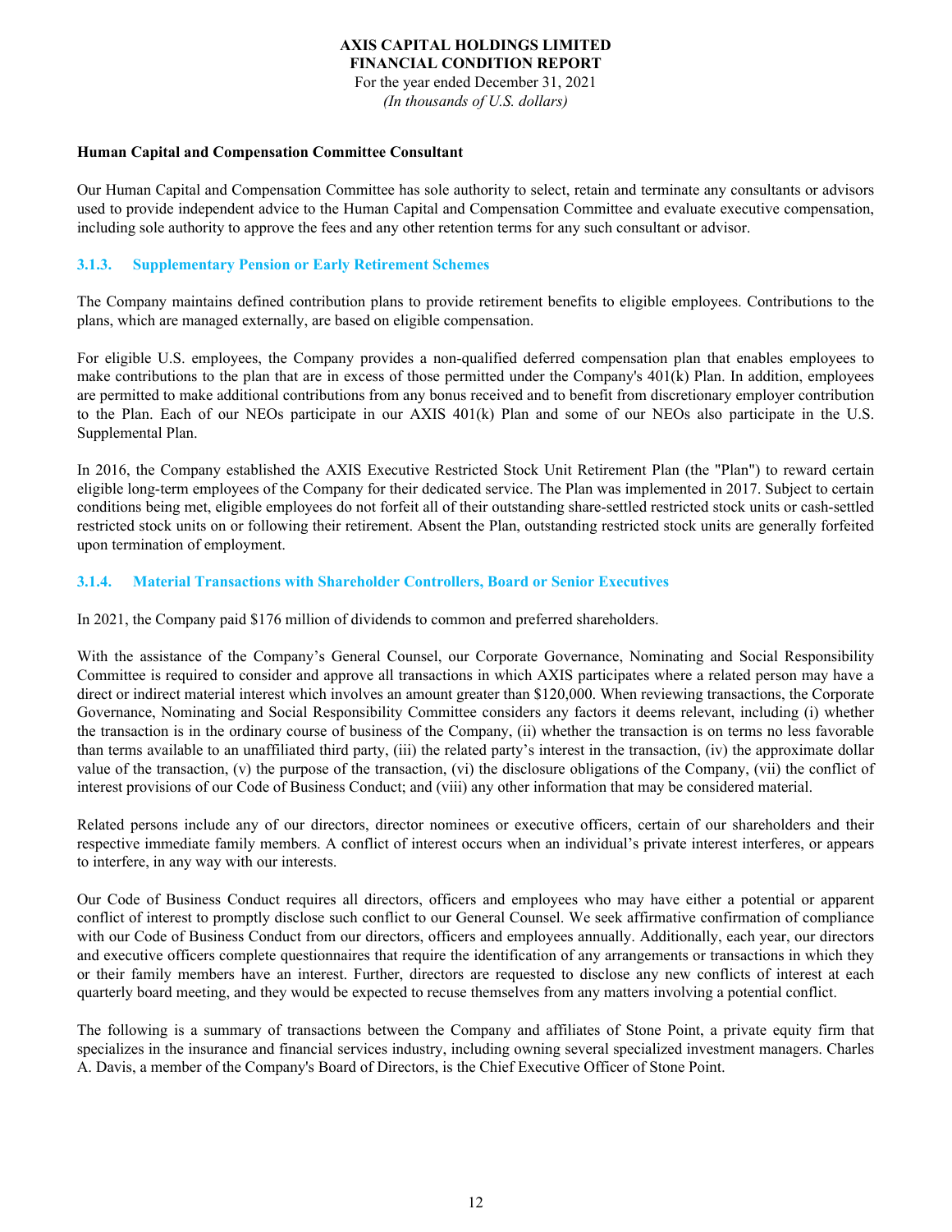#### Human Capital and Compensation Committee Consultant

Our Human Capital and Compensation Committee has sole authority to select, retain and terminate any consultants or advisors used to provide independent advice to the Human Capital and Compensation Committee and evaluate executive compensation, including sole authority to approve the fees and any other retention terms for any such consultant or advisor.

### 3.1.3. Supplementary Pension or Early Retirement Schemes

The Company maintains defined contribution plans to provide retirement benefits to eligible employees. Contributions to the plans, which are managed externally, are based on eligible compensation.

For eligible U.S. employees, the Company provides a non-qualified deferred compensation plan that enables employees to make contributions to the plan that are in excess of those permitted under the Company's 401(k) Plan. In addition, employees are permitted to make additional contributions from any bonus received and to benefit from discretionary employer contribution to the Plan. Each of our NEOs participate in our AXIS 401(k) Plan and some of our NEOs also participate in the U.S. Supplemental Plan.

In 2016, the Company established the AXIS Executive Restricted Stock Unit Retirement Plan (the "Plan") to reward certain eligible long-term employees of the Company for their dedicated service. The Plan was implemented in 2017. Subject to certain conditions being met, eligible employees do not forfeit all of their outstanding share-settled restricted stock units or cash-settled restricted stock units on or following their retirement. Absent the Plan, outstanding restricted stock units are generally forfeited upon termination of employment.

### 3.1.4. Material Transactions with Shareholder Controllers, Board or Senior Executives

In 2021, the Company paid $176 million of dividends to common and preferred shareholders.

With the assistance of the Company's General Counsel, our Corporate Governance, Nominating and Social Responsibility Committee is required to consider and approve all transactions in which AXIS participates where a related person may have a direct or indirect material interest which involves an amount greater than $120,000. When reviewing transactions, the Corporate Governance, Nominating and Social Responsibility Committee considers any factors it deems relevant, including (i) whether the transaction is in the ordinary course of business of the Company, (ii) whether the transaction is on terms no less favorable than terms available to an unaffiliated third party, (iii) the related party's interest in the transaction, (iv) the approximate dollar value of the transaction, (v) the purpose of the transaction, (vi) the disclosure obligations of the Company, (vii) the conflict of interest provisions of our Code of Business Conduct; and (viii) any other information that may be considered material.

Related persons include any of our directors, director nominees or executive officers, certain of our shareholders and their respective immediate family members. A conflict of interest occurs when an individual's private interest interferes, or appears to interfere, in any way with our interests.

Our Code of Business Conduct requires all directors, officers and employees who may have either a potential or apparent conflict of interest to promptly disclose such conflict to our General Counsel. We seek affirmative confirmation of compliance with our Code of Business Conduct from our directors, officers and employees annually. Additionally, each year, our directors and executive officers complete questionnaires that require the identification of any arrangements or transactions in which they or their family members have an interest. Further, directors are requested to disclose any new conflicts of interest at each quarterly board meeting, and they would be expected to recuse themselves from any matters involving a potential conflict.

The following is a summary of transactions between the Company and affiliates of Stone Point, a private equity firm that specializes in the insurance and financial services industry, including owning several specialized investment managers. Charles A. Davis, a member of the Company's Board of Directors, is the Chief Executive Officer of Stone Point.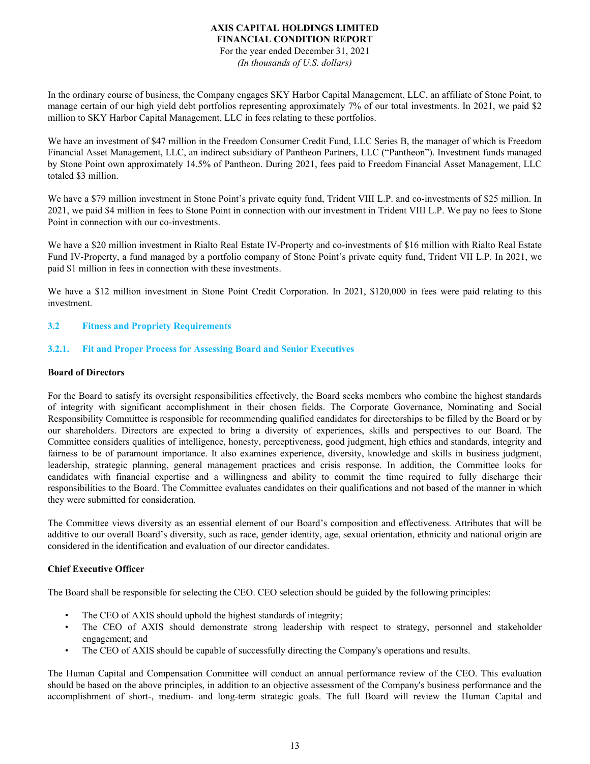In the ordinary course of business, the Company engages SKY Harbor Capital Management, LLC, an affiliate of Stone Point, to manage certain of our high yield debt portfolios representing approximately 7% of our total investments. In 2021, we paid $2 million to SKY Harbor Capital Management, LLC in fees relating to these portfolios.

We have an investment of $47 million in the Freedom Consumer Credit Fund, LLC Series B, the manager of which is Freedom Financial Asset Management, LLC, an indirect subsidiary of Pantheon Partners, LLC ("Pantheon"). Investment funds managed by Stone Point own approximately 14.5% of Pantheon. During 2021, fees paid to Freedom Financial Asset Management, LLC totaled $3 million.

We have a $79 million investment in Stone Point's private equity fund, Trident VIII L.P. and co-investments of $25 million. In 2021, we paid $4 million in fees to Stone Point in connection with our investment in Trident VIII L.P. We pay no fees to Stone Point in connection with our co-investments.

We have a $20 million investment in Rialto Real Estate IV-Property and co-investments of $16 million with Rialto Real Estate Fund IV-Property, a fund managed by a portfolio company of Stone Point's private equity fund, Trident VII L.P. In 2021, we paid $1 million in fees in connection with these investments.

We have a $12 million investment in Stone Point Credit Corporation. In 2021, $120,000 in fees were paid relating to this investment.

## 3.2 Fitness and Propriety Requirements

### 3.2.1. Fit and Proper Process for Assessing Board and Senior Executives

**Board of Directors**

For the Board to satisfy its oversight responsibilities effectively, the Board seeks members who combine the highest standards of integrity with significant accomplishment in their chosen fields. The Corporate Governance, Nominating and Social Responsibility Committee is responsible for recommending qualified candidates for directorships to be filled by the Board or by our shareholders. Directors are expected to bring a diversity of experiences, skills and perspectives to our Board. The Committee considers qualities of intelligence, honesty, perceptiveness, good judgment, high ethics and standards, integrity and fairness to be of paramount importance. It also examines experience, diversity, knowledge and skills in business judgment, leadership, strategic planning, general management practices and crisis response. In addition, the Committee looks for candidates with financial expertise and a willingness and ability to commit the time required to fully discharge their responsibilities to the Board. The Committee evaluates candidates on their qualifications and not based of the manner in which they were submitted for consideration.

The Committee views diversity as an essential element of our Board's composition and effectiveness. Attributes that will be additive to our overall Board's diversity, such as race, gender identity, age, sexual orientation, ethnicity and national origin are considered in the identification and evaluation of our director candidates.

**Chief Executive Officer**

The Board shall be responsible for selecting the CEO. CEO selection should be guided by the following principles:

- The CEO of AXIS should uphold the highest standards of integrity;
- The CEO of AXIS should demonstrate strong leadership with respect to strategy, personnel and stakeholder engagement; and
- The CEO of AXIS should be capable of successfully directing the Company's operations and results.

The Human Capital and Compensation Committee will conduct an annual performance review of the CEO. This evaluation should be based on the above principles, in addition to an objective assessment of the Company's business performance and the accomplishment of short-, medium- and long-term strategic goals. The full Board will review the Human Capital and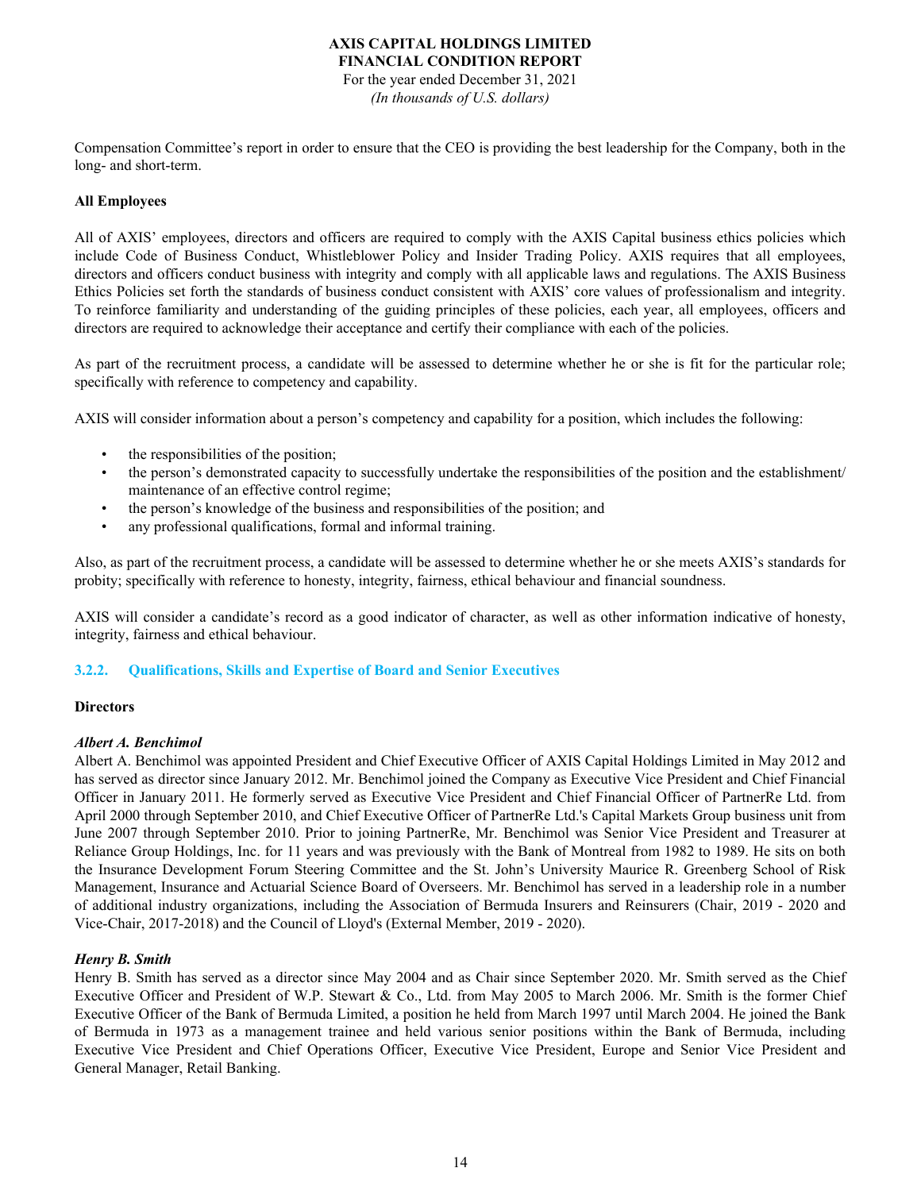Compensation Committee's report in order to ensure that the CEO is providing the best leadership for the Company, both in the long- and short-term.

**All Employees**

All of AXIS' employees, directors and officers are required to comply with the AXIS Capital business ethics policies which include Code of Business Conduct, Whistleblower Policy and Insider Trading Policy. AXIS requires that all employees, directors and officers conduct business with integrity and comply with all applicable laws and regulations. The AXIS Business Ethics Policies set forth the standards of business conduct consistent with AXIS' core values of professionalism and integrity. To reinforce familiarity and understanding of the guiding principles of these policies, each year, all employees, officers and directors are required to acknowledge their acceptance and certify their compliance with each of the policies.

As part of the recruitment process, a candidate will be assessed to determine whether he or she is fit for the particular role; specifically with reference to competency and capability.

AXIS will consider information about a person's competency and capability for a position, which includes the following:

- the responsibilities of the position;
- the person's demonstrated capacity to successfully undertake the responsibilities of the position and the establishment/ maintenance of an effective control regime;
- the person's knowledge of the business and responsibilities of the position; and
- any professional qualifications, formal and informal training.

Also, as part of the recruitment process, a candidate will be assessed to determine whether he or she meets AXIS's standards for probity; specifically with reference to honesty, integrity, fairness, ethical behaviour and financial soundness.

AXIS will consider a candidate's record as a good indicator of character, as well as other information indicative of honesty, integrity, fairness and ethical behaviour.

### 3.2.2. Qualifications, Skills and Expertise of Board and Senior Executives

**Directors**

***Albert A. Benchimol***

Albert A. Benchimol was appointed President and Chief Executive Officer of AXIS Capital Holdings Limited in May 2012 and has served as director since January 2012. Mr. Benchimol joined the Company as Executive Vice President and Chief Financial Officer in January 2011. He formerly served as Executive Vice President and Chief Financial Officer of PartnerRe Ltd. from April 2000 through September 2010, and Chief Executive Officer of PartnerRe Ltd.'s Capital Markets Group business unit from June 2007 through September 2010. Prior to joining PartnerRe, Mr. Benchimol was Senior Vice President and Treasurer at Reliance Group Holdings, Inc. for 11 years and was previously with the Bank of Montreal from 1982 to 1989. He sits on both the Insurance Development Forum Steering Committee and the St. John's University Maurice R. Greenberg School of Risk Management, Insurance and Actuarial Science Board of Overseers. Mr. Benchimol has served in a leadership role in a number of additional industry organizations, including the Association of Bermuda Insurers and Reinsurers (Chair, 2019 - 2020 and Vice-Chair, 2017-2018) and the Council of Lloyd's (External Member, 2019 - 2020).

***Henry B. Smith***

Henry B. Smith has served as a director since May 2004 and as Chair since September 2020. Mr. Smith served as the Chief Executive Officer and President of W.P. Stewart & Co., Ltd. from May 2005 to March 2006. Mr. Smith is the former Chief Executive Officer of the Bank of Bermuda Limited, a position he held from March 1997 until March 2004. He joined the Bank of Bermuda in 1973 as a management trainee and held various senior positions within the Bank of Bermuda, including Executive Vice President and Chief Operations Officer, Executive Vice President, Europe and Senior Vice President and General Manager, Retail Banking.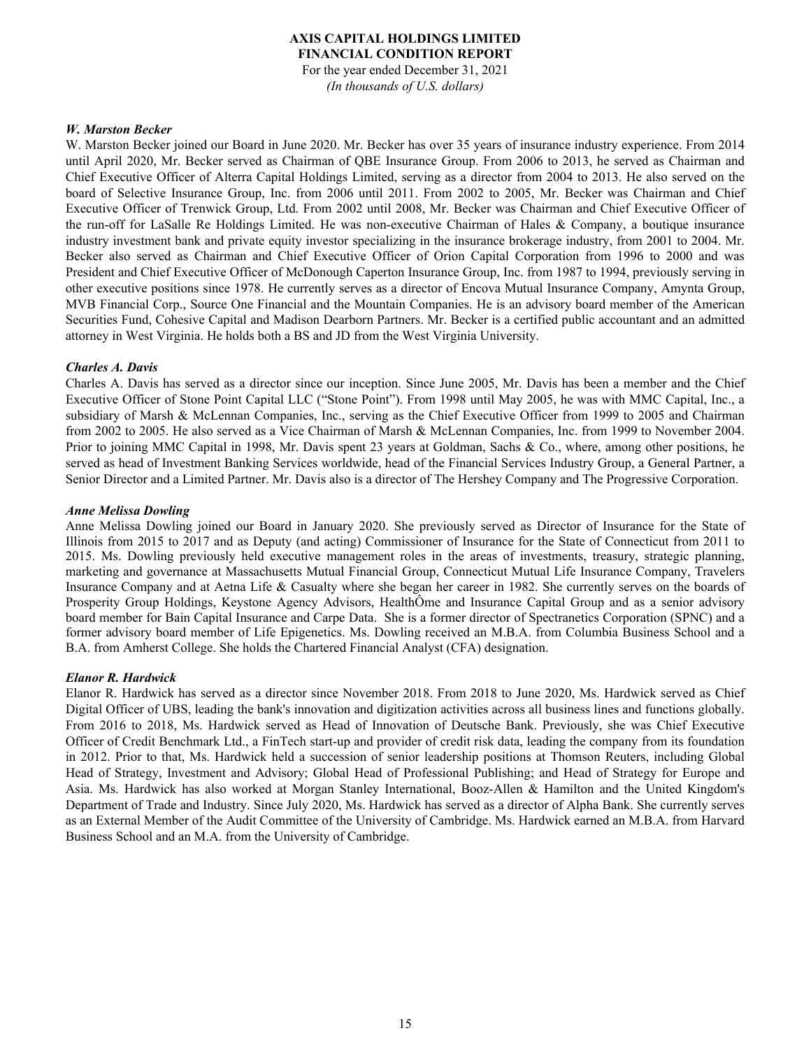***W. Marston Becker***

W. Marston Becker joined our Board in June 2020. Mr. Becker has over 35 years of insurance industry experience. From 2014 until April 2020, Mr. Becker served as Chairman of QBE Insurance Group. From 2006 to 2013, he served as Chairman and Chief Executive Officer of Alterra Capital Holdings Limited, serving as a director from 2004 to 2013. He also served on the board of Selective Insurance Group, Inc. from 2006 until 2011. From 2002 to 2005, Mr. Becker was Chairman and Chief Executive Officer of Trenwick Group, Ltd. From 2002 until 2008, Mr. Becker was Chairman and Chief Executive Officer of the run-off for LaSalle Re Holdings Limited. He was non-executive Chairman of Hales & Company, a boutique insurance industry investment bank and private equity investor specializing in the insurance brokerage industry, from 2001 to 2004. Mr. Becker also served as Chairman and Chief Executive Officer of Orion Capital Corporation from 1996 to 2000 and was President and Chief Executive Officer of McDonough Caperton Insurance Group, Inc. from 1987 to 1994, previously serving in other executive positions since 1978. He currently serves as a director of Encova Mutual Insurance Company, Amynta Group, MVB Financial Corp., Source One Financial and the Mountain Companies. He is an advisory board member of the American Securities Fund, Cohesive Capital and Madison Dearborn Partners. Mr. Becker is a certified public accountant and an admitted attorney in West Virginia. He holds both a BS and JD from the West Virginia University.

***Charles A. Davis***

Charles A. Davis has served as a director since our inception. Since June 2005, Mr. Davis has been a member and the Chief Executive Officer of Stone Point Capital LLC ("Stone Point"). From 1998 until May 2005, he was with MMC Capital, Inc., a subsidiary of Marsh & McLennan Companies, Inc., serving as the Chief Executive Officer from 1999 to 2005 and Chairman from 2002 to 2005. He also served as a Vice Chairman of Marsh & McLennan Companies, Inc. from 1999 to November 2004. Prior to joining MMC Capital in 1998, Mr. Davis spent 23 years at Goldman, Sachs & Co., where, among other positions, he served as head of Investment Banking Services worldwide, head of the Financial Services Industry Group, a General Partner, a Senior Director and a Limited Partner. Mr. Davis also is a director of The Hershey Company and The Progressive Corporation.

***Anne Melissa Dowling***

Anne Melissa Dowling joined our Board in January 2020. She previously served as Director of Insurance for the State of Illinois from 2015 to 2017 and as Deputy (and acting) Commissioner of Insurance for the State of Connecticut from 2011 to 2015. Ms. Dowling previously held executive management roles in the areas of investments, treasury, strategic planning, marketing and governance at Massachusetts Mutual Financial Group, Connecticut Mutual Life Insurance Company, Travelers Insurance Company and at Aetna Life & Casualty where she began her career in 1982. She currently serves on the boards of Prosperity Group Holdings, Keystone Agency Advisors, HealthÔme and Insurance Capital Group and as a senior advisory board member for Bain Capital Insurance and Carpe Data. She is a former director of Spectranetics Corporation (SPNC) and a former advisory board member of Life Epigenetics. Ms. Dowling received an M.B.A. from Columbia Business School and a B.A. from Amherst College. She holds the Chartered Financial Analyst (CFA) designation.

***Elanor R. Hardwick***

Elanor R. Hardwick has served as a director since November 2018. From 2018 to June 2020, Ms. Hardwick served as Chief Digital Officer of UBS, leading the bank's innovation and digitization activities across all business lines and functions globally. From 2016 to 2018, Ms. Hardwick served as Head of Innovation of Deutsche Bank. Previously, she was Chief Executive Officer of Credit Benchmark Ltd., a FinTech start-up and provider of credit risk data, leading the company from its foundation in 2012. Prior to that, Ms. Hardwick held a succession of senior leadership positions at Thomson Reuters, including Global Head of Strategy, Investment and Advisory; Global Head of Professional Publishing; and Head of Strategy for Europe and Asia. Ms. Hardwick has also worked at Morgan Stanley International, Booz-Allen & Hamilton and the United Kingdom's Department of Trade and Industry. Since July 2020, Ms. Hardwick has served as a director of Alpha Bank. She currently serves as an External Member of the Audit Committee of the University of Cambridge. Ms. Hardwick earned an M.B.A. from Harvard Business School and an M.A. from the University of Cambridge.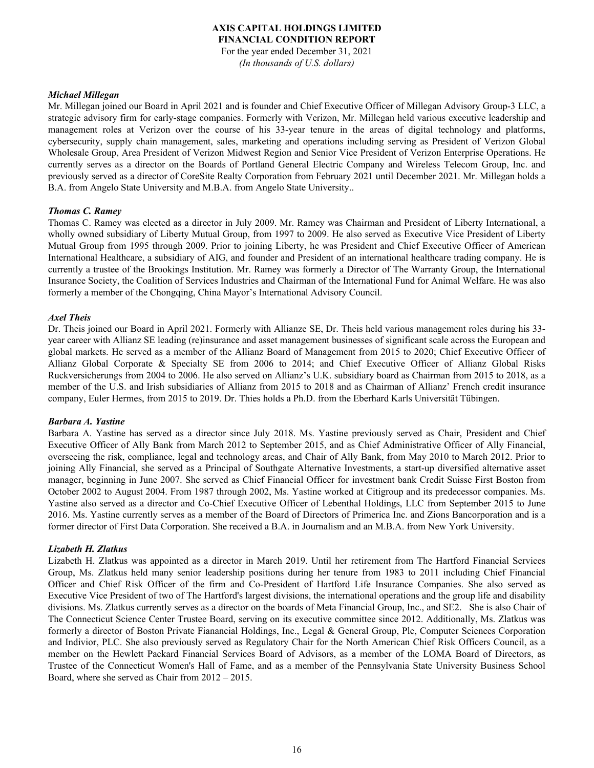***Michael Millegan***

Mr. Millegan joined our Board in April 2021 and is founder and Chief Executive Officer of Millegan Advisory Group-3 LLC, a strategic advisory firm for early-stage companies. Formerly with Verizon, Mr. Millegan held various executive leadership and management roles at Verizon over the course of his 33-year tenure in the areas of digital technology and platforms, cybersecurity, supply chain management, sales, marketing and operations including serving as President of Verizon Global Wholesale Group, Area President of Verizon Midwest Region and Senior Vice President of Verizon Enterprise Operations. He currently serves as a director on the Boards of Portland General Electric Company and Wireless Telecom Group, Inc. and previously served as a director of CoreSite Realty Corporation from February 2021 until December 2021. Mr. Millegan holds a B.A. from Angelo State University and M.B.A. from Angelo State University..

***Thomas C. Ramey***

Thomas C. Ramey was elected as a director in July 2009. Mr. Ramey was Chairman and President of Liberty International, a wholly owned subsidiary of Liberty Mutual Group, from 1997 to 2009. He also served as Executive Vice President of Liberty Mutual Group from 1995 through 2009. Prior to joining Liberty, he was President and Chief Executive Officer of American International Healthcare, a subsidiary of AIG, and founder and President of an international healthcare trading company. He is currently a trustee of the Brookings Institution. Mr. Ramey was formerly a Director of The Warranty Group, the International Insurance Society, the Coalition of Services Industries and Chairman of the International Fund for Animal Welfare. He was also formerly a member of the Chongqing, China Mayor's International Advisory Council.

***Axel Theis***

Dr. Theis joined our Board in April 2021. Formerly with Allianze SE, Dr. Theis held various management roles during his 33-year career with Allianz SE leading (re)insurance and asset management businesses of significant scale across the European and global markets. He served as a member of the Allianz Board of Management from 2015 to 2020; Chief Executive Officer of Allianz Global Corporate & Specialty SE from 2006 to 2014; and Chief Executive Officer of Allianz Global Risks Ruckversicherungs from 2004 to 2006. He also served on Allianz's U.K. subsidiary board as Chairman from 2015 to 2018, as a member of the U.S. and Irish subsidiaries of Allianz from 2015 to 2018 and as Chairman of Allianz' French credit insurance company, Euler Hermes, from 2015 to 2019. Dr. Thies holds a Ph.D. from the Eberhard Karls Universität Tübingen.

***Barbara A. Yastine***

Barbara A. Yastine has served as a director since July 2018. Ms. Yastine previously served as Chair, President and Chief Executive Officer of Ally Bank from March 2012 to September 2015, and as Chief Administrative Officer of Ally Financial, overseeing the risk, compliance, legal and technology areas, and Chair of Ally Bank, from May 2010 to March 2012. Prior to joining Ally Financial, she served as a Principal of Southgate Alternative Investments, a start-up diversified alternative asset manager, beginning in June 2007. She served as Chief Financial Officer for investment bank Credit Suisse First Boston from October 2002 to August 2004. From 1987 through 2002, Ms. Yastine worked at Citigroup and its predecessor companies. Ms. Yastine also served as a director and Co-Chief Executive Officer of Lebenthal Holdings, LLC from September 2015 to June 2016. Ms. Yastine currently serves as a member of the Board of Directors of Primerica Inc. and Zions Bancorporation and is a former director of First Data Corporation. She received a B.A. in Journalism and an M.B.A. from New York University.

***Lizabeth H. Zlatkus***

Lizabeth H. Zlatkus was appointed as a director in March 2019. Until her retirement from The Hartford Financial Services Group, Ms. Zlatkus held many senior leadership positions during her tenure from 1983 to 2011 including Chief Financial Officer and Chief Risk Officer of the firm and Co-President of Hartford Life Insurance Companies. She also served as Executive Vice President of two of The Hartford's largest divisions, the international operations and the group life and disability divisions. Ms. Zlatkus currently serves as a director on the boards of Meta Financial Group, Inc., and SE2. She is also Chair of The Connecticut Science Center Trustee Board, serving on its executive committee since 2012. Additionally, Ms. Zlatkus was formerly a director of Boston Private Fianancial Holdings, Inc., Legal & General Group, Plc, Computer Sciences Corporation and Indivior, PLC. She also previously served as Regulatory Chair for the North American Chief Risk Officers Council, as a member on the Hewlett Packard Financial Services Board of Advisors, as a member of the LOMA Board of Directors, as Trustee of the Connecticut Women's Hall of Fame, and as a member of the Pennsylvania State University Business School Board, where she served as Chair from 2012 – 2015.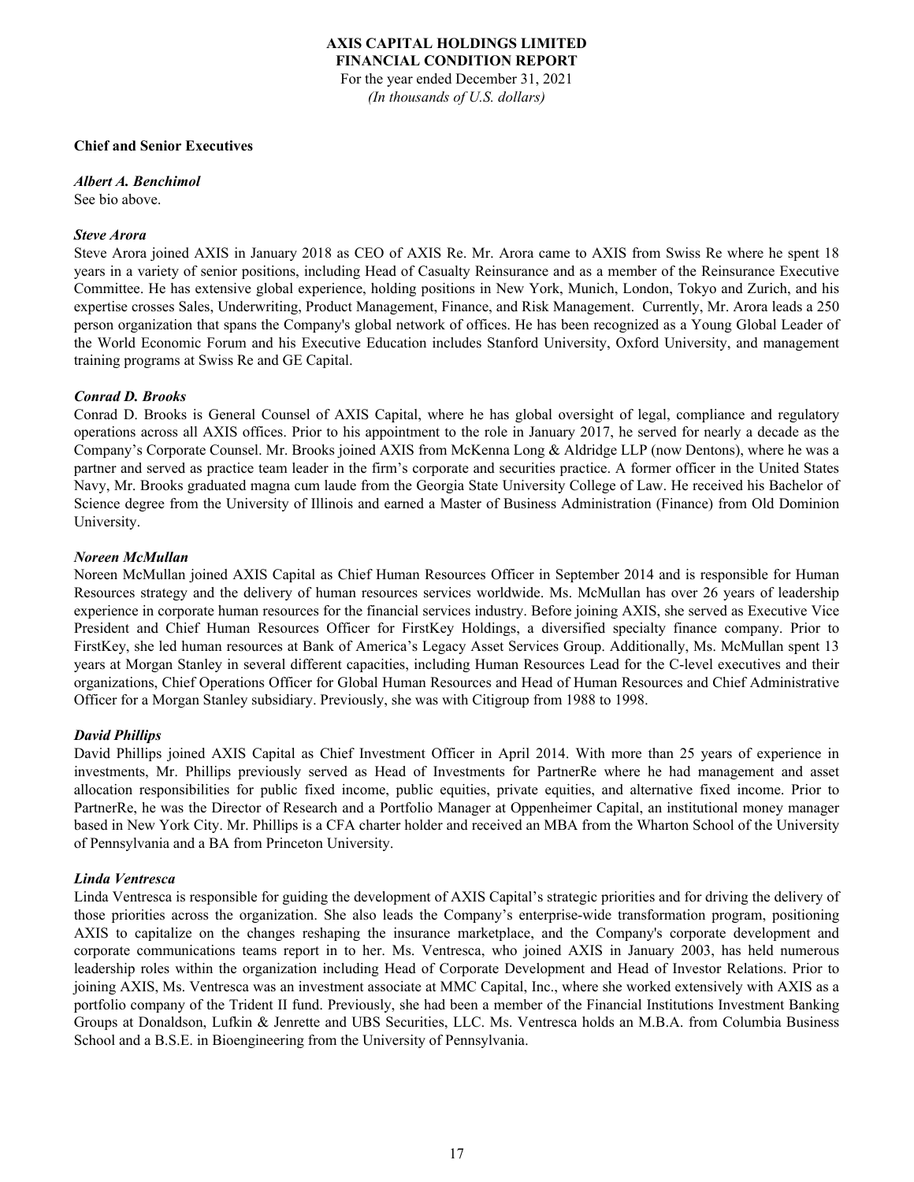**Chief and Senior Executives**

***Albert A. Benchimol***

See bio above.

***Steve Arora***

Steve Arora joined AXIS in January 2018 as CEO of AXIS Re. Mr. Arora came to AXIS from Swiss Re where he spent 18 years in a variety of senior positions, including Head of Casualty Reinsurance and as a member of the Reinsurance Executive Committee. He has extensive global experience, holding positions in New York, Munich, London, Tokyo and Zurich, and his expertise crosses Sales, Underwriting, Product Management, Finance, and Risk Management. Currently, Mr. Arora leads a 250 person organization that spans the Company's global network of offices. He has been recognized as a Young Global Leader of the World Economic Forum and his Executive Education includes Stanford University, Oxford University, and management training programs at Swiss Re and GE Capital.

***Conrad D. Brooks***

Conrad D. Brooks is General Counsel of AXIS Capital, where he has global oversight of legal, compliance and regulatory operations across all AXIS offices. Prior to his appointment to the role in January 2017, he served for nearly a decade as the Company's Corporate Counsel. Mr. Brooks joined AXIS from McKenna Long & Aldridge LLP (now Dentons), where he was a partner and served as practice team leader in the firm's corporate and securities practice. A former officer in the United States Navy, Mr. Brooks graduated magna cum laude from the Georgia State University College of Law. He received his Bachelor of Science degree from the University of Illinois and earned a Master of Business Administration (Finance) from Old Dominion University.

***Noreen McMullan***

Noreen McMullan joined AXIS Capital as Chief Human Resources Officer in September 2014 and is responsible for Human Resources strategy and the delivery of human resources services worldwide. Ms. McMullan has over 26 years of leadership experience in corporate human resources for the financial services industry. Before joining AXIS, she served as Executive Vice President and Chief Human Resources Officer for FirstKey Holdings, a diversified specialty finance company. Prior to FirstKey, she led human resources at Bank of America's Legacy Asset Services Group. Additionally, Ms. McMullan spent 13 years at Morgan Stanley in several different capacities, including Human Resources Lead for the C-level executives and their organizations, Chief Operations Officer for Global Human Resources and Head of Human Resources and Chief Administrative Officer for a Morgan Stanley subsidiary. Previously, she was with Citigroup from 1988 to 1998.

***David Phillips***

David Phillips joined AXIS Capital as Chief Investment Officer in April 2014. With more than 25 years of experience in investments, Mr. Phillips previously served as Head of Investments for PartnerRe where he had management and asset allocation responsibilities for public fixed income, public equities, private equities, and alternative fixed income. Prior to PartnerRe, he was the Director of Research and a Portfolio Manager at Oppenheimer Capital, an institutional money manager based in New York City. Mr. Phillips is a CFA charter holder and received an MBA from the Wharton School of the University of Pennsylvania and a BA from Princeton University.

***Linda Ventresca***

Linda Ventresca is responsible for guiding the development of AXIS Capital's strategic priorities and for driving the delivery of those priorities across the organization. She also leads the Company's enterprise-wide transformation program, positioning AXIS to capitalize on the changes reshaping the insurance marketplace, and the Company's corporate development and corporate communications teams report in to her. Ms. Ventresca, who joined AXIS in January 2003, has held numerous leadership roles within the organization including Head of Corporate Development and Head of Investor Relations. Prior to joining AXIS, Ms. Ventresca was an investment associate at MMC Capital, Inc., where she worked extensively with AXIS as a portfolio company of the Trident II fund. Previously, she had been a member of the Financial Institutions Investment Banking Groups at Donaldson, Lufkin & Jenrette and UBS Securities, LLC. Ms. Ventresca holds an M.B.A. from Columbia Business School and a B.S.E. in Bioengineering from the University of Pennsylvania.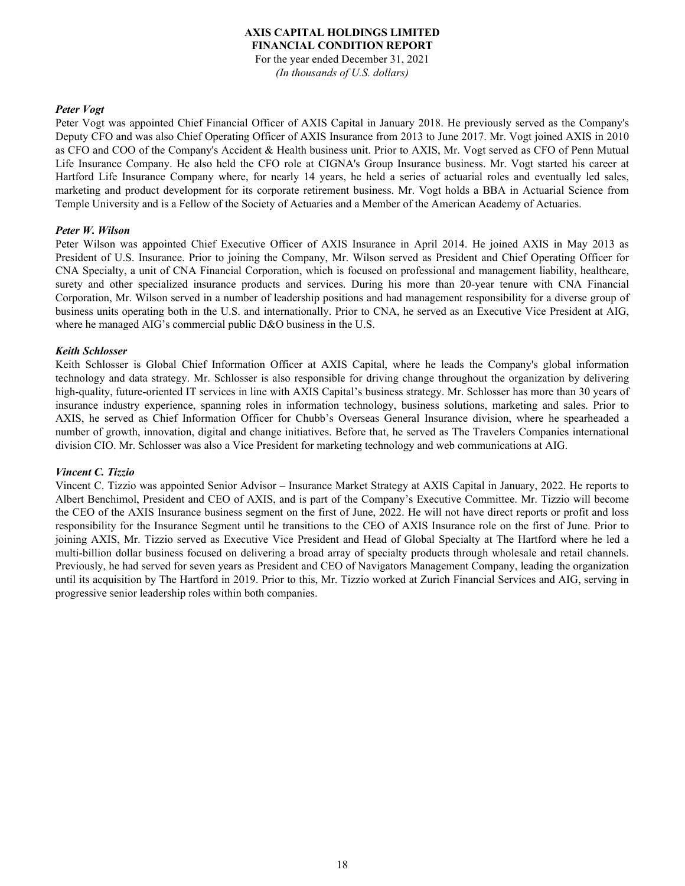***Peter Vogt***

Peter Vogt was appointed Chief Financial Officer of AXIS Capital in January 2018. He previously served as the Company's Deputy CFO and was also Chief Operating Officer of AXIS Insurance from 2013 to June 2017. Mr. Vogt joined AXIS in 2010 as CFO and COO of the Company's Accident & Health business unit. Prior to AXIS, Mr. Vogt served as CFO of Penn Mutual Life Insurance Company. He also held the CFO role at CIGNA's Group Insurance business. Mr. Vogt started his career at Hartford Life Insurance Company where, for nearly 14 years, he held a series of actuarial roles and eventually led sales, marketing and product development for its corporate retirement business. Mr. Vogt holds a BBA in Actuarial Science from Temple University and is a Fellow of the Society of Actuaries and a Member of the American Academy of Actuaries.

***Peter W. Wilson***

Peter Wilson was appointed Chief Executive Officer of AXIS Insurance in April 2014. He joined AXIS in May 2013 as President of U.S. Insurance. Prior to joining the Company, Mr. Wilson served as President and Chief Operating Officer for CNA Specialty, a unit of CNA Financial Corporation, which is focused on professional and management liability, healthcare, surety and other specialized insurance products and services. During his more than 20-year tenure with CNA Financial Corporation, Mr. Wilson served in a number of leadership positions and had management responsibility for a diverse group of business units operating both in the U.S. and internationally. Prior to CNA, he served as an Executive Vice President at AIG, where he managed AIG's commercial public D&O business in the U.S.

***Keith Schlosser***

Keith Schlosser is Global Chief Information Officer at AXIS Capital, where he leads the Company's global information technology and data strategy. Mr. Schlosser is also responsible for driving change throughout the organization by delivering high-quality, future-oriented IT services in line with AXIS Capital's business strategy. Mr. Schlosser has more than 30 years of insurance industry experience, spanning roles in information technology, business solutions, marketing and sales. Prior to AXIS, he served as Chief Information Officer for Chubb's Overseas General Insurance division, where he spearheaded a number of growth, innovation, digital and change initiatives. Before that, he served as The Travelers Companies international division CIO. Mr. Schlosser was also a Vice President for marketing technology and web communications at AIG.

***Vincent C. Tizzio***

Vincent C. Tizzio was appointed Senior Advisor – Insurance Market Strategy at AXIS Capital in January, 2022. He reports to Albert Benchimol, President and CEO of AXIS, and is part of the Company's Executive Committee. Mr. Tizzio will become the CEO of the AXIS Insurance business segment on the first of June, 2022. He will not have direct reports or profit and loss responsibility for the Insurance Segment until he transitions to the CEO of AXIS Insurance role on the first of June. Prior to joining AXIS, Mr. Tizzio served as Executive Vice President and Head of Global Specialty at The Hartford where he led a multi-billion dollar business focused on delivering a broad array of specialty products through wholesale and retail channels. Previously, he had served for seven years as President and CEO of Navigators Management Company, leading the organization until its acquisition by The Hartford in 2019. Prior to this, Mr. Tizzio worked at Zurich Financial Services and AIG, serving in progressive senior leadership roles within both companies.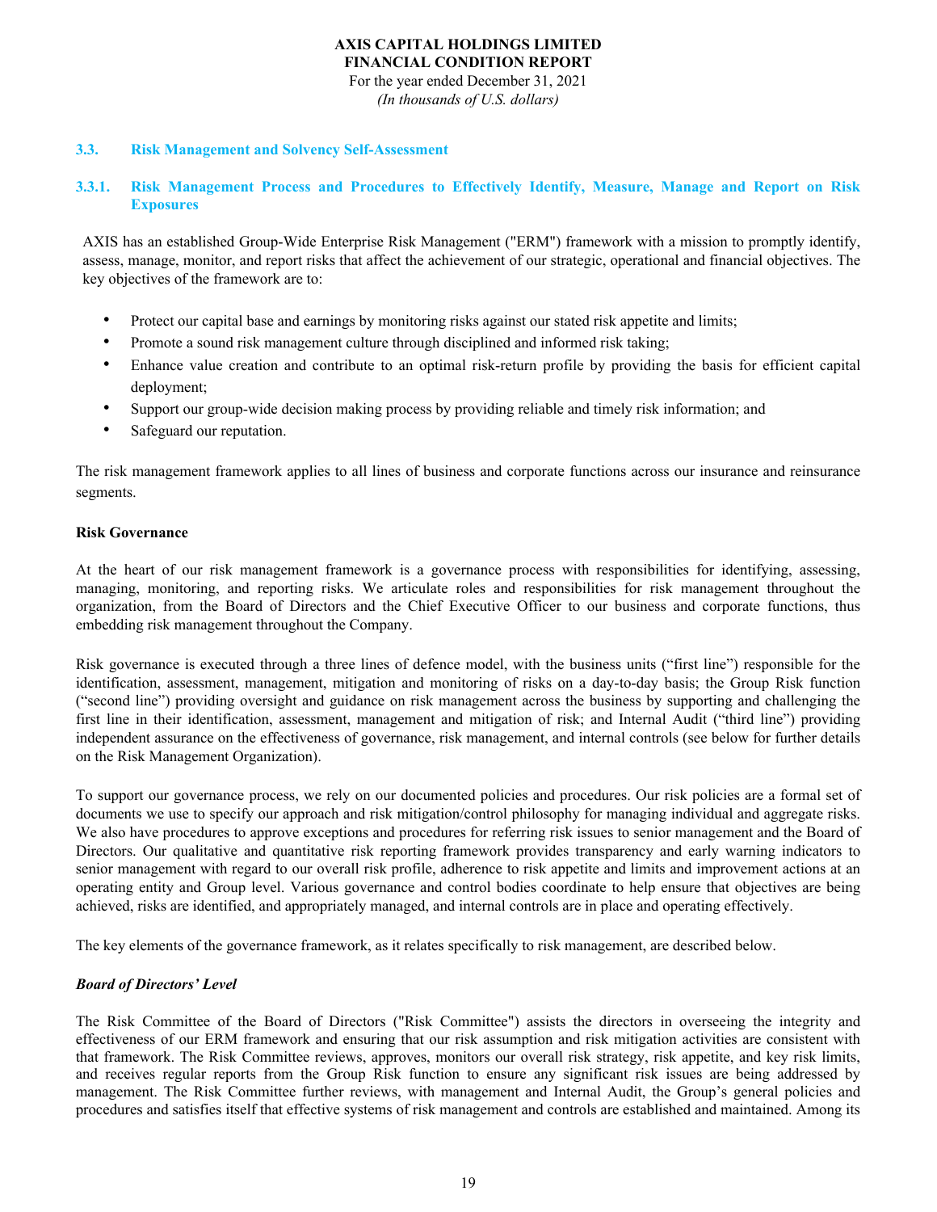### 3.3. Risk Management and Solvency Self-Assessment

### 3.3.1. Risk Management Process and Procedures to Effectively Identify, Measure, Manage and Report on Risk Exposures

AXIS has an established Group-Wide Enterprise Risk Management ("ERM") framework with a mission to promptly identify, assess, manage, monitor, and report risks that affect the achievement of our strategic, operational and financial objectives. The key objectives of the framework are to:

- Protect our capital base and earnings by monitoring risks against our stated risk appetite and limits;
- Promote a sound risk management culture through disciplined and informed risk taking;
- Enhance value creation and contribute to an optimal risk-return profile by providing the basis for efficient capital deployment;
- Support our group-wide decision making process by providing reliable and timely risk information; and
- Safeguard our reputation.

The risk management framework applies to all lines of business and corporate functions across our insurance and reinsurance segments.

**Risk Governance**

At the heart of our risk management framework is a governance process with responsibilities for identifying, assessing, managing, monitoring, and reporting risks. We articulate roles and responsibilities for risk management throughout the organization, from the Board of Directors and the Chief Executive Officer to our business and corporate functions, thus embedding risk management throughout the Company.

Risk governance is executed through a three lines of defence model, with the business units ("first line") responsible for the identification, assessment, management, mitigation and monitoring of risks on a day-to-day basis; the Group Risk function ("second line") providing oversight and guidance on risk management across the business by supporting and challenging the first line in their identification, assessment, management and mitigation of risk; and Internal Audit ("third line") providing independent assurance on the effectiveness of governance, risk management, and internal controls (see below for further details on the Risk Management Organization).

To support our governance process, we rely on our documented policies and procedures. Our risk policies are a formal set of documents we use to specify our approach and risk mitigation/control philosophy for managing individual and aggregate risks. We also have procedures to approve exceptions and procedures for referring risk issues to senior management and the Board of Directors. Our qualitative and quantitative risk reporting framework provides transparency and early warning indicators to senior management with regard to our overall risk profile, adherence to risk appetite and limits and improvement actions at an operating entity and Group level. Various governance and control bodies coordinate to help ensure that objectives are being achieved, risks are identified, and appropriately managed, and internal controls are in place and operating effectively.

The key elements of the governance framework, as it relates specifically to risk management, are described below.

***Board of Directors' Level***

The Risk Committee of the Board of Directors ("Risk Committee") assists the directors in overseeing the integrity and effectiveness of our ERM framework and ensuring that our risk assumption and risk mitigation activities are consistent with that framework. The Risk Committee reviews, approves, monitors our overall risk strategy, risk appetite, and key risk limits, and receives regular reports from the Group Risk function to ensure any significant risk issues are being addressed by management. The Risk Committee further reviews, with management and Internal Audit, the Group's general policies and procedures and satisfies itself that effective systems of risk management and controls are established and maintained. Among its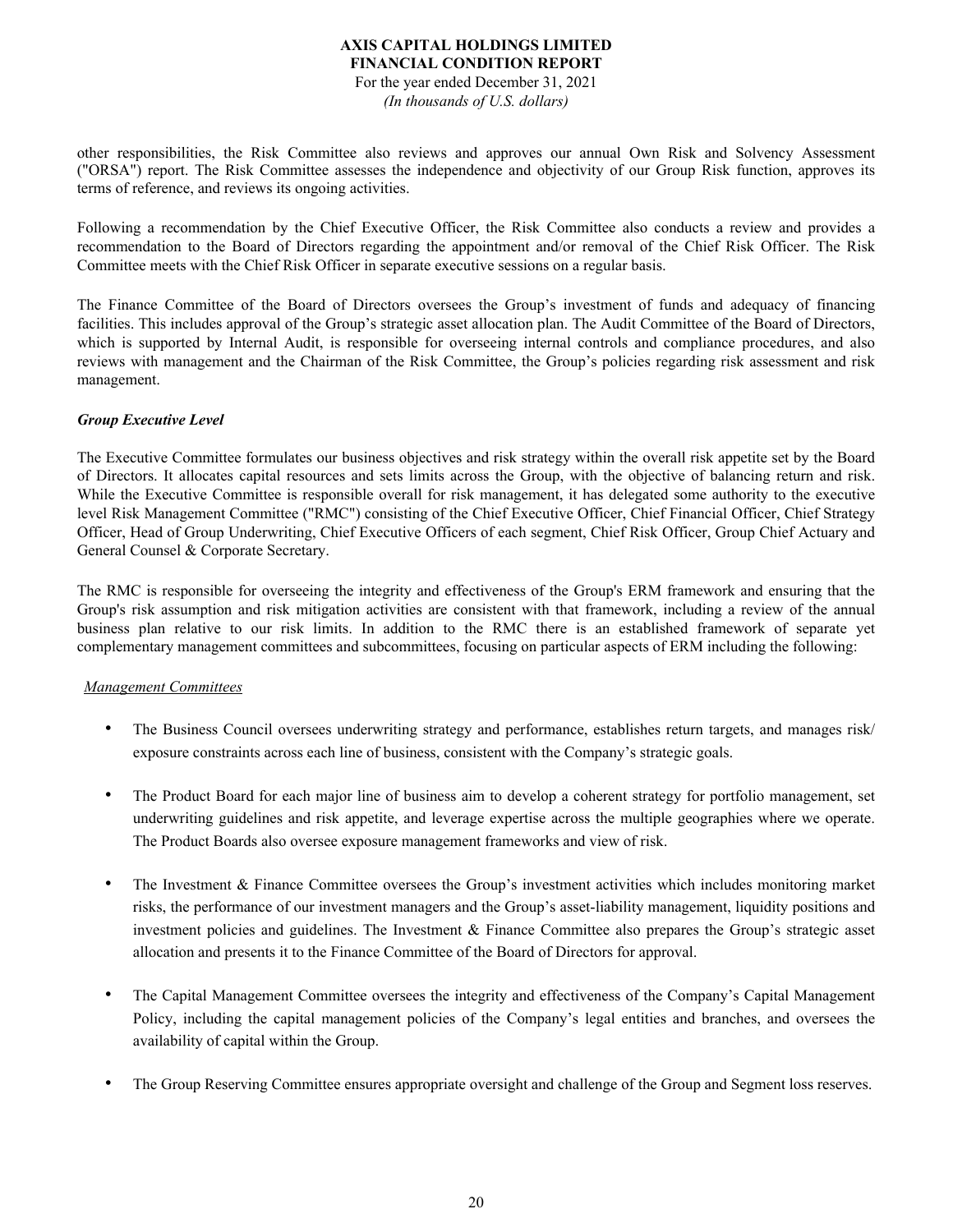other responsibilities, the Risk Committee also reviews and approves our annual Own Risk and Solvency Assessment ("ORSA") report. The Risk Committee assesses the independence and objectivity of our Group Risk function, approves its terms of reference, and reviews its ongoing activities.

Following a recommendation by the Chief Executive Officer, the Risk Committee also conducts a review and provides a recommendation to the Board of Directors regarding the appointment and/or removal of the Chief Risk Officer. The Risk Committee meets with the Chief Risk Officer in separate executive sessions on a regular basis.

The Finance Committee of the Board of Directors oversees the Group's investment of funds and adequacy of financing facilities. This includes approval of the Group's strategic asset allocation plan. The Audit Committee of the Board of Directors, which is supported by Internal Audit, is responsible for overseeing internal controls and compliance procedures, and also reviews with management and the Chairman of the Risk Committee, the Group's policies regarding risk assessment and risk management.

***Group Executive Level***

The Executive Committee formulates our business objectives and risk strategy within the overall risk appetite set by the Board of Directors. It allocates capital resources and sets limits across the Group, with the objective of balancing return and risk. While the Executive Committee is responsible overall for risk management, it has delegated some authority to the executive level Risk Management Committee ("RMC") consisting of the Chief Executive Officer, Chief Financial Officer, Chief Strategy Officer, Head of Group Underwriting, Chief Executive Officers of each segment, Chief Risk Officer, Group Chief Actuary and General Counsel & Corporate Secretary.

The RMC is responsible for overseeing the integrity and effectiveness of the Group's ERM framework and ensuring that the Group's risk assumption and risk mitigation activities are consistent with that framework, including a review of the annual business plan relative to our risk limits. In addition to the RMC there is an established framework of separate yet complementary management committees and subcommittees, focusing on particular aspects of ERM including the following:

<u>Management Committees</u>

- The Business Council oversees underwriting strategy and performance, establishes return targets, and manages risk/ exposure constraints across each line of business, consistent with the Company's strategic goals.
- The Product Board for each major line of business aim to develop a coherent strategy for portfolio management, set underwriting guidelines and risk appetite, and leverage expertise across the multiple geographies where we operate. The Product Boards also oversee exposure management frameworks and view of risk.
- The Investment & Finance Committee oversees the Group's investment activities which includes monitoring market risks, the performance of our investment managers and the Group's asset-liability management, liquidity positions and investment policies and guidelines. The Investment & Finance Committee also prepares the Group's strategic asset allocation and presents it to the Finance Committee of the Board of Directors for approval.
- The Capital Management Committee oversees the integrity and effectiveness of the Company's Capital Management Policy, including the capital management policies of the Company's legal entities and branches, and oversees the availability of capital within the Group.
- The Group Reserving Committee ensures appropriate oversight and challenge of the Group and Segment loss reserves.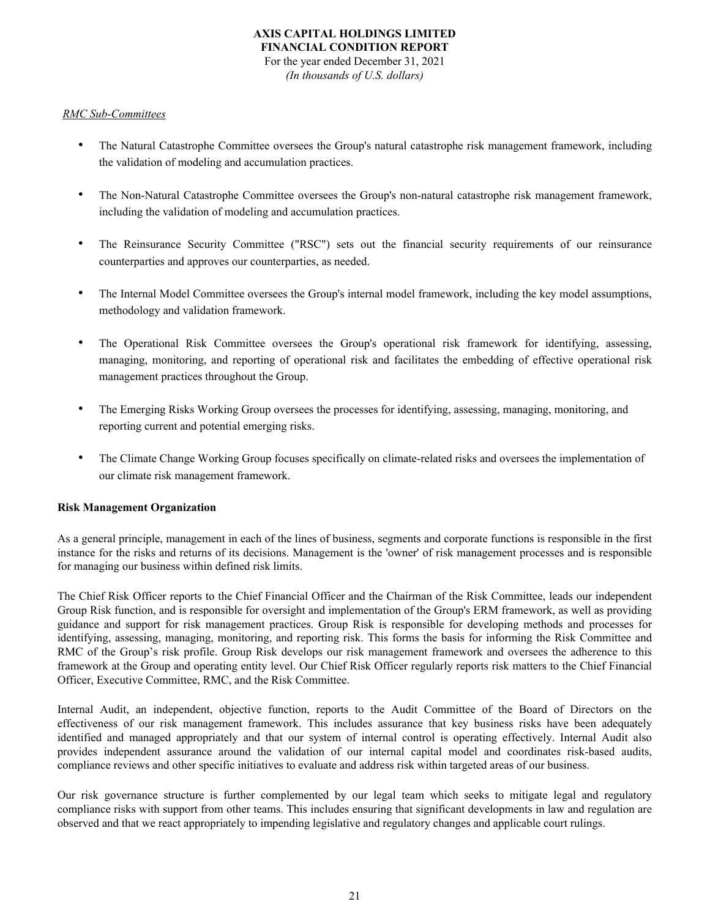*RMC Sub-Committees*

- The Natural Catastrophe Committee oversees the Group's natural catastrophe risk management framework, including the validation of modeling and accumulation practices.
- The Non-Natural Catastrophe Committee oversees the Group's non-natural catastrophe risk management framework, including the validation of modeling and accumulation practices.
- The Reinsurance Security Committee ("RSC") sets out the financial security requirements of our reinsurance counterparties and approves our counterparties, as needed.
- The Internal Model Committee oversees the Group's internal model framework, including the key model assumptions, methodology and validation framework.
- The Operational Risk Committee oversees the Group's operational risk framework for identifying, assessing, managing, monitoring, and reporting of operational risk and facilitates the embedding of effective operational risk management practices throughout the Group.
- The Emerging Risks Working Group oversees the processes for identifying, assessing, managing, monitoring, and reporting current and potential emerging risks.
- The Climate Change Working Group focuses specifically on climate-related risks and oversees the implementation of our climate risk management framework.

**Risk Management Organization**

As a general principle, management in each of the lines of business, segments and corporate functions is responsible in the first instance for the risks and returns of its decisions. Management is the 'owner' of risk management processes and is responsible for managing our business within defined risk limits.

The Chief Risk Officer reports to the Chief Financial Officer and the Chairman of the Risk Committee, leads our independent Group Risk function, and is responsible for oversight and implementation of the Group's ERM framework, as well as providing guidance and support for risk management practices. Group Risk is responsible for developing methods and processes for identifying, assessing, managing, monitoring, and reporting risk. This forms the basis for informing the Risk Committee and RMC of the Group’s risk profile. Group Risk develops our risk management framework and oversees the adherence to this framework at the Group and operating entity level. Our Chief Risk Officer regularly reports risk matters to the Chief Financial Officer, Executive Committee, RMC, and the Risk Committee.

Internal Audit, an independent, objective function, reports to the Audit Committee of the Board of Directors on the effectiveness of our risk management framework. This includes assurance that key business risks have been adequately identified and managed appropriately and that our system of internal control is operating effectively. Internal Audit also provides independent assurance around the validation of our internal capital model and coordinates risk-based audits, compliance reviews and other specific initiatives to evaluate and address risk within targeted areas of our business.

Our risk governance structure is further complemented by our legal team which seeks to mitigate legal and regulatory compliance risks with support from other teams. This includes ensuring that significant developments in law and regulation are observed and that we react appropriately to impending legislative and regulatory changes and applicable court rulings.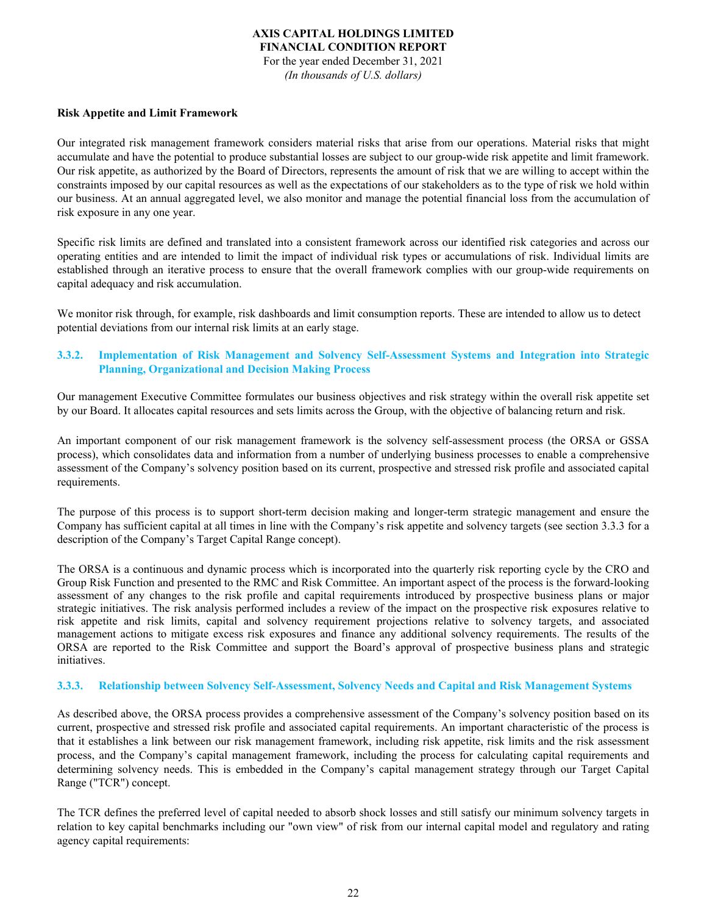**Risk Appetite and Limit Framework**

Our integrated risk management framework considers material risks that arise from our operations. Material risks that might accumulate and have the potential to produce substantial losses are subject to our group-wide risk appetite and limit framework. Our risk appetite, as authorized by the Board of Directors, represents the amount of risk that we are willing to accept within the constraints imposed by our capital resources as well as the expectations of our stakeholders as to the type of risk we hold within our business. At an annual aggregated level, we also monitor and manage the potential financial loss from the accumulation of risk exposure in any one year.

Specific risk limits are defined and translated into a consistent framework across our identified risk categories and across our operating entities and are intended to limit the impact of individual risk types or accumulations of risk. Individual limits are established through an iterative process to ensure that the overall framework complies with our group-wide requirements on capital adequacy and risk accumulation.

We monitor risk through, for example, risk dashboards and limit consumption reports. These are intended to allow us to detect potential deviations from our internal risk limits at an early stage.

### 3.3.2. Implementation of Risk Management and Solvency Self-Assessment Systems and Integration into Strategic Planning, Organizational and Decision Making Process

Our management Executive Committee formulates our business objectives and risk strategy within the overall risk appetite set by our Board. It allocates capital resources and sets limits across the Group, with the objective of balancing return and risk.

An important component of our risk management framework is the solvency self-assessment process (the ORSA or GSSA process), which consolidates data and information from a number of underlying business processes to enable a comprehensive assessment of the Company's solvency position based on its current, prospective and stressed risk profile and associated capital requirements.

The purpose of this process is to support short-term decision making and longer-term strategic management and ensure the Company has sufficient capital at all times in line with the Company's risk appetite and solvency targets (see section 3.3.3 for a description of the Company's Target Capital Range concept).

The ORSA is a continuous and dynamic process which is incorporated into the quarterly risk reporting cycle by the CRO and Group Risk Function and presented to the RMC and Risk Committee. An important aspect of the process is the forward-looking assessment of any changes to the risk profile and capital requirements introduced by prospective business plans or major strategic initiatives. The risk analysis performed includes a review of the impact on the prospective risk exposures relative to risk appetite and risk limits, capital and solvency requirement projections relative to solvency targets, and associated management actions to mitigate excess risk exposures and finance any additional solvency requirements. The results of the ORSA are reported to the Risk Committee and support the Board's approval of prospective business plans and strategic initiatives.

### 3.3.3. Relationship between Solvency Self-Assessment, Solvency Needs and Capital and Risk Management Systems

As described above, the ORSA process provides a comprehensive assessment of the Company's solvency position based on its current, prospective and stressed risk profile and associated capital requirements. An important characteristic of the process is that it establishes a link between our risk management framework, including risk appetite, risk limits and the risk assessment process, and the Company's capital management framework, including the process for calculating capital requirements and determining solvency needs. This is embedded in the Company's capital management strategy through our Target Capital Range ("TCR") concept.

The TCR defines the preferred level of capital needed to absorb shock losses and still satisfy our minimum solvency targets in relation to key capital benchmarks including our "own view" of risk from our internal capital model and regulatory and rating agency capital requirements: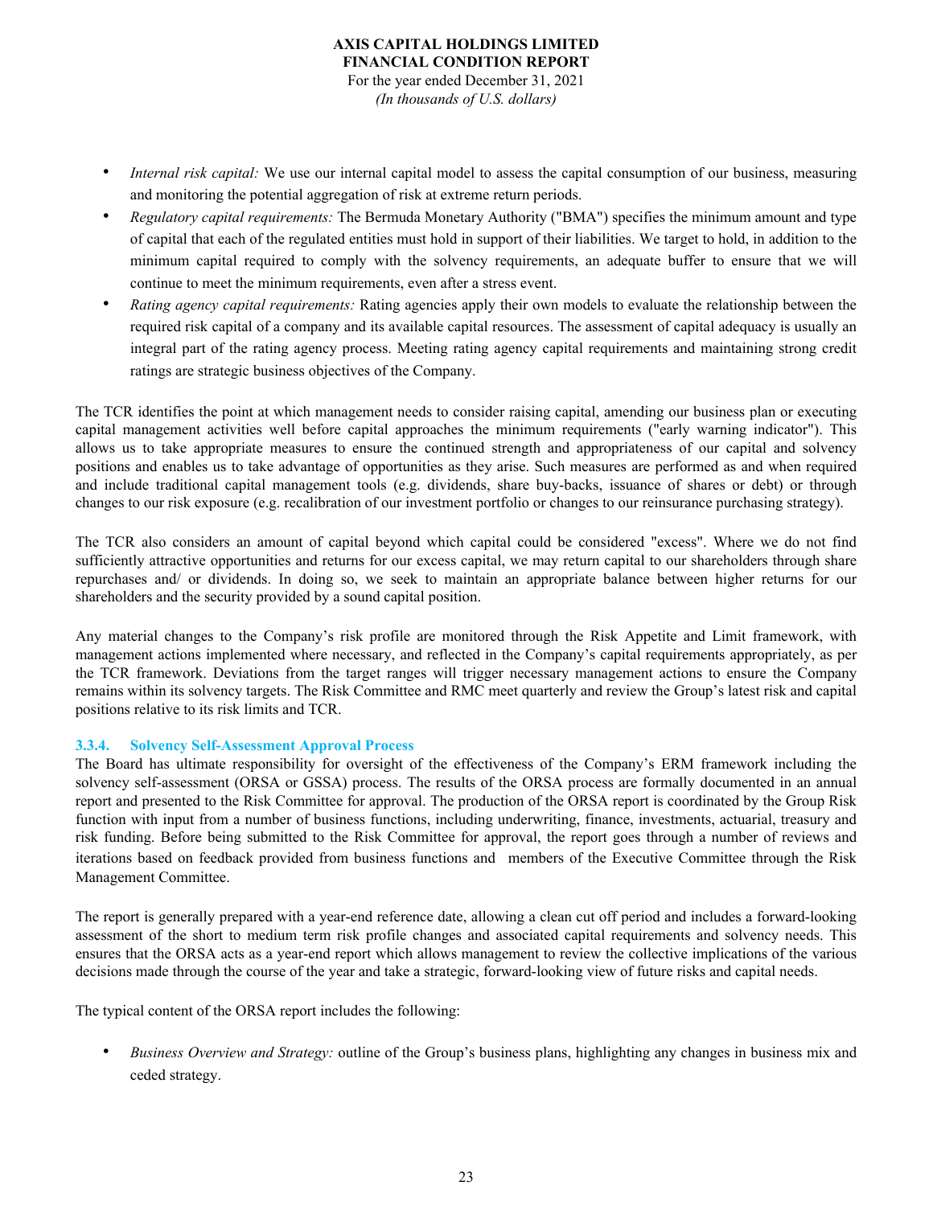- *Internal risk capital:* We use our internal capital model to assess the capital consumption of our business, measuring and monitoring the potential aggregation of risk at extreme return periods.
- *Regulatory capital requirements:* The Bermuda Monetary Authority ("BMA") specifies the minimum amount and type of capital that each of the regulated entities must hold in support of their liabilities. We target to hold, in addition to the minimum capital required to comply with the solvency requirements, an adequate buffer to ensure that we will continue to meet the minimum requirements, even after a stress event.
- *Rating agency capital requirements:* Rating agencies apply their own models to evaluate the relationship between the required risk capital of a company and its available capital resources. The assessment of capital adequacy is usually an integral part of the rating agency process. Meeting rating agency capital requirements and maintaining strong credit ratings are strategic business objectives of the Company.

The TCR identifies the point at which management needs to consider raising capital, amending our business plan or executing capital management activities well before capital approaches the minimum requirements ("early warning indicator"). This allows us to take appropriate measures to ensure the continued strength and appropriateness of our capital and solvency positions and enables us to take advantage of opportunities as they arise. Such measures are performed as and when required and include traditional capital management tools (e.g. dividends, share buy-backs, issuance of shares or debt) or through changes to our risk exposure (e.g. recalibration of our investment portfolio or changes to our reinsurance purchasing strategy).

The TCR also considers an amount of capital beyond which capital could be considered "excess". Where we do not find sufficiently attractive opportunities and returns for our excess capital, we may return capital to our shareholders through share repurchases and/ or dividends. In doing so, we seek to maintain an appropriate balance between higher returns for our shareholders and the security provided by a sound capital position.

Any material changes to the Company's risk profile are monitored through the Risk Appetite and Limit framework, with management actions implemented where necessary, and reflected in the Company's capital requirements appropriately, as per the TCR framework. Deviations from the target ranges will trigger necessary management actions to ensure the Company remains within its solvency targets. The Risk Committee and RMC meet quarterly and review the Group's latest risk and capital positions relative to its risk limits and TCR.

### 3.3.4. Solvency Self-Assessment Approval Process

The Board has ultimate responsibility for oversight of the effectiveness of the Company's ERM framework including the solvency self-assessment (ORSA or GSSA) process. The results of the ORSA process are formally documented in an annual report and presented to the Risk Committee for approval. The production of the ORSA report is coordinated by the Group Risk function with input from a number of business functions, including underwriting, finance, investments, actuarial, treasury and risk funding. Before being submitted to the Risk Committee for approval, the report goes through a number of reviews and iterations based on feedback provided from business functions and members of the Executive Committee through the Risk Management Committee.

The report is generally prepared with a year-end reference date, allowing a clean cut off period and includes a forward-looking assessment of the short to medium term risk profile changes and associated capital requirements and solvency needs. This ensures that the ORSA acts as a year-end report which allows management to review the collective implications of the various decisions made through the course of the year and take a strategic, forward-looking view of future risks and capital needs.

The typical content of the ORSA report includes the following:

- *Business Overview and Strategy:* outline of the Group's business plans, highlighting any changes in business mix and ceded strategy.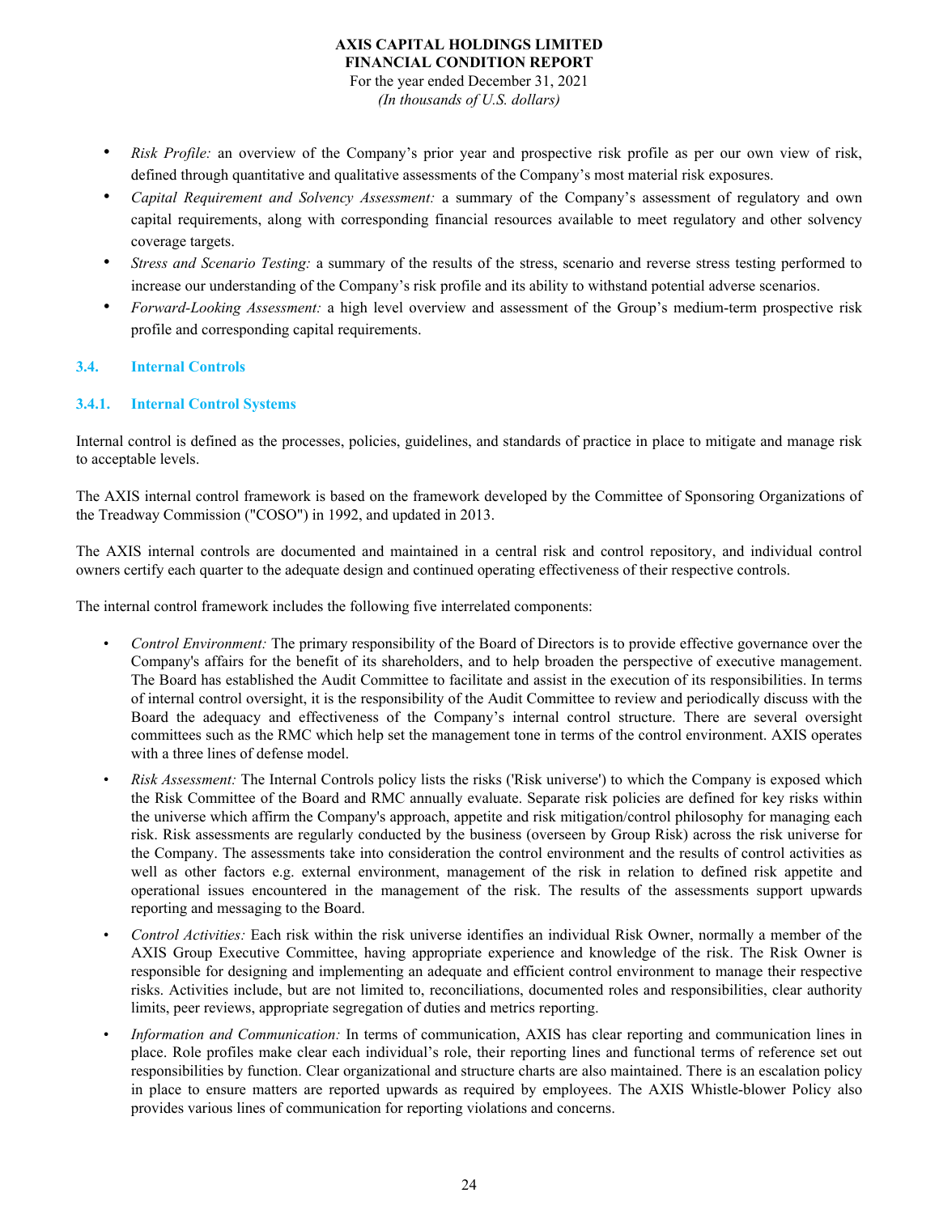- *Risk Profile:* an overview of the Company's prior year and prospective risk profile as per our own view of risk, defined through quantitative and qualitative assessments of the Company's most material risk exposures.
- *Capital Requirement and Solvency Assessment:* a summary of the Company's assessment of regulatory and own capital requirements, along with corresponding financial resources available to meet regulatory and other solvency coverage targets.
- *Stress and Scenario Testing:* a summary of the results of the stress, scenario and reverse stress testing performed to increase our understanding of the Company's risk profile and its ability to withstand potential adverse scenarios.
- *Forward-Looking Assessment:* a high level overview and assessment of the Group's medium-term prospective risk profile and corresponding capital requirements.

## 3.4. Internal Controls

### 3.4.1. Internal Control Systems

Internal control is defined as the processes, policies, guidelines, and standards of practice in place to mitigate and manage risk to acceptable levels.

The AXIS internal control framework is based on the framework developed by the Committee of Sponsoring Organizations of the Treadway Commission ("COSO") in 1992, and updated in 2013.

The AXIS internal controls are documented and maintained in a central risk and control repository, and individual control owners certify each quarter to the adequate design and continued operating effectiveness of their respective controls.

The internal control framework includes the following five interrelated components:

- *Control Environment:* The primary responsibility of the Board of Directors is to provide effective governance over the Company's affairs for the benefit of its shareholders, and to help broaden the perspective of executive management. The Board has established the Audit Committee to facilitate and assist in the execution of its responsibilities. In terms of internal control oversight, it is the responsibility of the Audit Committee to review and periodically discuss with the Board the adequacy and effectiveness of the Company's internal control structure. There are several oversight committees such as the RMC which help set the management tone in terms of the control environment. AXIS operates with a three lines of defense model.
- *Risk Assessment:* The Internal Controls policy lists the risks ('Risk universe') to which the Company is exposed which the Risk Committee of the Board and RMC annually evaluate. Separate risk policies are defined for key risks within the universe which affirm the Company's approach, appetite and risk mitigation/control philosophy for managing each risk. Risk assessments are regularly conducted by the business (overseen by Group Risk) across the risk universe for the Company. The assessments take into consideration the control environment and the results of control activities as well as other factors e.g. external environment, management of the risk in relation to defined risk appetite and operational issues encountered in the management of the risk. The results of the assessments support upwards reporting and messaging to the Board.
- *Control Activities:* Each risk within the risk universe identifies an individual Risk Owner, normally a member of the AXIS Group Executive Committee, having appropriate experience and knowledge of the risk. The Risk Owner is responsible for designing and implementing an adequate and efficient control environment to manage their respective risks. Activities include, but are not limited to, reconciliations, documented roles and responsibilities, clear authority limits, peer reviews, appropriate segregation of duties and metrics reporting.
- *Information and Communication:* In terms of communication, AXIS has clear reporting and communication lines in place. Role profiles make clear each individual's role, their reporting lines and functional terms of reference set out responsibilities by function. Clear organizational and structure charts are also maintained. There is an escalation policy in place to ensure matters are reported upwards as required by employees. The AXIS Whistle-blower Policy also provides various lines of communication for reporting violations and concerns.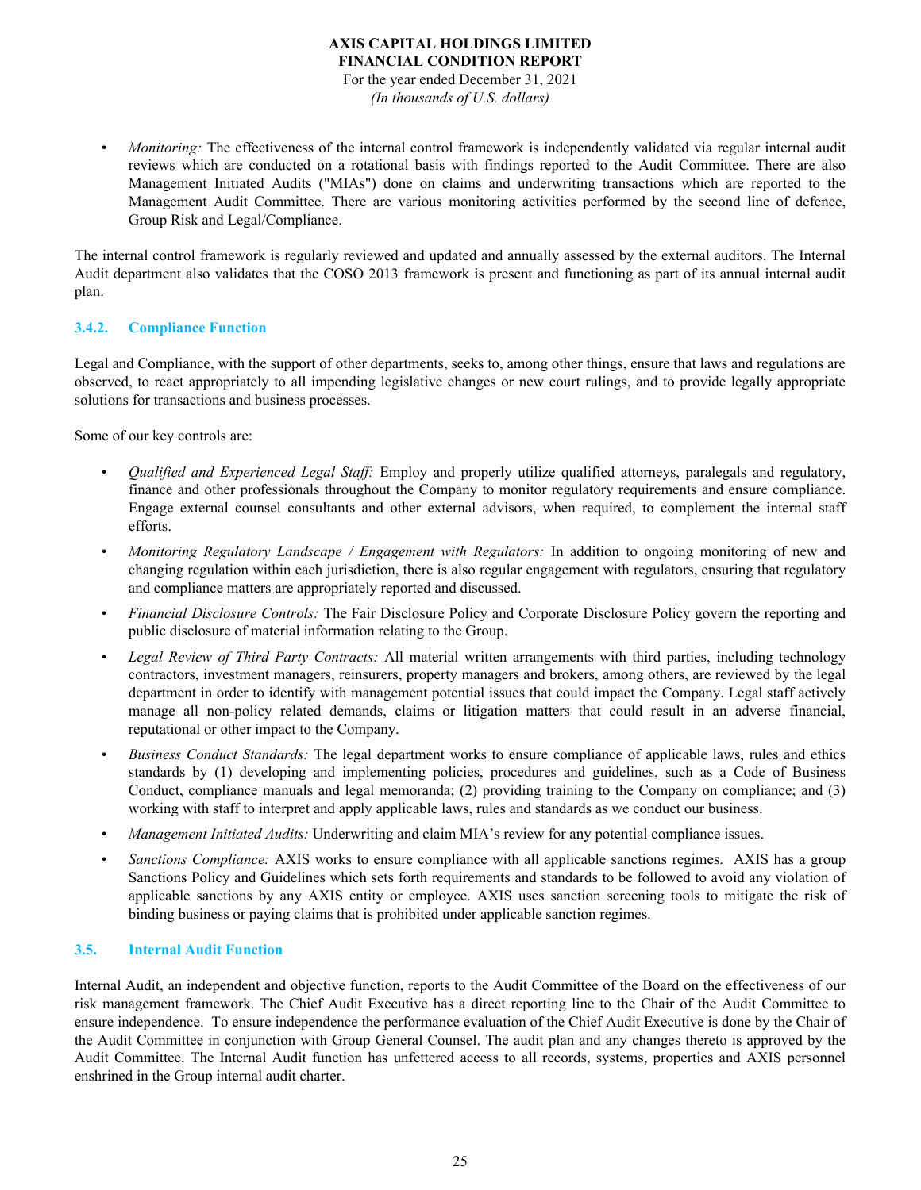- *Monitoring:* The effectiveness of the internal control framework is independently validated via regular internal audit reviews which are conducted on a rotational basis with findings reported to the Audit Committee. There are also Management Initiated Audits ("MIAs") done on claims and underwriting transactions which are reported to the Management Audit Committee. There are various monitoring activities performed by the second line of defence, Group Risk and Legal/Compliance.

The internal control framework is regularly reviewed and updated and annually assessed by the external auditors. The Internal Audit department also validates that the COSO 2013 framework is present and functioning as part of its annual internal audit plan.

### 3.4.2. Compliance Function

Legal and Compliance, with the support of other departments, seeks to, among other things, ensure that laws and regulations are observed, to react appropriately to all impending legislative changes or new court rulings, and to provide legally appropriate solutions for transactions and business processes.

Some of our key controls are:

- *Qualified and Experienced Legal Staff:* Employ and properly utilize qualified attorneys, paralegals and regulatory, finance and other professionals throughout the Company to monitor regulatory requirements and ensure compliance. Engage external counsel consultants and other external advisors, when required, to complement the internal staff efforts.
- *Monitoring Regulatory Landscape / Engagement with Regulators:* In addition to ongoing monitoring of new and changing regulation within each jurisdiction, there is also regular engagement with regulators, ensuring that regulatory and compliance matters are appropriately reported and discussed.
- *Financial Disclosure Controls:* The Fair Disclosure Policy and Corporate Disclosure Policy govern the reporting and public disclosure of material information relating to the Group.
- *Legal Review of Third Party Contracts:* All material written arrangements with third parties, including technology contractors, investment managers, reinsurers, property managers and brokers, among others, are reviewed by the legal department in order to identify with management potential issues that could impact the Company. Legal staff actively manage all non-policy related demands, claims or litigation matters that could result in an adverse financial, reputational or other impact to the Company.
- *Business Conduct Standards:* The legal department works to ensure compliance of applicable laws, rules and ethics standards by (1) developing and implementing policies, procedures and guidelines, such as a Code of Business Conduct, compliance manuals and legal memoranda; (2) providing training to the Company on compliance; and (3) working with staff to interpret and apply applicable laws, rules and standards as we conduct our business.
- *Management Initiated Audits:* Underwriting and claim MIA's review for any potential compliance issues.
- *Sanctions Compliance:* AXIS works to ensure compliance with all applicable sanctions regimes. AXIS has a group Sanctions Policy and Guidelines which sets forth requirements and standards to be followed to avoid any violation of applicable sanctions by any AXIS entity or employee. AXIS uses sanction screening tools to mitigate the risk of binding business or paying claims that is prohibited under applicable sanction regimes.

## 3.5. Internal Audit Function

Internal Audit, an independent and objective function, reports to the Audit Committee of the Board on the effectiveness of our risk management framework. The Chief Audit Executive has a direct reporting line to the Chair of the Audit Committee to ensure independence. To ensure independence the performance evaluation of the Chief Audit Executive is done by the Chair of the Audit Committee in conjunction with Group General Counsel. The audit plan and any changes thereto is approved by the Audit Committee. The Internal Audit function has unfettered access to all records, systems, properties and AXIS personnel enshrined in the Group internal audit charter.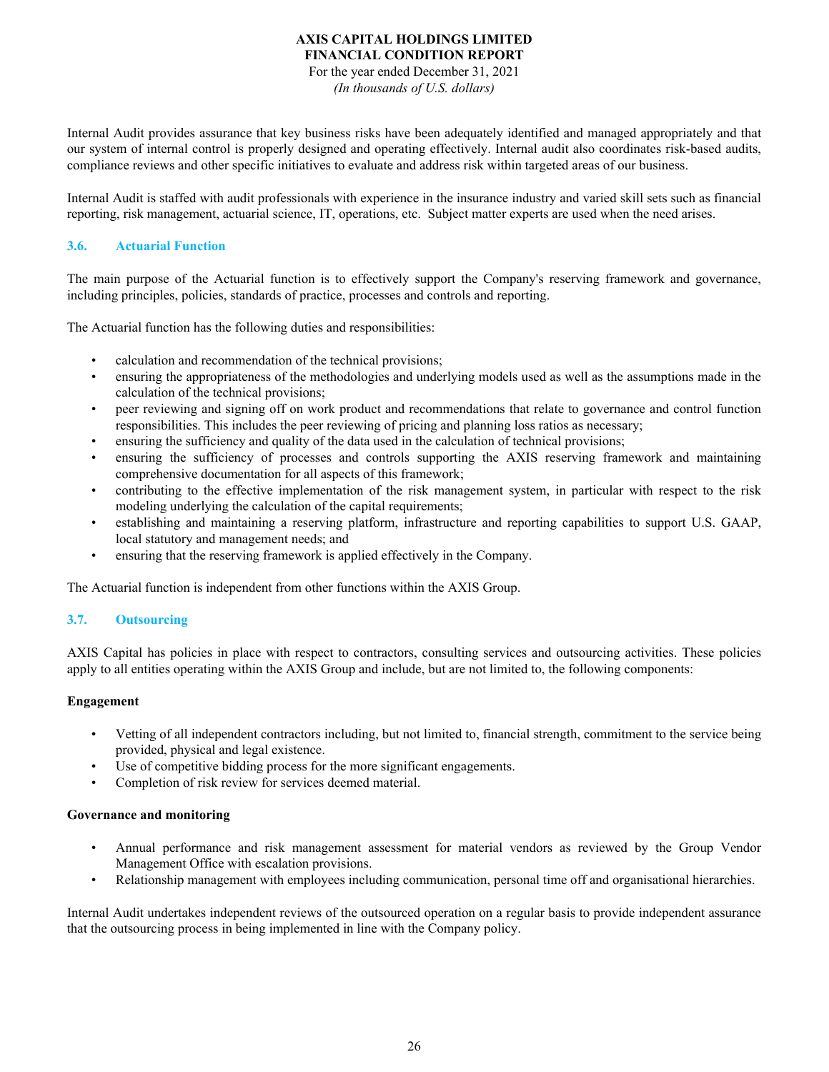Internal Audit provides assurance that key business risks have been adequately identified and managed appropriately and that our system of internal control is properly designed and operating effectively. Internal audit also coordinates risk-based audits, compliance reviews and other specific initiatives to evaluate and address risk within targeted areas of our business.

Internal Audit is staffed with audit professionals with experience in the insurance industry and varied skill sets such as financial reporting, risk management, actuarial science, IT, operations, etc. Subject matter experts are used when the need arises.

## 3.6. Actuarial Function

The main purpose of the Actuarial function is to effectively support the Company's reserving framework and governance, including principles, policies, standards of practice, processes and controls and reporting.

The Actuarial function has the following duties and responsibilities:

- calculation and recommendation of the technical provisions;
- ensuring the appropriateness of the methodologies and underlying models used as well as the assumptions made in the calculation of the technical provisions;
- peer reviewing and signing off on work product and recommendations that relate to governance and control function responsibilities. This includes the peer reviewing of pricing and planning loss ratios as necessary;
- ensuring the sufficiency and quality of the data used in the calculation of technical provisions;
- ensuring the sufficiency of processes and controls supporting the AXIS reserving framework and maintaining comprehensive documentation for all aspects of this framework;
- contributing to the effective implementation of the risk management system, in particular with respect to the risk modeling underlying the calculation of the capital requirements;
- establishing and maintaining a reserving platform, infrastructure and reporting capabilities to support U.S. GAAP, local statutory and management needs; and
- ensuring that the reserving framework is applied effectively in the Company.

The Actuarial function is independent from other functions within the AXIS Group.

## 3.7. Outsourcing

AXIS Capital has policies in place with respect to contractors, consulting services and outsourcing activities. These policies apply to all entities operating within the AXIS Group and include, but are not limited to, the following components:

**Engagement**

- Vetting of all independent contractors including, but not limited to, financial strength, commitment to the service being provided, physical and legal existence.
- Use of competitive bidding process for the more significant engagements.
- Completion of risk review for services deemed material.

**Governance and monitoring**

- Annual performance and risk management assessment for material vendors as reviewed by the Group Vendor Management Office with escalation provisions.
- Relationship management with employees including communication, personal time off and organisational hierarchies.

Internal Audit undertakes independent reviews of the outsourced operation on a regular basis to provide independent assurance that the outsourcing process in being implemented in line with the Company policy.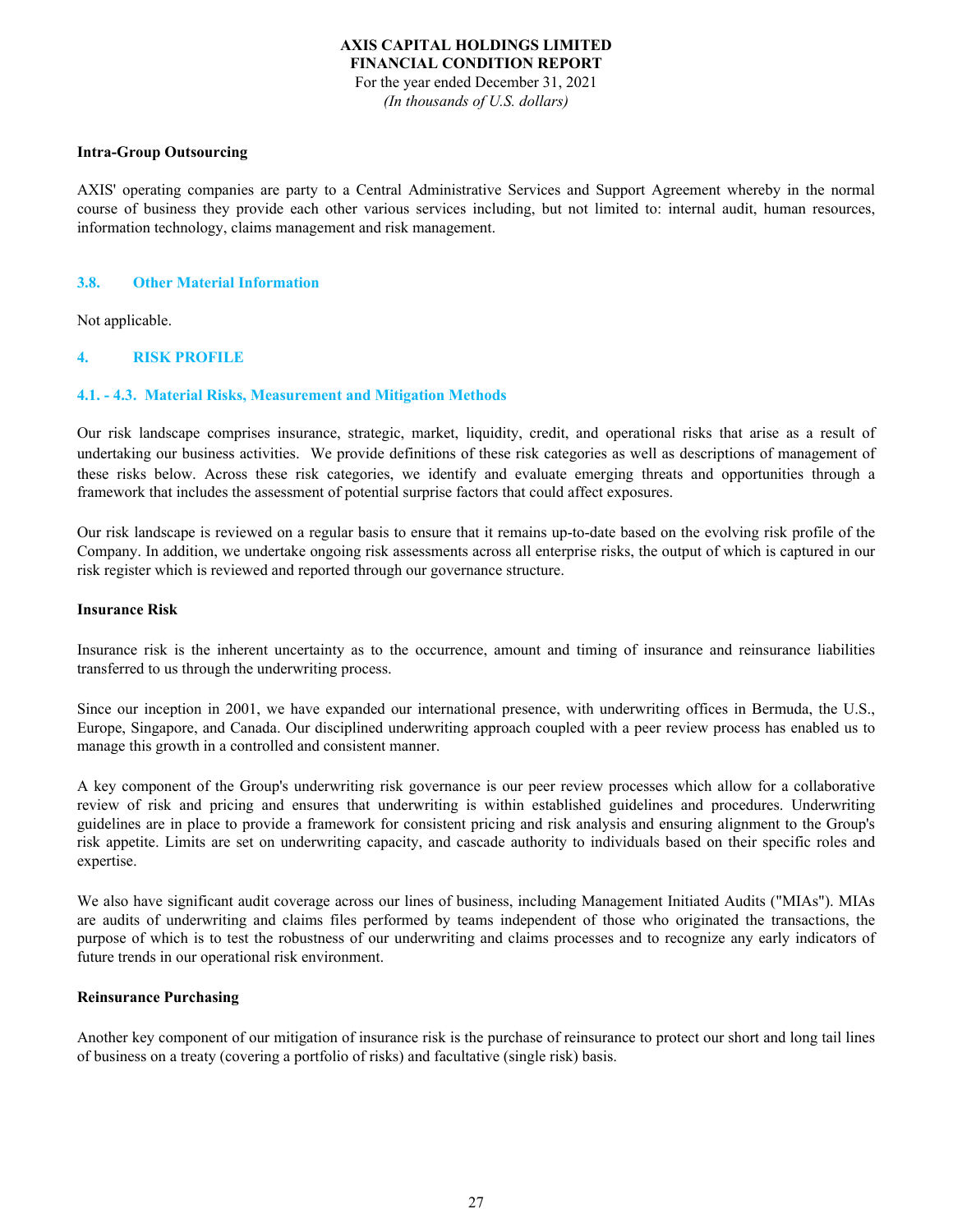#### Intra-Group Outsourcing

AXIS' operating companies are party to a Central Administrative Services and Support Agreement whereby in the normal course of business they provide each other various services including, but not limited to: internal audit, human resources, information technology, claims management and risk management.

### 3.8. Other Material Information

Not applicable.

## 4. RISK PROFILE

### 4.1. - 4.3. Material Risks, Measurement and Mitigation Methods

Our risk landscape comprises insurance, strategic, market, liquidity, credit, and operational risks that arise as a result of undertaking our business activities. We provide definitions of these risk categories as well as descriptions of management of these risks below. Across these risk categories, we identify and evaluate emerging threats and opportunities through a framework that includes the assessment of potential surprise factors that could affect exposures.

Our risk landscape is reviewed on a regular basis to ensure that it remains up-to-date based on the evolving risk profile of the Company. In addition, we undertake ongoing risk assessments across all enterprise risks, the output of which is captured in our risk register which is reviewed and reported through our governance structure.

#### Insurance Risk

Insurance risk is the inherent uncertainty as to the occurrence, amount and timing of insurance and reinsurance liabilities transferred to us through the underwriting process.

Since our inception in 2001, we have expanded our international presence, with underwriting offices in Bermuda, the U.S., Europe, Singapore, and Canada. Our disciplined underwriting approach coupled with a peer review process has enabled us to manage this growth in a controlled and consistent manner.

A key component of the Group's underwriting risk governance is our peer review processes which allow for a collaborative review of risk and pricing and ensures that underwriting is within established guidelines and procedures. Underwriting guidelines are in place to provide a framework for consistent pricing and risk analysis and ensuring alignment to the Group's risk appetite. Limits are set on underwriting capacity, and cascade authority to individuals based on their specific roles and expertise.

We also have significant audit coverage across our lines of business, including Management Initiated Audits ("MIAs"). MIAs are audits of underwriting and claims files performed by teams independent of those who originated the transactions, the purpose of which is to test the robustness of our underwriting and claims processes and to recognize any early indicators of future trends in our operational risk environment.

#### Reinsurance Purchasing

Another key component of our mitigation of insurance risk is the purchase of reinsurance to protect our short and long tail lines of business on a treaty (covering a portfolio of risks) and facultative (single risk) basis.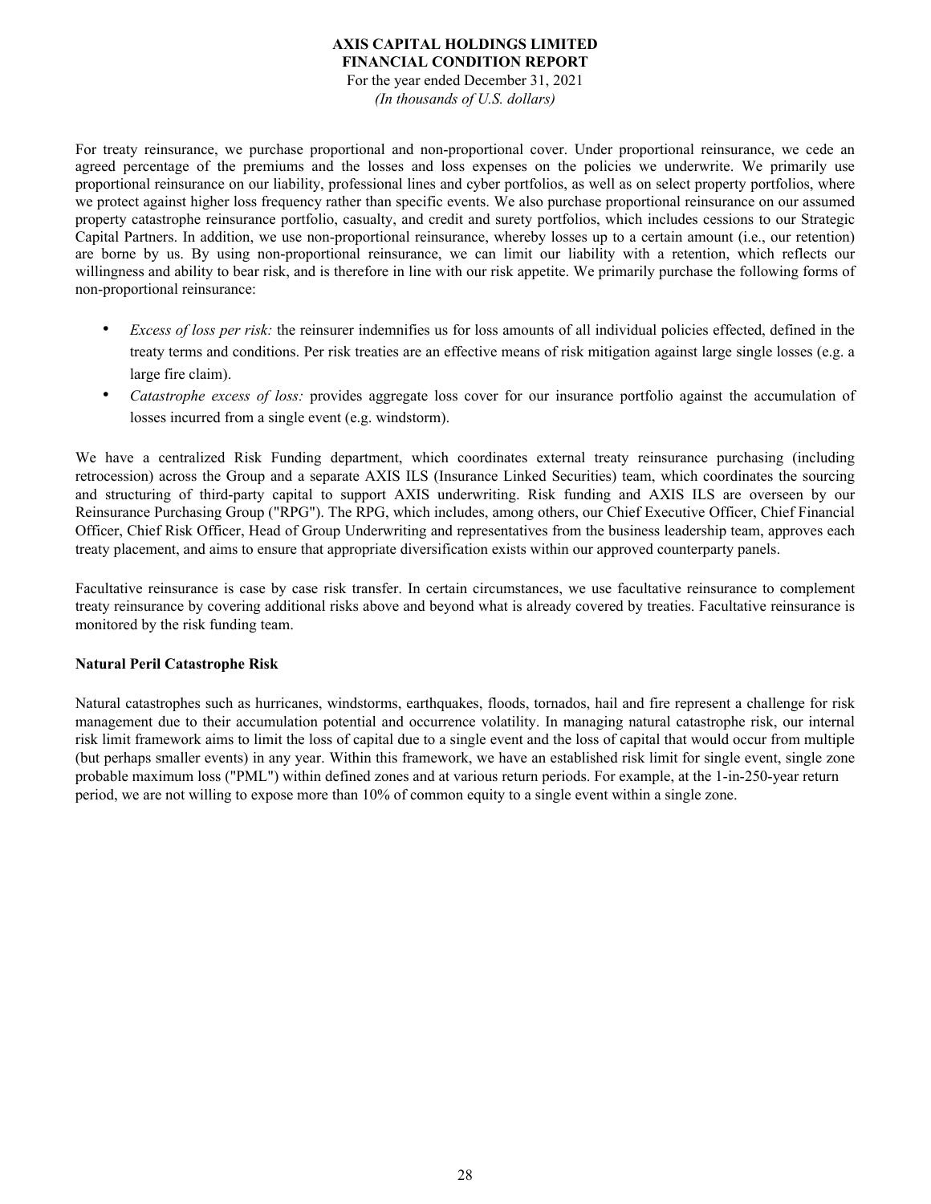For treaty reinsurance, we purchase proportional and non-proportional cover. Under proportional reinsurance, we cede an agreed percentage of the premiums and the losses and loss expenses on the policies we underwrite. We primarily use proportional reinsurance on our liability, professional lines and cyber portfolios, as well as on select property portfolios, where we protect against higher loss frequency rather than specific events. We also purchase proportional reinsurance on our assumed property catastrophe reinsurance portfolio, casualty, and credit and surety portfolios, which includes cessions to our Strategic Capital Partners. In addition, we use non-proportional reinsurance, whereby losses up to a certain amount (i.e., our retention) are borne by us. By using non-proportional reinsurance, we can limit our liability with a retention, which reflects our willingness and ability to bear risk, and is therefore in line with our risk appetite. We primarily purchase the following forms of non-proportional reinsurance:

- *Excess of loss per risk:* the reinsurer indemnifies us for loss amounts of all individual policies effected, defined in the treaty terms and conditions. Per risk treaties are an effective means of risk mitigation against large single losses (e.g. a large fire claim).
- *Catastrophe excess of loss:* provides aggregate loss cover for our insurance portfolio against the accumulation of losses incurred from a single event (e.g. windstorm).

We have a centralized Risk Funding department, which coordinates external treaty reinsurance purchasing (including retrocession) across the Group and a separate AXIS ILS (Insurance Linked Securities) team, which coordinates the sourcing and structuring of third-party capital to support AXIS underwriting. Risk funding and AXIS ILS are overseen by our Reinsurance Purchasing Group ("RPG"). The RPG, which includes, among others, our Chief Executive Officer, Chief Financial Officer, Chief Risk Officer, Head of Group Underwriting and representatives from the business leadership team, approves each treaty placement, and aims to ensure that appropriate diversification exists within our approved counterparty panels.

Facultative reinsurance is case by case risk transfer. In certain circumstances, we use facultative reinsurance to complement treaty reinsurance by covering additional risks above and beyond what is already covered by treaties. Facultative reinsurance is monitored by the risk funding team.

**Natural Peril Catastrophe Risk**

Natural catastrophes such as hurricanes, windstorms, earthquakes, floods, tornados, hail and fire represent a challenge for risk management due to their accumulation potential and occurrence volatility. In managing natural catastrophe risk, our internal risk limit framework aims to limit the loss of capital due to a single event and the loss of capital that would occur from multiple (but perhaps smaller events) in any year. Within this framework, we have an established risk limit for single event, single zone probable maximum loss ("PML") within defined zones and at various return periods. For example, at the 1-in-250-year return period, we are not willing to expose more than 10% of common equity to a single event within a single zone.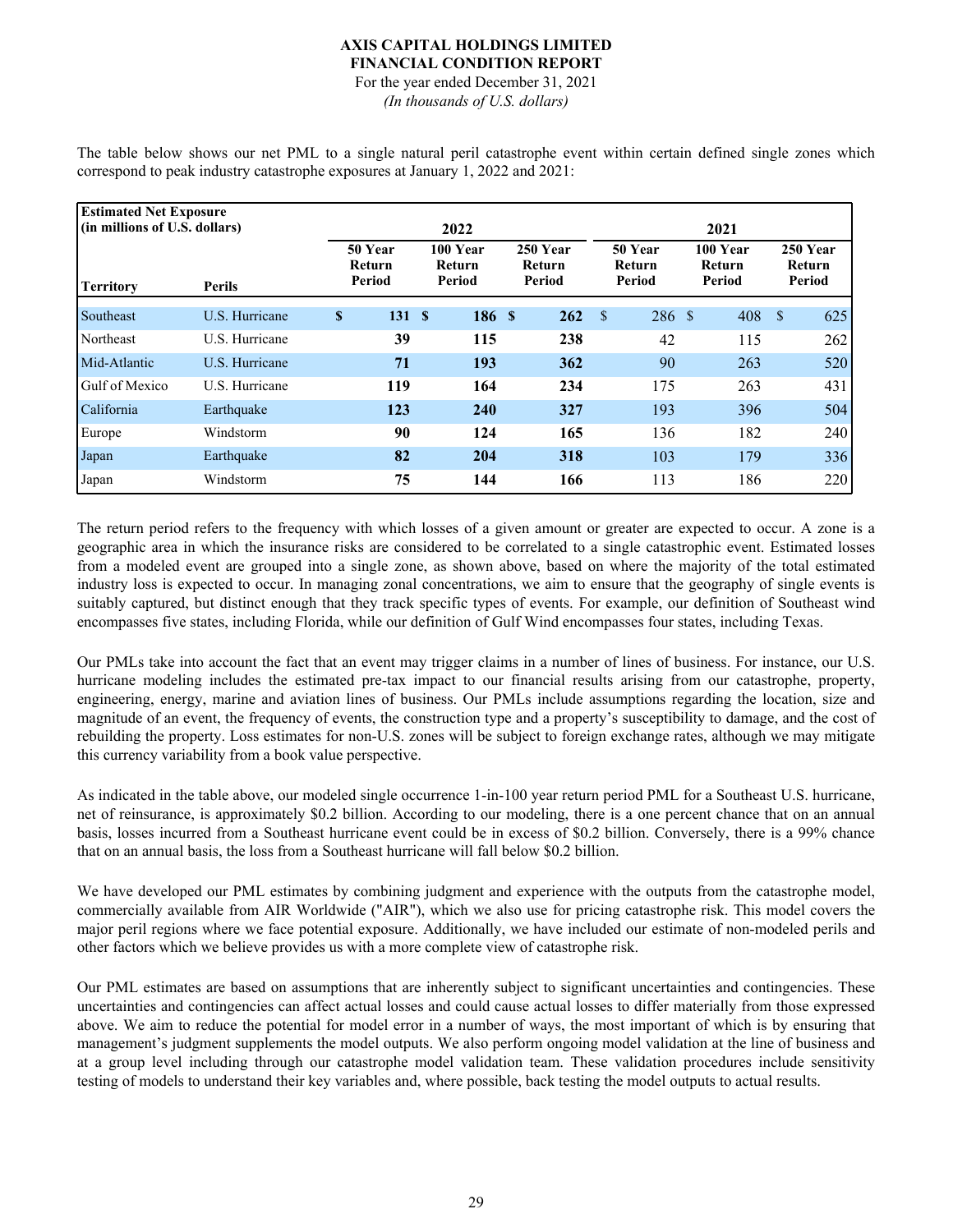The table below shows our net PML to a single natural peril catastrophe event within certain defined single zones which correspond to peak industry catastrophe exposures at January 1, 2022 and 2021:

| **Estimated Net Exposure (in millions of U.S. dollars)** | | **2022** | | | **2021** | | |
|---|---|---|---|---|---|---|---|
| **Territory** | **Perils** | **50 Year Return Period** | **100 Year Return Period** | **250 Year Return Period** | **50 Year Return Period** | **100 Year Return Period** | **250 Year Return Period** |
| Southeast | U.S. Hurricane | **$ 131** | **$ 186** | **$ 262** | $ 286 | $ 408 | $ 625 |
| Northeast | U.S. Hurricane | **39** | **115** | **238** | 42 | 115 | 262 |
| Mid-Atlantic | U.S. Hurricane | **71** | **193** | **362** | 90 | 263 | 520 |
| Gulf of Mexico | U.S. Hurricane | **119** | **164** | **234** | 175 | 263 | 431 |
| California | Earthquake | **123** | **240** | **327** | 193 | 396 | 504 |
| Europe | Windstorm | **90** | **124** | **165** | 136 | 182 | 240 |
| Japan | Earthquake | **82** | **204** | **318** | 103 | 179 | 336 |
| Japan | Windstorm | **75** | **144** | **166** | 113 | 186 | 220 |

The return period refers to the frequency with which losses of a given amount or greater are expected to occur. A zone is a geographic area in which the insurance risks are considered to be correlated to a single catastrophic event. Estimated losses from a modeled event are grouped into a single zone, as shown above, based on where the majority of the total estimated industry loss is expected to occur. In managing zonal concentrations, we aim to ensure that the geography of single events is suitably captured, but distinct enough that they track specific types of events. For example, our definition of Southeast wind encompasses five states, including Florida, while our definition of Gulf Wind encompasses four states, including Texas.

Our PMLs take into account the fact that an event may trigger claims in a number of lines of business. For instance, our U.S. hurricane modeling includes the estimated pre-tax impact to our financial results arising from our catastrophe, property, engineering, energy, marine and aviation lines of business. Our PMLs include assumptions regarding the location, size and magnitude of an event, the frequency of events, the construction type and a property's susceptibility to damage, and the cost of rebuilding the property. Loss estimates for non-U.S. zones will be subject to foreign exchange rates, although we may mitigate this currency variability from a book value perspective.

As indicated in the table above, our modeled single occurrence 1-in-100 year return period PML for a Southeast U.S. hurricane, net of reinsurance, is approximately $0.2 billion. According to our modeling, there is a one percent chance that on an annual basis, losses incurred from a Southeast hurricane event could be in excess of $0.2 billion. Conversely, there is a 99% chance that on an annual basis, the loss from a Southeast hurricane will fall below $0.2 billion.

We have developed our PML estimates by combining judgment and experience with the outputs from the catastrophe model, commercially available from AIR Worldwide ("AIR"), which we also use for pricing catastrophe risk. This model covers the major peril regions where we face potential exposure. Additionally, we have included our estimate of non-modeled perils and other factors which we believe provides us with a more complete view of catastrophe risk.

Our PML estimates are based on assumptions that are inherently subject to significant uncertainties and contingencies. These uncertainties and contingencies can affect actual losses and could cause actual losses to differ materially from those expressed above. We aim to reduce the potential for model error in a number of ways, the most important of which is by ensuring that management's judgment supplements the model outputs. We also perform ongoing model validation at the line of business and at a group level including through our catastrophe model validation team. These validation procedures include sensitivity testing of models to understand their key variables and, where possible, back testing the model outputs to actual results.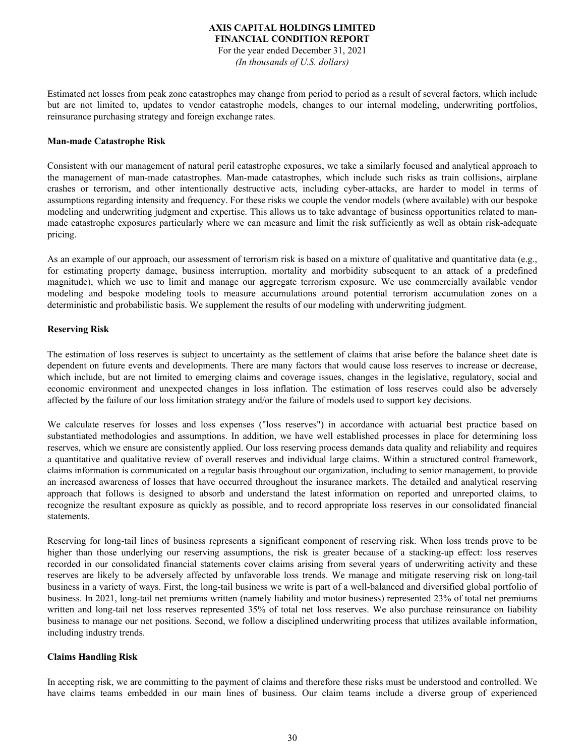Estimated net losses from peak zone catastrophes may change from period to period as a result of several factors, which include but are not limited to, updates to vendor catastrophe models, changes to our internal modeling, underwriting portfolios, reinsurance purchasing strategy and foreign exchange rates.

**Man-made Catastrophe Risk**

Consistent with our management of natural peril catastrophe exposures, we take a similarly focused and analytical approach to the management of man-made catastrophes. Man-made catastrophes, which include such risks as train collisions, airplane crashes or terrorism, and other intentionally destructive acts, including cyber-attacks, are harder to model in terms of assumptions regarding intensity and frequency. For these risks we couple the vendor models (where available) with our bespoke modeling and underwriting judgment and expertise. This allows us to take advantage of business opportunities related to man-made catastrophe exposures particularly where we can measure and limit the risk sufficiently as well as obtain risk-adequate pricing.

As an example of our approach, our assessment of terrorism risk is based on a mixture of qualitative and quantitative data (e.g., for estimating property damage, business interruption, mortality and morbidity subsequent to an attack of a predefined magnitude), which we use to limit and manage our aggregate terrorism exposure. We use commercially available vendor modeling and bespoke modeling tools to measure accumulations around potential terrorism accumulation zones on a deterministic and probabilistic basis. We supplement the results of our modeling with underwriting judgment.

**Reserving Risk**

The estimation of loss reserves is subject to uncertainty as the settlement of claims that arise before the balance sheet date is dependent on future events and developments. There are many factors that would cause loss reserves to increase or decrease, which include, but are not limited to emerging claims and coverage issues, changes in the legislative, regulatory, social and economic environment and unexpected changes in loss inflation. The estimation of loss reserves could also be adversely affected by the failure of our loss limitation strategy and/or the failure of models used to support key decisions.

We calculate reserves for losses and loss expenses ("loss reserves") in accordance with actuarial best practice based on substantiated methodologies and assumptions. In addition, we have well established processes in place for determining loss reserves, which we ensure are consistently applied. Our loss reserving process demands data quality and reliability and requires a quantitative and qualitative review of overall reserves and individual large claims. Within a structured control framework, claims information is communicated on a regular basis throughout our organization, including to senior management, to provide an increased awareness of losses that have occurred throughout the insurance markets. The detailed and analytical reserving approach that follows is designed to absorb and understand the latest information on reported and unreported claims, to recognize the resultant exposure as quickly as possible, and to record appropriate loss reserves in our consolidated financial statements.

Reserving for long-tail lines of business represents a significant component of reserving risk. When loss trends prove to be higher than those underlying our reserving assumptions, the risk is greater because of a stacking-up effect: loss reserves recorded in our consolidated financial statements cover claims arising from several years of underwriting activity and these reserves are likely to be adversely affected by unfavorable loss trends. We manage and mitigate reserving risk on long-tail business in a variety of ways. First, the long-tail business we write is part of a well-balanced and diversified global portfolio of business. In 2021, long-tail net premiums written (namely liability and motor business) represented 23% of total net premiums written and long-tail net loss reserves represented 35% of total net loss reserves. We also purchase reinsurance on liability business to manage our net positions. Second, we follow a disciplined underwriting process that utilizes available information, including industry trends.

**Claims Handling Risk**

In accepting risk, we are committing to the payment of claims and therefore these risks must be understood and controlled. We have claims teams embedded in our main lines of business. Our claim teams include a diverse group of experienced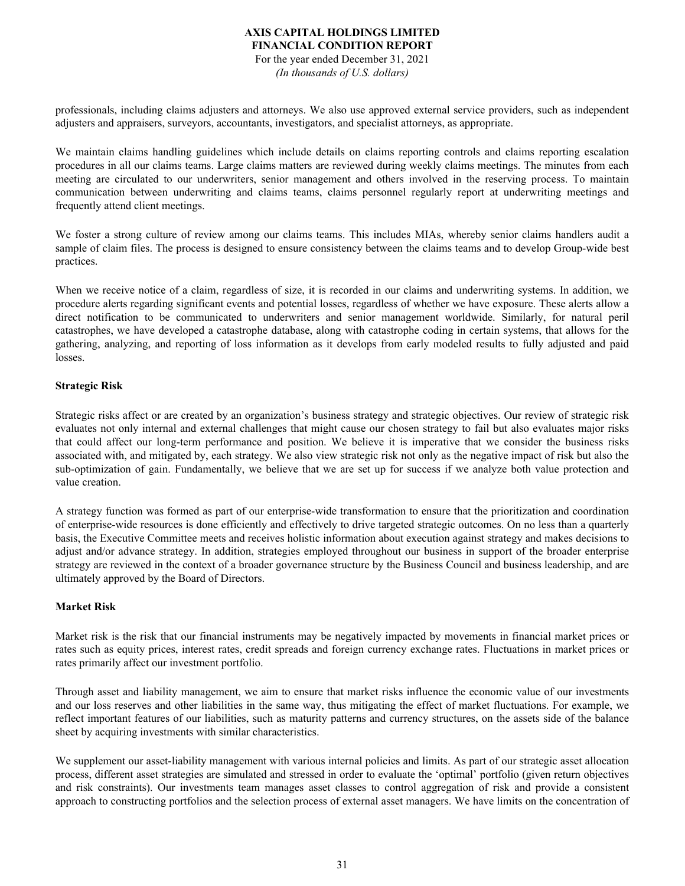professionals, including claims adjusters and attorneys. We also use approved external service providers, such as independent adjusters and appraisers, surveyors, accountants, investigators, and specialist attorneys, as appropriate.

We maintain claims handling guidelines which include details on claims reporting controls and claims reporting escalation procedures in all our claims teams. Large claims matters are reviewed during weekly claims meetings. The minutes from each meeting are circulated to our underwriters, senior management and others involved in the reserving process. To maintain communication between underwriting and claims teams, claims personnel regularly report at underwriting meetings and frequently attend client meetings.

We foster a strong culture of review among our claims teams. This includes MIAs, whereby senior claims handlers audit a sample of claim files. The process is designed to ensure consistency between the claims teams and to develop Group-wide best practices.

When we receive notice of a claim, regardless of size, it is recorded in our claims and underwriting systems. In addition, we procedure alerts regarding significant events and potential losses, regardless of whether we have exposure. These alerts allow a direct notification to be communicated to underwriters and senior management worldwide. Similarly, for natural peril catastrophes, we have developed a catastrophe database, along with catastrophe coding in certain systems, that allows for the gathering, analyzing, and reporting of loss information as it develops from early modeled results to fully adjusted and paid losses.

**Strategic Risk**

Strategic risks affect or are created by an organization's business strategy and strategic objectives. Our review of strategic risk evaluates not only internal and external challenges that might cause our chosen strategy to fail but also evaluates major risks that could affect our long-term performance and position. We believe it is imperative that we consider the business risks associated with, and mitigated by, each strategy. We also view strategic risk not only as the negative impact of risk but also the sub-optimization of gain. Fundamentally, we believe that we are set up for success if we analyze both value protection and value creation.

A strategy function was formed as part of our enterprise-wide transformation to ensure that the prioritization and coordination of enterprise-wide resources is done efficiently and effectively to drive targeted strategic outcomes. On no less than a quarterly basis, the Executive Committee meets and receives holistic information about execution against strategy and makes decisions to adjust and/or advance strategy. In addition, strategies employed throughout our business in support of the broader enterprise strategy are reviewed in the context of a broader governance structure by the Business Council and business leadership, and are ultimately approved by the Board of Directors.

**Market Risk**

Market risk is the risk that our financial instruments may be negatively impacted by movements in financial market prices or rates such as equity prices, interest rates, credit spreads and foreign currency exchange rates. Fluctuations in market prices or rates primarily affect our investment portfolio.

Through asset and liability management, we aim to ensure that market risks influence the economic value of our investments and our loss reserves and other liabilities in the same way, thus mitigating the effect of market fluctuations. For example, we reflect important features of our liabilities, such as maturity patterns and currency structures, on the assets side of the balance sheet by acquiring investments with similar characteristics.

We supplement our asset-liability management with various internal policies and limits. As part of our strategic asset allocation process, different asset strategies are simulated and stressed in order to evaluate the 'optimal' portfolio (given return objectives and risk constraints). Our investments team manages asset classes to control aggregation of risk and provide a consistent approach to constructing portfolios and the selection process of external asset managers. We have limits on the concentration of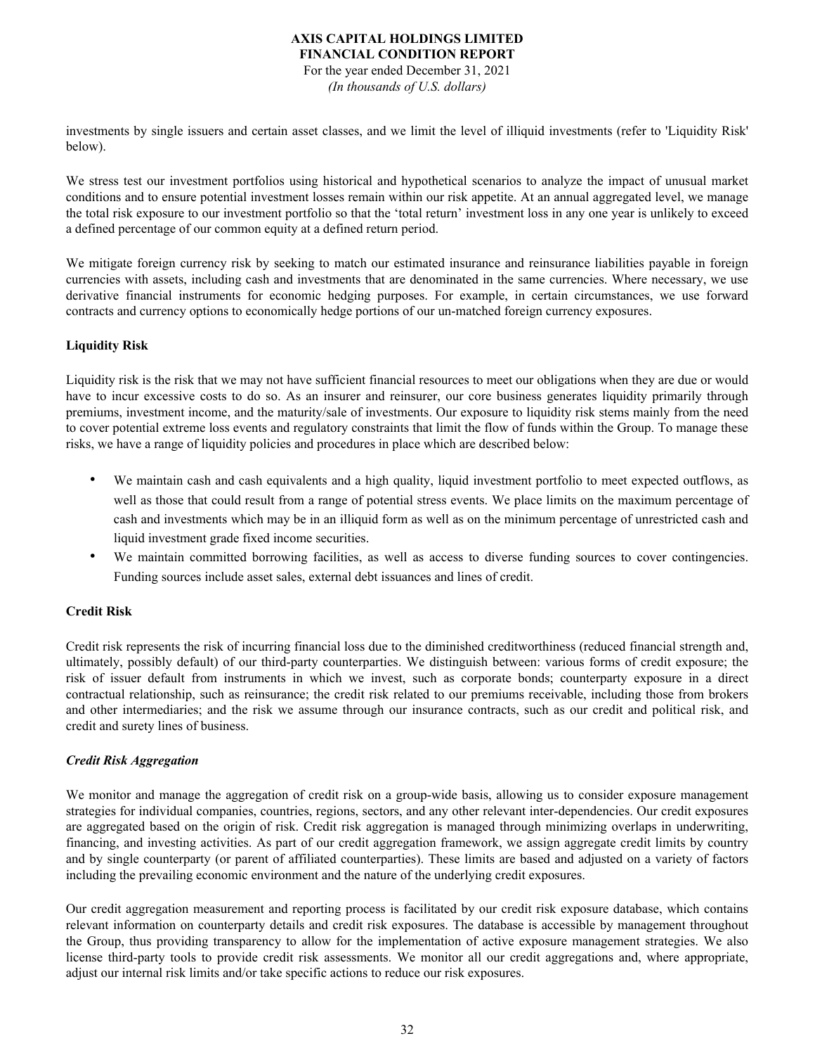investments by single issuers and certain asset classes, and we limit the level of illiquid investments (refer to 'Liquidity Risk' below).

We stress test our investment portfolios using historical and hypothetical scenarios to analyze the impact of unusual market conditions and to ensure potential investment losses remain within our risk appetite. At an annual aggregated level, we manage the total risk exposure to our investment portfolio so that the 'total return' investment loss in any one year is unlikely to exceed a defined percentage of our common equity at a defined return period.

We mitigate foreign currency risk by seeking to match our estimated insurance and reinsurance liabilities payable in foreign currencies with assets, including cash and investments that are denominated in the same currencies. Where necessary, we use derivative financial instruments for economic hedging purposes. For example, in certain circumstances, we use forward contracts and currency options to economically hedge portions of our un-matched foreign currency exposures.

**Liquidity Risk**

Liquidity risk is the risk that we may not have sufficient financial resources to meet our obligations when they are due or would have to incur excessive costs to do so. As an insurer and reinsurer, our core business generates liquidity primarily through premiums, investment income, and the maturity/sale of investments. Our exposure to liquidity risk stems mainly from the need to cover potential extreme loss events and regulatory constraints that limit the flow of funds within the Group. To manage these risks, we have a range of liquidity policies and procedures in place which are described below:

- We maintain cash and cash equivalents and a high quality, liquid investment portfolio to meet expected outflows, as well as those that could result from a range of potential stress events. We place limits on the maximum percentage of cash and investments which may be in an illiquid form as well as on the minimum percentage of unrestricted cash and liquid investment grade fixed income securities.
- We maintain committed borrowing facilities, as well as access to diverse funding sources to cover contingencies. Funding sources include asset sales, external debt issuances and lines of credit.

**Credit Risk**

Credit risk represents the risk of incurring financial loss due to the diminished creditworthiness (reduced financial strength and, ultimately, possibly default) of our third-party counterparties. We distinguish between: various forms of credit exposure; the risk of issuer default from instruments in which we invest, such as corporate bonds; counterparty exposure in a direct contractual relationship, such as reinsurance; the credit risk related to our premiums receivable, including those from brokers and other intermediaries; and the risk we assume through our insurance contracts, such as our credit and political risk, and credit and surety lines of business.

***Credit Risk Aggregation***

We monitor and manage the aggregation of credit risk on a group-wide basis, allowing us to consider exposure management strategies for individual companies, countries, regions, sectors, and any other relevant inter-dependencies. Our credit exposures are aggregated based on the origin of risk. Credit risk aggregation is managed through minimizing overlaps in underwriting, financing, and investing activities. As part of our credit aggregation framework, we assign aggregate credit limits by country and by single counterparty (or parent of affiliated counterparties). These limits are based and adjusted on a variety of factors including the prevailing economic environment and the nature of the underlying credit exposures.

Our credit aggregation measurement and reporting process is facilitated by our credit risk exposure database, which contains relevant information on counterparty details and credit risk exposures. The database is accessible by management throughout the Group, thus providing transparency to allow for the implementation of active exposure management strategies. We also license third-party tools to provide credit risk assessments. We monitor all our credit aggregations and, where appropriate, adjust our internal risk limits and/or take specific actions to reduce our risk exposures.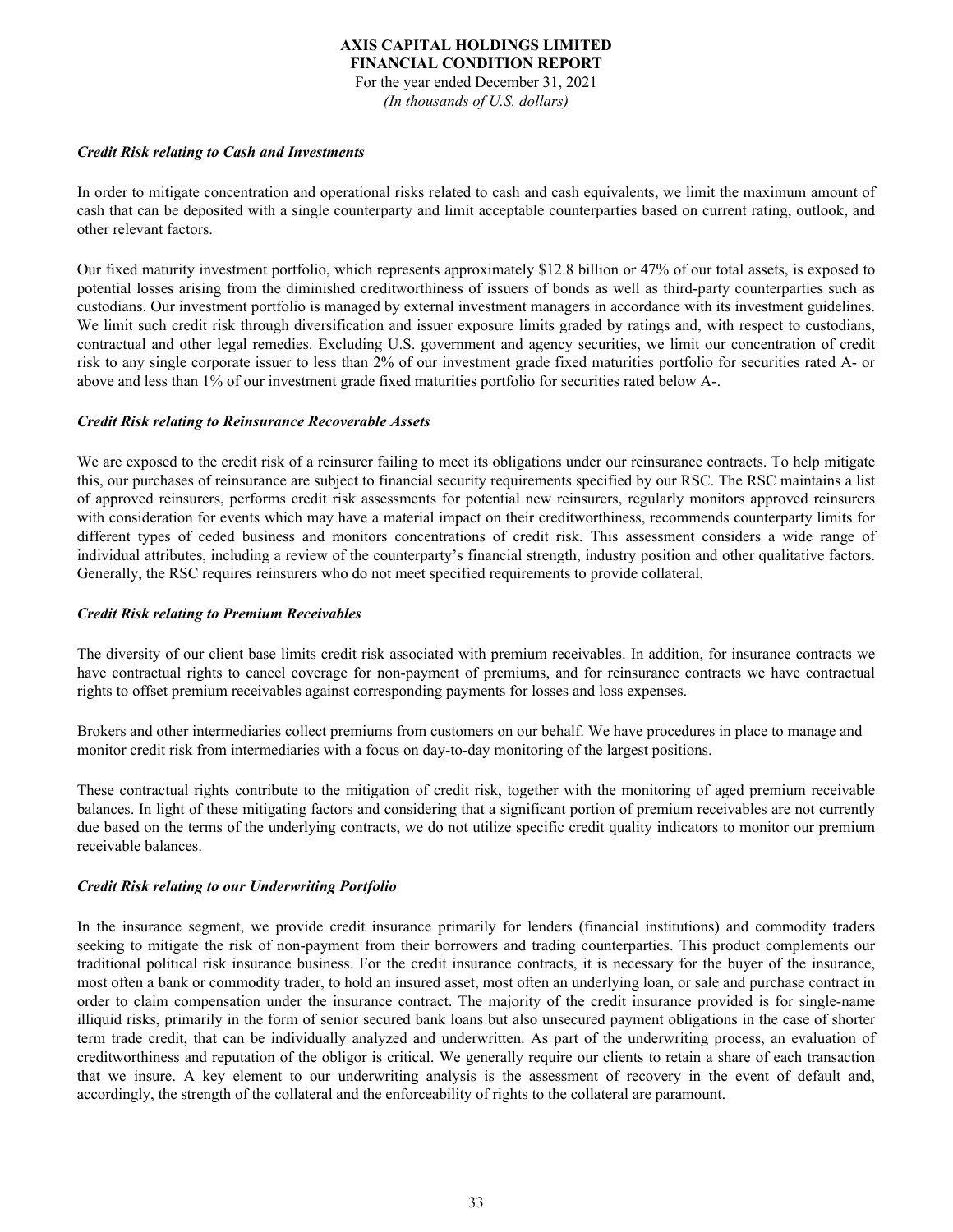### *Credit Risk relating to Cash and Investments*

In order to mitigate concentration and operational risks related to cash and cash equivalents, we limit the maximum amount of cash that can be deposited with a single counterparty and limit acceptable counterparties based on current rating, outlook, and other relevant factors.

Our fixed maturity investment portfolio, which represents approximately $12.8 billion or 47% of our total assets, is exposed to potential losses arising from the diminished creditworthiness of issuers of bonds as well as third-party counterparties such as custodians. Our investment portfolio is managed by external investment managers in accordance with its investment guidelines. We limit such credit risk through diversification and issuer exposure limits graded by ratings and, with respect to custodians, contractual and other legal remedies. Excluding U.S. government and agency securities, we limit our concentration of credit risk to any single corporate issuer to less than 2% of our investment grade fixed maturities portfolio for securities rated A- or above and less than 1% of our investment grade fixed maturities portfolio for securities rated below A-.

### *Credit Risk relating to Reinsurance Recoverable Assets*

We are exposed to the credit risk of a reinsurer failing to meet its obligations under our reinsurance contracts. To help mitigate this, our purchases of reinsurance are subject to financial security requirements specified by our RSC. The RSC maintains a list of approved reinsurers, performs credit risk assessments for potential new reinsurers, regularly monitors approved reinsurers with consideration for events which may have a material impact on their creditworthiness, recommends counterparty limits for different types of ceded business and monitors concentrations of credit risk. This assessment considers a wide range of individual attributes, including a review of the counterparty's financial strength, industry position and other qualitative factors. Generally, the RSC requires reinsurers who do not meet specified requirements to provide collateral.

### *Credit Risk relating to Premium Receivables*

The diversity of our client base limits credit risk associated with premium receivables. In addition, for insurance contracts we have contractual rights to cancel coverage for non-payment of premiums, and for reinsurance contracts we have contractual rights to offset premium receivables against corresponding payments for losses and loss expenses.

Brokers and other intermediaries collect premiums from customers on our behalf. We have procedures in place to manage and monitor credit risk from intermediaries with a focus on day-to-day monitoring of the largest positions.

These contractual rights contribute to the mitigation of credit risk, together with the monitoring of aged premium receivable balances. In light of these mitigating factors and considering that a significant portion of premium receivables are not currently due based on the terms of the underlying contracts, we do not utilize specific credit quality indicators to monitor our premium receivable balances.

### *Credit Risk relating to our Underwriting Portfolio*

In the insurance segment, we provide credit insurance primarily for lenders (financial institutions) and commodity traders seeking to mitigate the risk of non-payment from their borrowers and trading counterparties. This product complements our traditional political risk insurance business. For the credit insurance contracts, it is necessary for the buyer of the insurance, most often a bank or commodity trader, to hold an insured asset, most often an underlying loan, or sale and purchase contract in order to claim compensation under the insurance contract. The majority of the credit insurance provided is for single-name illiquid risks, primarily in the form of senior secured bank loans but also unsecured payment obligations in the case of shorter term trade credit, that can be individually analyzed and underwritten. As part of the underwriting process, an evaluation of creditworthiness and reputation of the obligor is critical. We generally require our clients to retain a share of each transaction that we insure. A key element to our underwriting analysis is the assessment of recovery in the event of default and, accordingly, the strength of the collateral and the enforceability of rights to the collateral are paramount.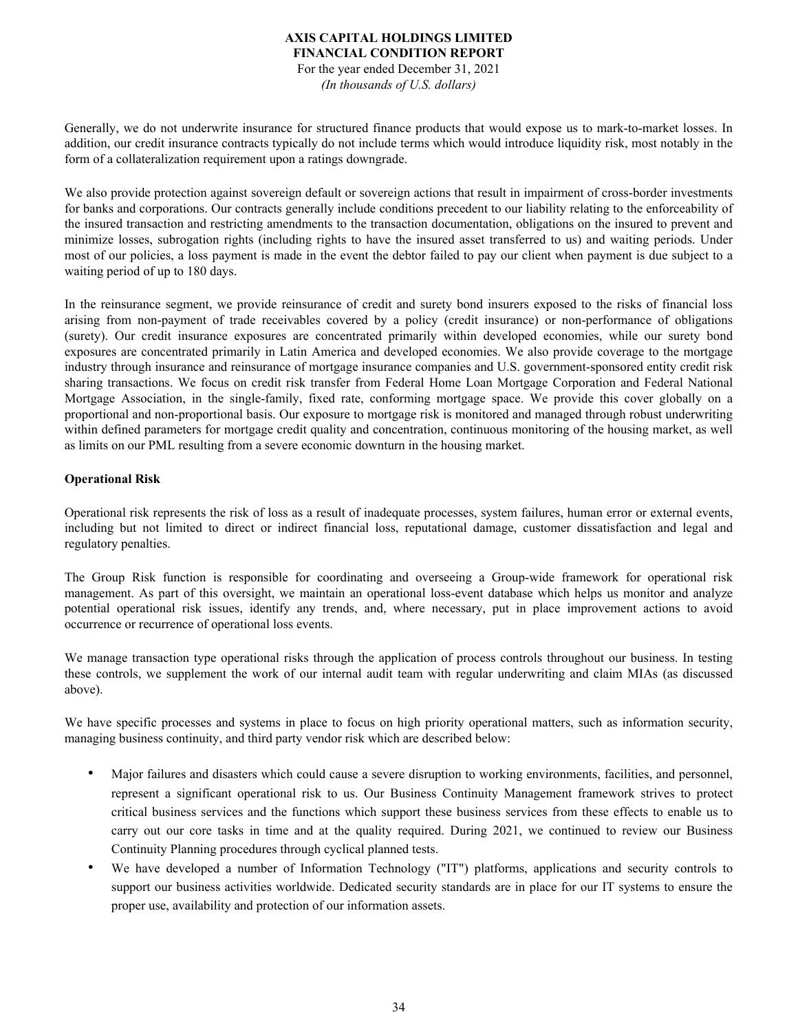Generally, we do not underwrite insurance for structured finance products that would expose us to mark-to-market losses. In addition, our credit insurance contracts typically do not include terms which would introduce liquidity risk, most notably in the form of a collateralization requirement upon a ratings downgrade.

We also provide protection against sovereign default or sovereign actions that result in impairment of cross-border investments for banks and corporations. Our contracts generally include conditions precedent to our liability relating to the enforceability of the insured transaction and restricting amendments to the transaction documentation, obligations on the insured to prevent and minimize losses, subrogation rights (including rights to have the insured asset transferred to us) and waiting periods. Under most of our policies, a loss payment is made in the event the debtor failed to pay our client when payment is due subject to a waiting period of up to 180 days.

In the reinsurance segment, we provide reinsurance of credit and surety bond insurers exposed to the risks of financial loss arising from non-payment of trade receivables covered by a policy (credit insurance) or non-performance of obligations (surety). Our credit insurance exposures are concentrated primarily within developed economies, while our surety bond exposures are concentrated primarily in Latin America and developed economies. We also provide coverage to the mortgage industry through insurance and reinsurance of mortgage insurance companies and U.S. government-sponsored entity credit risk sharing transactions. We focus on credit risk transfer from Federal Home Loan Mortgage Corporation and Federal National Mortgage Association, in the single-family, fixed rate, conforming mortgage space. We provide this cover globally on a proportional and non-proportional basis. Our exposure to mortgage risk is monitored and managed through robust underwriting within defined parameters for mortgage credit quality and concentration, continuous monitoring of the housing market, as well as limits on our PML resulting from a severe economic downturn in the housing market.

**Operational Risk**

Operational risk represents the risk of loss as a result of inadequate processes, system failures, human error or external events, including but not limited to direct or indirect financial loss, reputational damage, customer dissatisfaction and legal and regulatory penalties.

The Group Risk function is responsible for coordinating and overseeing a Group-wide framework for operational risk management. As part of this oversight, we maintain an operational loss-event database which helps us monitor and analyze potential operational risk issues, identify any trends, and, where necessary, put in place improvement actions to avoid occurrence or recurrence of operational loss events.

We manage transaction type operational risks through the application of process controls throughout our business. In testing these controls, we supplement the work of our internal audit team with regular underwriting and claim MIAs (as discussed above).

We have specific processes and systems in place to focus on high priority operational matters, such as information security, managing business continuity, and third party vendor risk which are described below:

- Major failures and disasters which could cause a severe disruption to working environments, facilities, and personnel, represent a significant operational risk to us. Our Business Continuity Management framework strives to protect critical business services and the functions which support these business services from these effects to enable us to carry out our core tasks in time and at the quality required. During 2021, we continued to review our Business Continuity Planning procedures through cyclical planned tests.
- We have developed a number of Information Technology ("IT") platforms, applications and security controls to support our business activities worldwide. Dedicated security standards are in place for our IT systems to ensure the proper use, availability and protection of our information assets.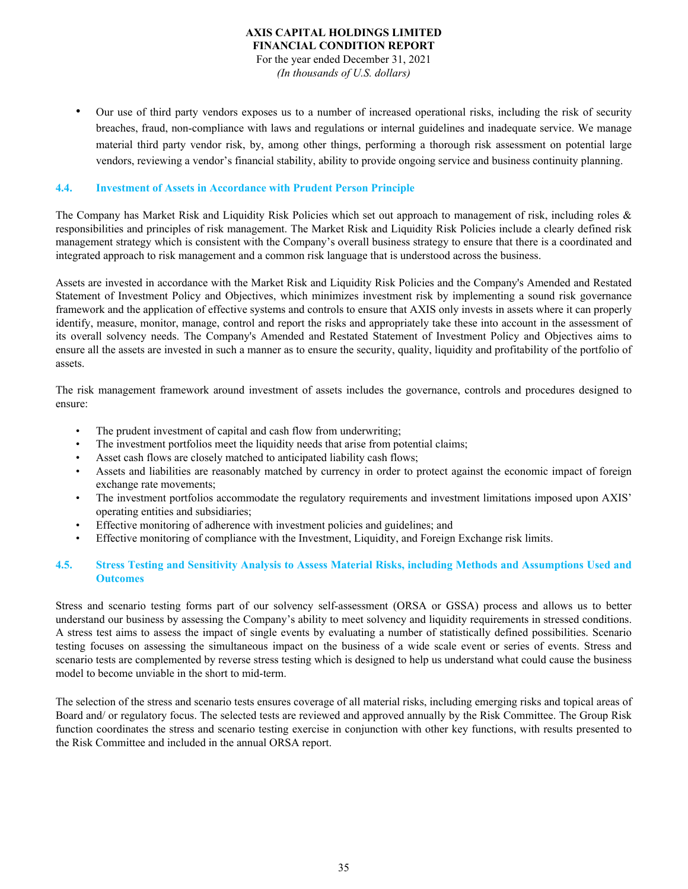- Our use of third party vendors exposes us to a number of increased operational risks, including the risk of security breaches, fraud, non-compliance with laws and regulations or internal guidelines and inadequate service. We manage material third party vendor risk, by, among other things, performing a thorough risk assessment on potential large vendors, reviewing a vendor's financial stability, ability to provide ongoing service and business continuity planning.

### 4.4. Investment of Assets in Accordance with Prudent Person Principle

The Company has Market Risk and Liquidity Risk Policies which set out approach to management of risk, including roles & responsibilities and principles of risk management. The Market Risk and Liquidity Risk Policies include a clearly defined risk management strategy which is consistent with the Company's overall business strategy to ensure that there is a coordinated and integrated approach to risk management and a common risk language that is understood across the business.

Assets are invested in accordance with the Market Risk and Liquidity Risk Policies and the Company's Amended and Restated Statement of Investment Policy and Objectives, which minimizes investment risk by implementing a sound risk governance framework and the application of effective systems and controls to ensure that AXIS only invests in assets where it can properly identify, measure, monitor, manage, control and report the risks and appropriately take these into account in the assessment of its overall solvency needs. The Company's Amended and Restated Statement of Investment Policy and Objectives aims to ensure all the assets are invested in such a manner as to ensure the security, quality, liquidity and profitability of the portfolio of assets.

The risk management framework around investment of assets includes the governance, controls and procedures designed to ensure:

- The prudent investment of capital and cash flow from underwriting;
- The investment portfolios meet the liquidity needs that arise from potential claims;
- Asset cash flows are closely matched to anticipated liability cash flows;
- Assets and liabilities are reasonably matched by currency in order to protect against the economic impact of foreign exchange rate movements;
- The investment portfolios accommodate the regulatory requirements and investment limitations imposed upon AXIS' operating entities and subsidiaries;
- Effective monitoring of adherence with investment policies and guidelines; and
- Effective monitoring of compliance with the Investment, Liquidity, and Foreign Exchange risk limits.

### 4.5. Stress Testing and Sensitivity Analysis to Assess Material Risks, including Methods and Assumptions Used and Outcomes

Stress and scenario testing forms part of our solvency self-assessment (ORSA or GSSA) process and allows us to better understand our business by assessing the Company's ability to meet solvency and liquidity requirements in stressed conditions. A stress test aims to assess the impact of single events by evaluating a number of statistically defined possibilities. Scenario testing focuses on assessing the simultaneous impact on the business of a wide scale event or series of events. Stress and scenario tests are complemented by reverse stress testing which is designed to help us understand what could cause the business model to become unviable in the short to mid-term.

The selection of the stress and scenario tests ensures coverage of all material risks, including emerging risks and topical areas of Board and/ or regulatory focus. The selected tests are reviewed and approved annually by the Risk Committee. The Group Risk function coordinates the stress and scenario testing exercise in conjunction with other key functions, with results presented to the Risk Committee and included in the annual ORSA report.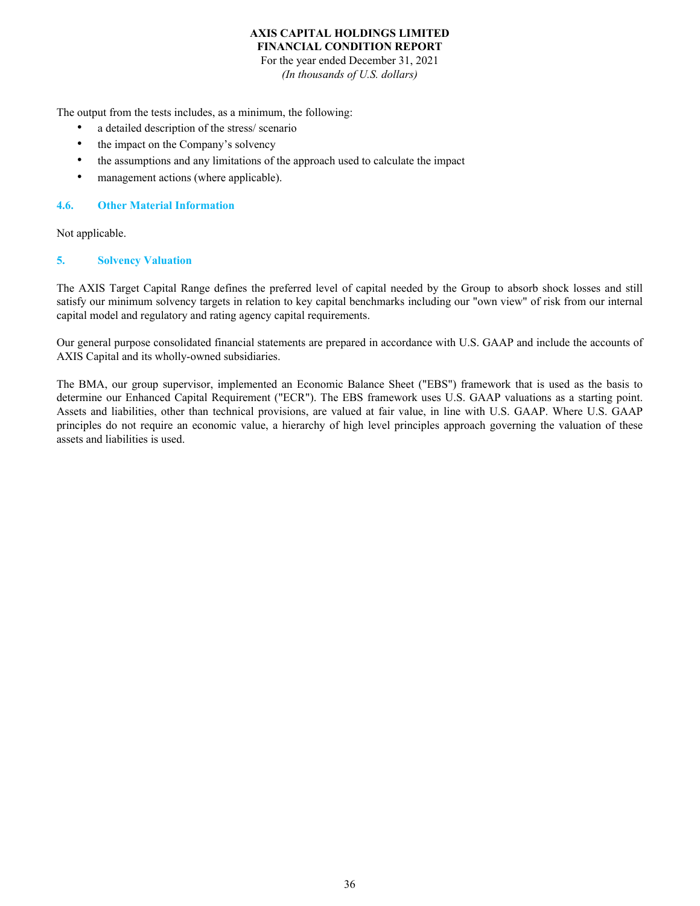The output from the tests includes, as a minimum, the following:

- a detailed description of the stress/ scenario
- the impact on the Company's solvency
- the assumptions and any limitations of the approach used to calculate the impact
- management actions (where applicable).

### 4.6. Other Material Information

Not applicable.

## 5. Solvency Valuation

The AXIS Target Capital Range defines the preferred level of capital needed by the Group to absorb shock losses and still satisfy our minimum solvency targets in relation to key capital benchmarks including our "own view" of risk from our internal capital model and regulatory and rating agency capital requirements.

Our general purpose consolidated financial statements are prepared in accordance with U.S. GAAP and include the accounts of AXIS Capital and its wholly-owned subsidiaries.

The BMA, our group supervisor, implemented an Economic Balance Sheet ("EBS") framework that is used as the basis to determine our Enhanced Capital Requirement ("ECR"). The EBS framework uses U.S. GAAP valuations as a starting point. Assets and liabilities, other than technical provisions, are valued at fair value, in line with U.S. GAAP. Where U.S. GAAP principles do not require an economic value, a hierarchy of high level principles approach governing the valuation of these assets and liabilities is used.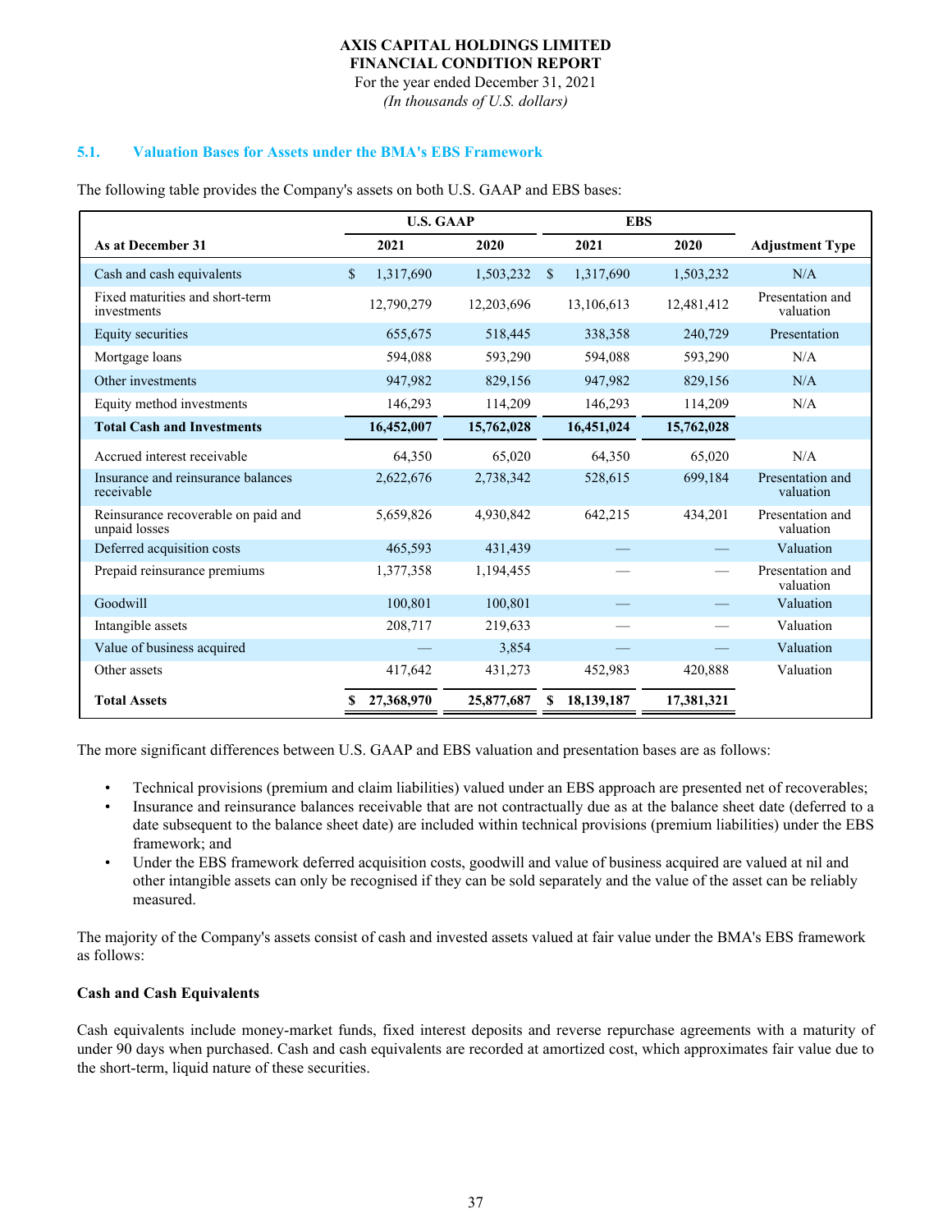**AXIS CAPITAL HOLDINGS LIMITED**
**FINANCIAL CONDITION REPORT**
For the year ended December 31, 2021
*(In thousands of U.S. dollars)*

## 5.1. Valuation Bases for Assets under the BMA's EBS Framework

The following table provides the Company's assets on both U.S. GAAP and EBS bases:

| | U.S. GAAP | | EBS | | |
|---|---|---|---|---|---|
| **As at December 31** | **2021** | **2020** | **2021** | **2020** | **Adjustment Type** |
| Cash and cash equivalents | $ 1,317,690 | 1,503,232 | $ 1,317,690 | 1,503,232 | N/A |
| Fixed maturities and short-term investments | 12,790,279 | 12,203,696 | 13,106,613 | 12,481,412 | Presentation and valuation |
| Equity securities | 655,675 | 518,445 | 338,358 | 240,729 | Presentation |
| Mortgage loans | 594,088 | 593,290 | 594,088 | 593,290 | N/A |
| Other investments | 947,982 | 829,156 | 947,982 | 829,156 | N/A |
| Equity method investments | 146,293 | 114,209 | 146,293 | 114,209 | N/A |
| **Total Cash and Investments** | **16,452,007** | **15,762,028** | **16,451,024** | **15,762,028** | |
| Accrued interest receivable | 64,350 | 65,020 | 64,350 | 65,020 | N/A |
| Insurance and reinsurance balances receivable | 2,622,676 | 2,738,342 | 528,615 | 699,184 | Presentation and valuation |
| Reinsurance recoverable on paid and unpaid losses | 5,659,826 | 4,930,842 | 642,215 | 434,201 | Presentation and valuation |
| Deferred acquisition costs | 465,593 | 431,439 | — | — | Valuation |
| Prepaid reinsurance premiums | 1,377,358 | 1,194,455 | — | — | Presentation and valuation |
| Goodwill | 100,801 | 100,801 | — | — | Valuation |
| Intangible assets | 208,717 | 219,633 | — | — | Valuation |
| Value of business acquired | — | 3,854 | — | — | Valuation |
| Other assets | 417,642 | 431,273 | 452,983 | 420,888 | Valuation |
| **Total Assets** | **$ 27,368,970** | **25,877,687** | **$ 18,139,187** | **17,381,321** | |

The more significant differences between U.S. GAAP and EBS valuation and presentation bases are as follows:

- Technical provisions (premium and claim liabilities) valued under an EBS approach are presented net of recoverables;
- Insurance and reinsurance balances receivable that are not contractually due as at the balance sheet date (deferred to a date subsequent to the balance sheet date) are included within technical provisions (premium liabilities) under the EBS framework; and
- Under the EBS framework deferred acquisition costs, goodwill and value of business acquired are valued at nil and other intangible assets can only be recognised if they can be sold separately and the value of the asset can be reliably measured.

The majority of the Company's assets consist of cash and invested assets valued at fair value under the BMA's EBS framework as follows:

**Cash and Cash Equivalents**

Cash equivalents include money-market funds, fixed interest deposits and reverse repurchase agreements with a maturity of under 90 days when purchased. Cash and cash equivalents are recorded at amortized cost, which approximates fair value due to the short-term, liquid nature of these securities.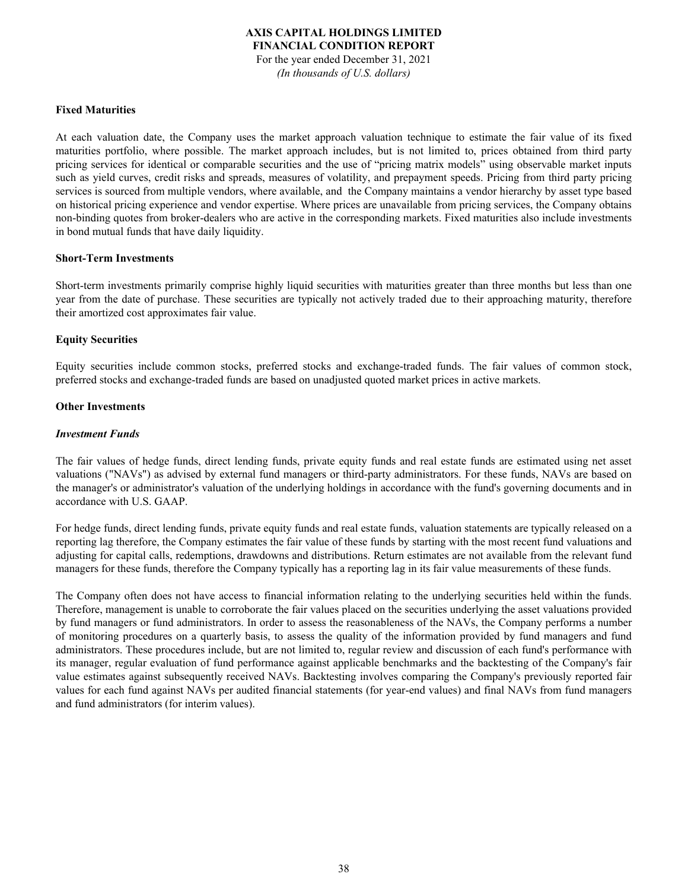### Fixed Maturities

At each valuation date, the Company uses the market approach valuation technique to estimate the fair value of its fixed maturities portfolio, where possible. The market approach includes, but is not limited to, prices obtained from third party pricing services for identical or comparable securities and the use of "pricing matrix models" using observable market inputs such as yield curves, credit risks and spreads, measures of volatility, and prepayment speeds. Pricing from third party pricing services is sourced from multiple vendors, where available, and the Company maintains a vendor hierarchy by asset type based on historical pricing experience and vendor expertise. Where prices are unavailable from pricing services, the Company obtains non-binding quotes from broker-dealers who are active in the corresponding markets. Fixed maturities also include investments in bond mutual funds that have daily liquidity.

### Short-Term Investments

Short-term investments primarily comprise highly liquid securities with maturities greater than three months but less than one year from the date of purchase. These securities are typically not actively traded due to their approaching maturity, therefore their amortized cost approximates fair value.

### Equity Securities

Equity securities include common stocks, preferred stocks and exchange-traded funds. The fair values of common stock, preferred stocks and exchange-traded funds are based on unadjusted quoted market prices in active markets.

### Other Investments

#### *Investment Funds*

The fair values of hedge funds, direct lending funds, private equity funds and real estate funds are estimated using net asset valuations ("NAVs") as advised by external fund managers or third-party administrators. For these funds, NAVs are based on the manager's or administrator's valuation of the underlying holdings in accordance with the fund's governing documents and in accordance with U.S. GAAP.

For hedge funds, direct lending funds, private equity funds and real estate funds, valuation statements are typically released on a reporting lag therefore, the Company estimates the fair value of these funds by starting with the most recent fund valuations and adjusting for capital calls, redemptions, drawdowns and distributions. Return estimates are not available from the relevant fund managers for these funds, therefore the Company typically has a reporting lag in its fair value measurements of these funds.

The Company often does not have access to financial information relating to the underlying securities held within the funds. Therefore, management is unable to corroborate the fair values placed on the securities underlying the asset valuations provided by fund managers or fund administrators. In order to assess the reasonableness of the NAVs, the Company performs a number of monitoring procedures on a quarterly basis, to assess the quality of the information provided by fund managers and fund administrators. These procedures include, but are not limited to, regular review and discussion of each fund's performance with its manager, regular evaluation of fund performance against applicable benchmarks and the backtesting of the Company's fair value estimates against subsequently received NAVs. Backtesting involves comparing the Company's previously reported fair values for each fund against NAVs per audited financial statements (for year-end values) and final NAVs from fund managers and fund administrators (for interim values).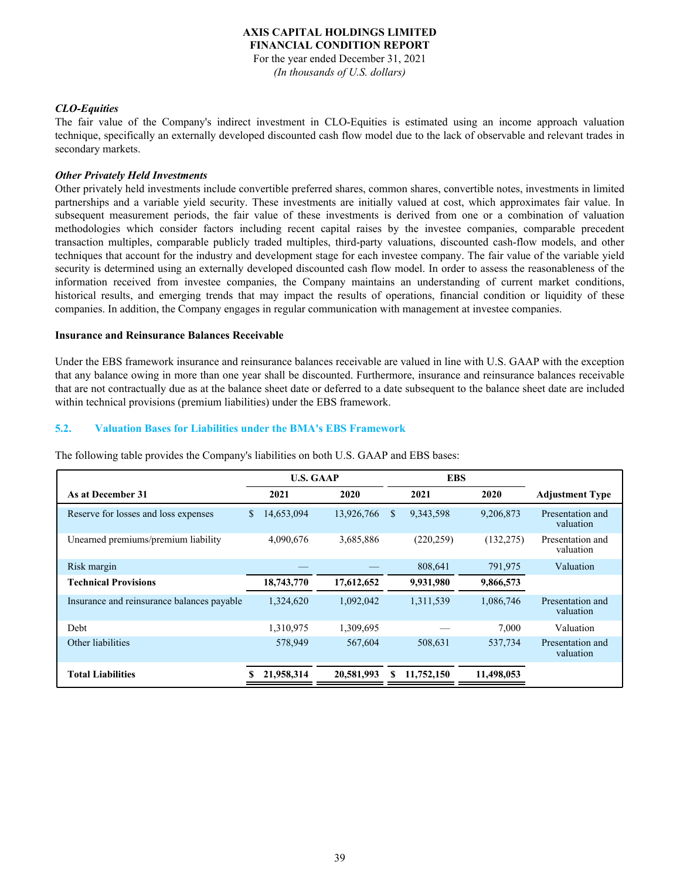*CLO-Equities*

The fair value of the Company's indirect investment in CLO-Equities is estimated using an income approach valuation technique, specifically an externally developed discounted cash flow model due to the lack of observable and relevant trades in secondary markets.

*Other Privately Held Investments*

Other privately held investments include convertible preferred shares, common shares, convertible notes, investments in limited partnerships and a variable yield security. These investments are initially valued at cost, which approximates fair value. In subsequent measurement periods, the fair value of these investments is derived from one or a combination of valuation methodologies which consider factors including recent capital raises by the investee companies, comparable precedent transaction multiples, comparable publicly traded multiples, third-party valuations, discounted cash-flow models, and other techniques that account for the industry and development stage for each investee company. The fair value of the variable yield security is determined using an externally developed discounted cash flow model. In order to assess the reasonableness of the information received from investee companies, the Company maintains an understanding of current market conditions, historical results, and emerging trends that may impact the results of operations, financial condition or liquidity of these companies. In addition, the Company engages in regular communication with management at investee companies.

**Insurance and Reinsurance Balances Receivable**

Under the EBS framework insurance and reinsurance balances receivable are valued in line with U.S. GAAP with the exception that any balance owing in more than one year shall be discounted. Furthermore, insurance and reinsurance balances receivable that are not contractually due as at the balance sheet date or deferred to a date subsequent to the balance sheet date are included within technical provisions (premium liabilities) under the EBS framework.

### 5.2. Valuation Bases for Liabilities under the BMA's EBS Framework

The following table provides the Company's liabilities on both U.S. GAAP and EBS bases:

| | U.S. GAAP | | EBS | | |
|---|---|---|---|---|---|
| **As at December 31** | **2021** | **2020** | **2021** | **2020** | **Adjustment Type** |
| Reserve for losses and loss expenses | $ 14,653,094 | 13,926,766 | $ 9,343,598 | 9,206,873 | Presentation and valuation |
| Unearned premiums/premium liability | 4,090,676 | 3,685,886 | (220,259) | (132,275) | Presentation and valuation |
| Risk margin | — | — | 808,641 | 791,975 | Valuation |
| **Technical Provisions** | **18,743,770** | **17,612,652** | **9,931,980** | **9,866,573** | |
| Insurance and reinsurance balances payable | 1,324,620 | 1,092,042 | 1,311,539 | 1,086,746 | Presentation and valuation |
| Debt | 1,310,975 | 1,309,695 | — | 7,000 | Valuation |
| Other liabilities | 578,949 | 567,604 | 508,631 | 537,734 | Presentation and valuation |
| **Total Liabilities** | **$ 21,958,314** | **20,581,993** | **$ 11,752,150** | **11,498,053** | |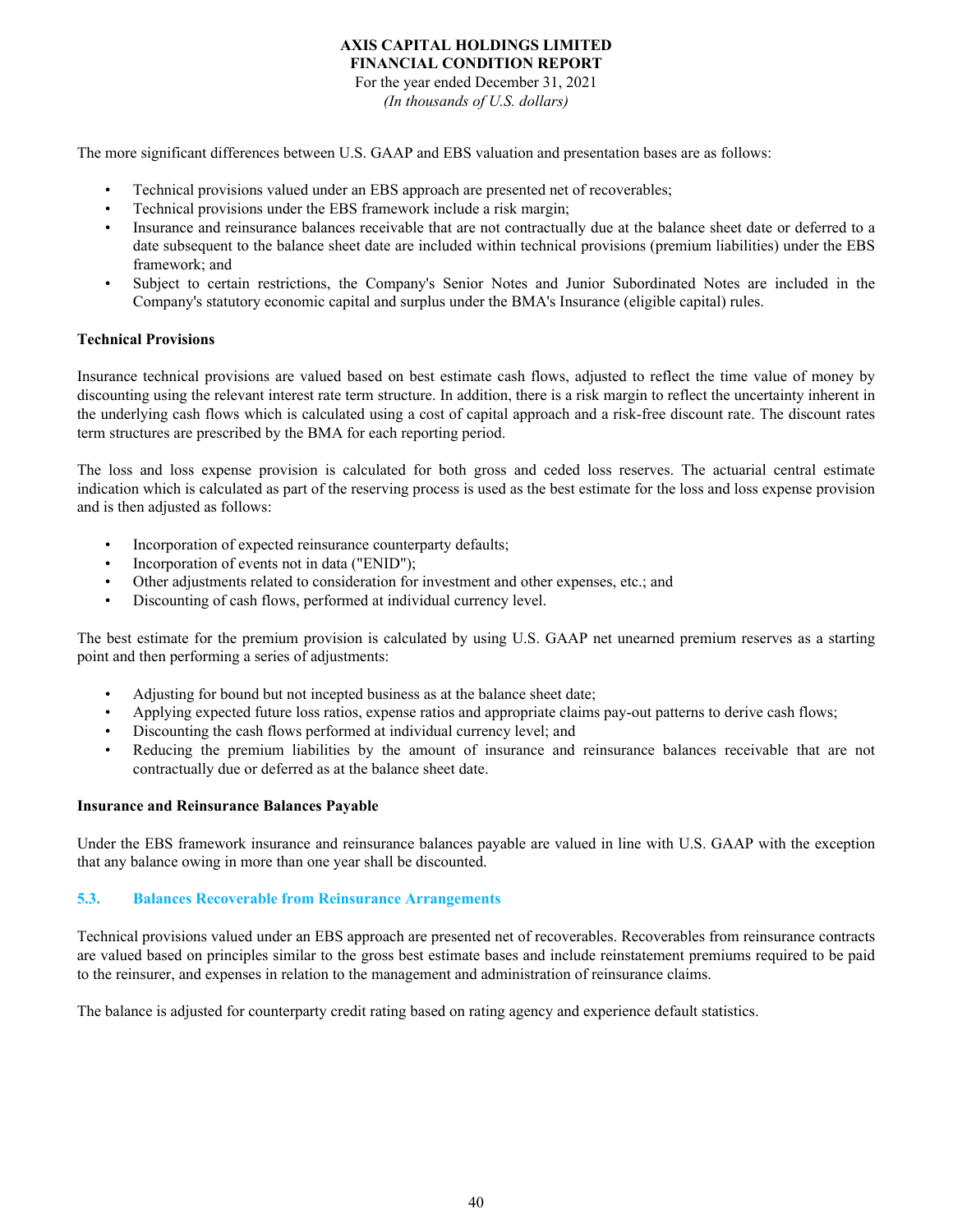The more significant differences between U.S. GAAP and EBS valuation and presentation bases are as follows:

- Technical provisions valued under an EBS approach are presented net of recoverables;
- Technical provisions under the EBS framework include a risk margin;
- Insurance and reinsurance balances receivable that are not contractually due at the balance sheet date or deferred to a date subsequent to the balance sheet date are included within technical provisions (premium liabilities) under the EBS framework; and
- Subject to certain restrictions, the Company's Senior Notes and Junior Subordinated Notes are included in the Company's statutory economic capital and surplus under the BMA's Insurance (eligible capital) rules.

**Technical Provisions**

Insurance technical provisions are valued based on best estimate cash flows, adjusted to reflect the time value of money by discounting using the relevant interest rate term structure. In addition, there is a risk margin to reflect the uncertainty inherent in the underlying cash flows which is calculated using a cost of capital approach and a risk-free discount rate. The discount rates term structures are prescribed by the BMA for each reporting period.

The loss and loss expense provision is calculated for both gross and ceded loss reserves. The actuarial central estimate indication which is calculated as part of the reserving process is used as the best estimate for the loss and loss expense provision and is then adjusted as follows:

- Incorporation of expected reinsurance counterparty defaults;
- Incorporation of events not in data ("ENID");
- Other adjustments related to consideration for investment and other expenses, etc.; and
- Discounting of cash flows, performed at individual currency level.

The best estimate for the premium provision is calculated by using U.S. GAAP net unearned premium reserves as a starting point and then performing a series of adjustments:

- Adjusting for bound but not incepted business as at the balance sheet date;
- Applying expected future loss ratios, expense ratios and appropriate claims pay-out patterns to derive cash flows;
- Discounting the cash flows performed at individual currency level; and
- Reducing the premium liabilities by the amount of insurance and reinsurance balances receivable that are not contractually due or deferred as at the balance sheet date.

**Insurance and Reinsurance Balances Payable**

Under the EBS framework insurance and reinsurance balances payable are valued in line with U.S. GAAP with the exception that any balance owing in more than one year shall be discounted.

### 5.3. Balances Recoverable from Reinsurance Arrangements

Technical provisions valued under an EBS approach are presented net of recoverables. Recoverables from reinsurance contracts are valued based on principles similar to the gross best estimate bases and include reinstatement premiums required to be paid to the reinsurer, and expenses in relation to the management and administration of reinsurance claims.

The balance is adjusted for counterparty credit rating based on rating agency and experience default statistics.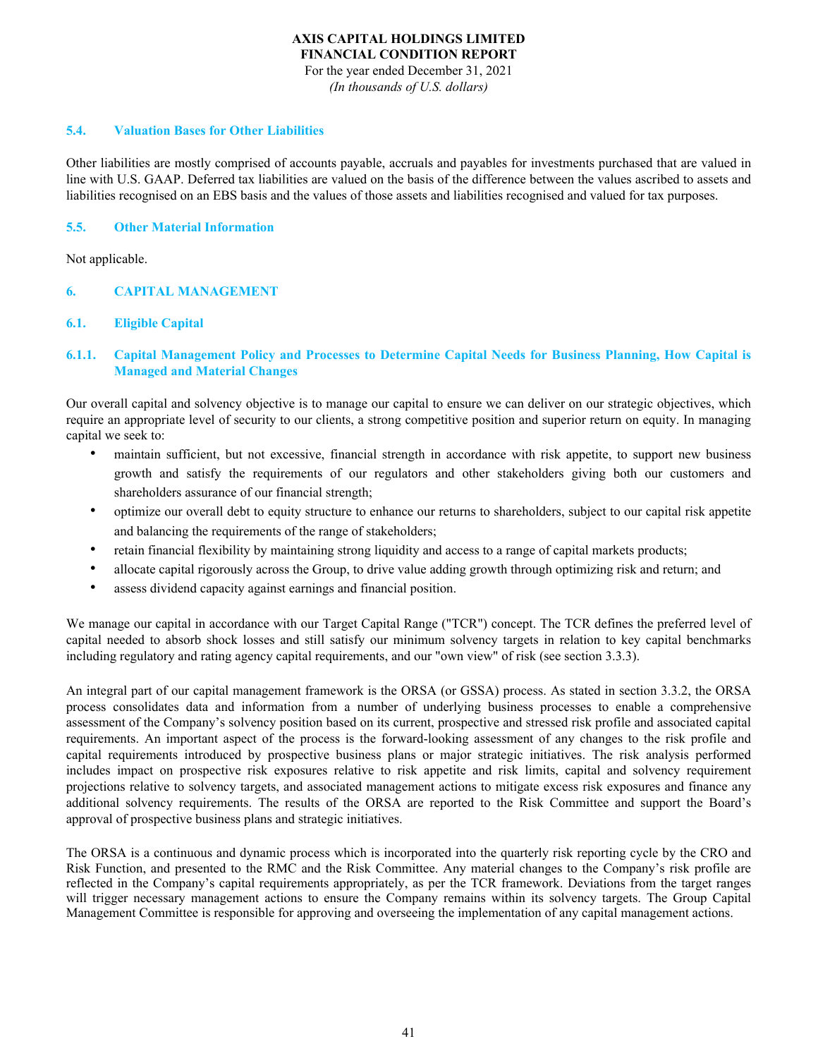### 5.4. Valuation Bases for Other Liabilities

Other liabilities are mostly comprised of accounts payable, accruals and payables for investments purchased that are valued in line with U.S. GAAP. Deferred tax liabilities are valued on the basis of the difference between the values ascribed to assets and liabilities recognised on an EBS basis and the values of those assets and liabilities recognised and valued for tax purposes.

### 5.5. Other Material Information

Not applicable.

## 6. CAPITAL MANAGEMENT

### 6.1. Eligible Capital

#### 6.1.1. Capital Management Policy and Processes to Determine Capital Needs for Business Planning, How Capital is Managed and Material Changes

Our overall capital and solvency objective is to manage our capital to ensure we can deliver on our strategic objectives, which require an appropriate level of security to our clients, a strong competitive position and superior return on equity. In managing capital we seek to:

- maintain sufficient, but not excessive, financial strength in accordance with risk appetite, to support new business growth and satisfy the requirements of our regulators and other stakeholders giving both our customers and shareholders assurance of our financial strength;
- optimize our overall debt to equity structure to enhance our returns to shareholders, subject to our capital risk appetite and balancing the requirements of the range of stakeholders;
- retain financial flexibility by maintaining strong liquidity and access to a range of capital markets products;
- allocate capital rigorously across the Group, to drive value adding growth through optimizing risk and return; and
- assess dividend capacity against earnings and financial position.

We manage our capital in accordance with our Target Capital Range ("TCR") concept. The TCR defines the preferred level of capital needed to absorb shock losses and still satisfy our minimum solvency targets in relation to key capital benchmarks including regulatory and rating agency capital requirements, and our "own view" of risk (see section 3.3.3).

An integral part of our capital management framework is the ORSA (or GSSA) process. As stated in section 3.3.2, the ORSA process consolidates data and information from a number of underlying business processes to enable a comprehensive assessment of the Company's solvency position based on its current, prospective and stressed risk profile and associated capital requirements. An important aspect of the process is the forward-looking assessment of any changes to the risk profile and capital requirements introduced by prospective business plans or major strategic initiatives. The risk analysis performed includes impact on prospective risk exposures relative to risk appetite and risk limits, capital and solvency requirement projections relative to solvency targets, and associated management actions to mitigate excess risk exposures and finance any additional solvency requirements. The results of the ORSA are reported to the Risk Committee and support the Board's approval of prospective business plans and strategic initiatives.

The ORSA is a continuous and dynamic process which is incorporated into the quarterly risk reporting cycle by the CRO and Risk Function, and presented to the RMC and the Risk Committee. Any material changes to the Company's risk profile are reflected in the Company's capital requirements appropriately, as per the TCR framework. Deviations from the target ranges will trigger necessary management actions to ensure the Company remains within its solvency targets. The Group Capital Management Committee is responsible for approving and overseeing the implementation of any capital management actions.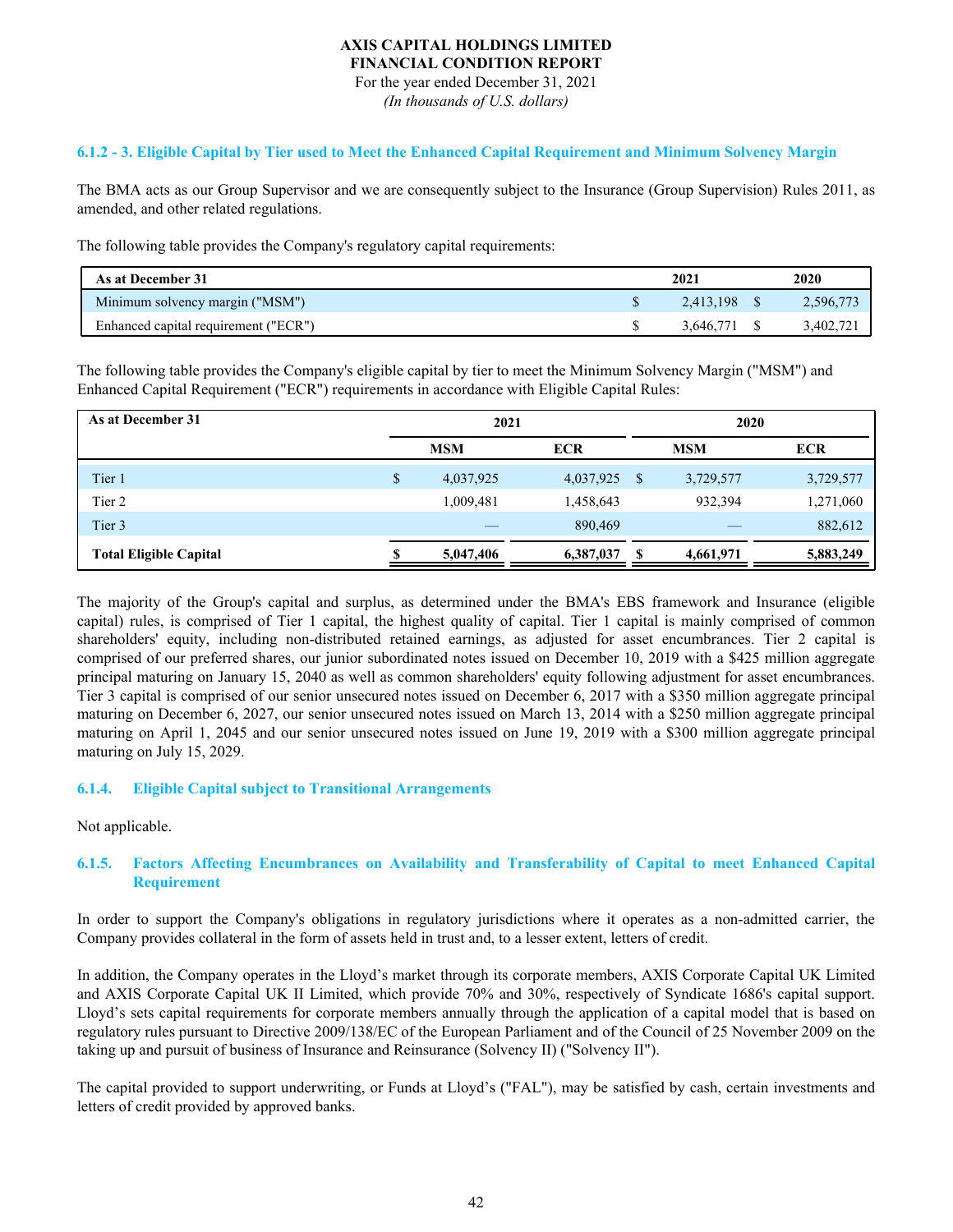### 6.1.2 - 3. Eligible Capital by Tier used to Meet the Enhanced Capital Requirement and Minimum Solvency Margin

The BMA acts as our Group Supervisor and we are consequently subject to the Insurance (Group Supervision) Rules 2011, as amended, and other related regulations.

The following table provides the Company's regulatory capital requirements:

| As at December 31 | 2021 | 2020 |
|---|---|---|
| Minimum solvency margin ("MSM") | $ 2,413,198 | $ 2,596,773 |
| Enhanced capital requirement ("ECR") | $ 3,646,771 | $ 3,402,721 |

The following table provides the Company's eligible capital by tier to meet the Minimum Solvency Margin ("MSM") and Enhanced Capital Requirement ("ECR") requirements in accordance with Eligible Capital Rules:

| As at December 31 | 2021 | | 2020 | |
|---|---|---|---|---|
| | MSM | ECR | MSM | ECR |
| Tier 1 | $ 4,037,925 | 4,037,925 | $ 3,729,577 | 3,729,577 |
| Tier 2 | 1,009,481 | 1,458,643 | 932,394 | 1,271,060 |
| Tier 3 | — | 890,469 | — | 882,612 |
| **Total Eligible Capital** | **$ 5,047,406** | **6,387,037** | **$ 4,661,971** | **5,883,249** |

The majority of the Group's capital and surplus, as determined under the BMA's EBS framework and Insurance (eligible capital) rules, is comprised of Tier 1 capital, the highest quality of capital. Tier 1 capital is mainly comprised of common shareholders' equity, including non-distributed retained earnings, as adjusted for asset encumbrances. Tier 2 capital is comprised of our preferred shares, our junior subordinated notes issued on December 10, 2019 with a $425 million aggregate principal maturing on January 15, 2040 as well as common shareholders' equity following adjustment for asset encumbrances. Tier 3 capital is comprised of our senior unsecured notes issued on December 6, 2017 with a $350 million aggregate principal maturing on December 6, 2027, our senior unsecured notes issued on March 13, 2014 with a $250 million aggregate principal maturing on April 1, 2045 and our senior unsecured notes issued on June 19, 2019 with a $300 million aggregate principal maturing on July 15, 2029.

### 6.1.4. Eligible Capital subject to Transitional Arrangements

Not applicable.

### 6.1.5. Factors Affecting Encumbrances on Availability and Transferability of Capital to meet Enhanced Capital Requirement

In order to support the Company's obligations in regulatory jurisdictions where it operates as a non-admitted carrier, the Company provides collateral in the form of assets held in trust and, to a lesser extent, letters of credit.

In addition, the Company operates in the Lloyd's market through its corporate members, AXIS Corporate Capital UK Limited and AXIS Corporate Capital UK II Limited, which provide 70% and 30%, respectively of Syndicate 1686's capital support. Lloyd's sets capital requirements for corporate members annually through the application of a capital model that is based on regulatory rules pursuant to Directive 2009/138/EC of the European Parliament and of the Council of 25 November 2009 on the taking up and pursuit of business of Insurance and Reinsurance (Solvency II) ("Solvency II").

The capital provided to support underwriting, or Funds at Lloyd's ("FAL"), may be satisfied by cash, certain investments and letters of credit provided by approved banks.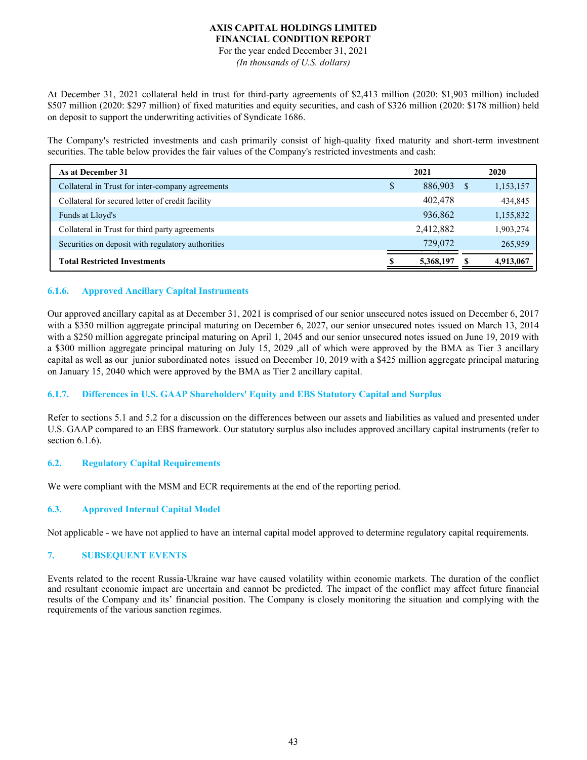At December 31, 2021 collateral held in trust for third-party agreements of $2,413 million (2020: $1,903 million) included $507 million (2020: $297 million) of fixed maturities and equity securities, and cash of $326 million (2020: $178 million) held on deposit to support the underwriting activities of Syndicate 1686.

The Company's restricted investments and cash primarily consist of high-quality fixed maturity and short-term investment securities. The table below provides the fair values of the Company's restricted investments and cash:

| As at December 31 | 2021 | 2020 |
|---|---|---|
| Collateral in Trust for inter-company agreements | $ 886,903 | $ 1,153,157 |
| Collateral for secured letter of credit facility | 402,478 | 434,845 |
| Funds at Lloyd's | 936,862 | 1,155,832 |
| Collateral in Trust for third party agreements | 2,412,882 | 1,903,274 |
| Securities on deposit with regulatory authorities | 729,072 | 265,959 |
| **Total Restricted Investments** | **$ 5,368,197** | **$ 4,913,067** |

### 6.1.6. Approved Ancillary Capital Instruments

Our approved ancillary capital as at December 31, 2021 is comprised of our senior unsecured notes issued on December 6, 2017 with a $350 million aggregate principal maturing on December 6, 2027, our senior unsecured notes issued on March 13, 2014 with a $250 million aggregate principal maturing on April 1, 2045 and our senior unsecured notes issued on June 19, 2019 with a $300 million aggregate principal maturing on July 15, 2029 ,all of which were approved by the BMA as Tier 3 ancillary capital as well as our junior subordinated notes issued on December 10, 2019 with a $425 million aggregate principal maturing on January 15, 2040 which were approved by the BMA as Tier 2 ancillary capital.

### 6.1.7. Differences in U.S. GAAP Shareholders' Equity and EBS Statutory Capital and Surplus

Refer to sections 5.1 and 5.2 for a discussion on the differences between our assets and liabilities as valued and presented under U.S. GAAP compared to an EBS framework. Our statutory surplus also includes approved ancillary capital instruments (refer to section 6.1.6).

## 6.2. Regulatory Capital Requirements

We were compliant with the MSM and ECR requirements at the end of the reporting period.

## 6.3. Approved Internal Capital Model

Not applicable - we have not applied to have an internal capital model approved to determine regulatory capital requirements.

# 7. SUBSEQUENT EVENTS

Events related to the recent Russia-Ukraine war have caused volatility within economic markets. The duration of the conflict and resultant economic impact are uncertain and cannot be predicted. The impact of the conflict may affect future financial results of the Company and its' financial position. The Company is closely monitoring the situation and complying with the requirements of the various sanction regimes.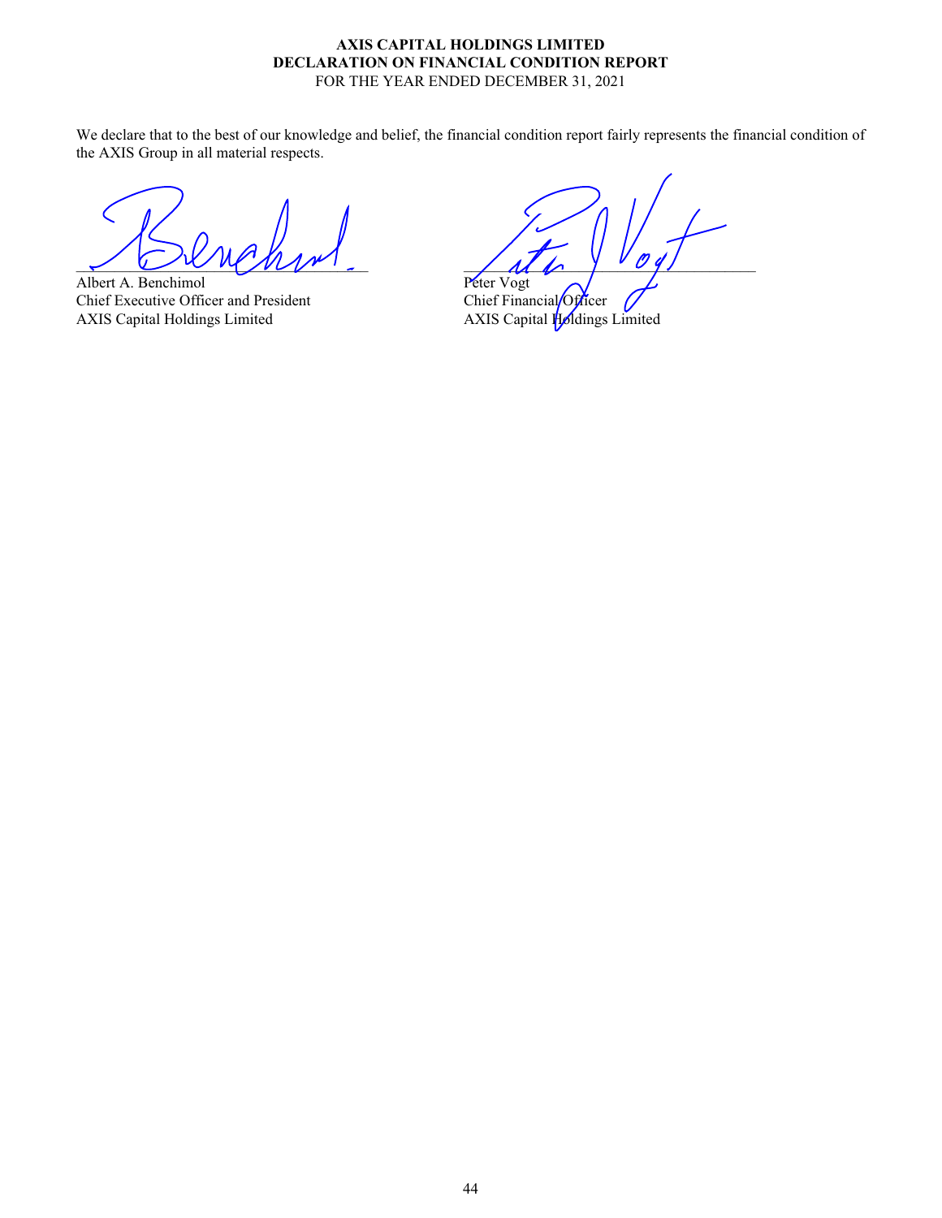**AXIS CAPITAL HOLDINGS LIMITED**
**DECLARATION ON FINANCIAL CONDITION REPORT**
FOR THE YEAR ENDED DECEMBER 31, 2021

We declare that to the best of our knowledge and belief, the financial condition report fairly represents the financial condition of the AXIS Group in all material respects.

| | |
|---|---|
| Albert A. Benchimol | Peter Vogt |
| Chief Executive Officer and President | Chief Financial Officer |
| AXIS Capital Holdings Limited | AXIS Capital Holdings Limited |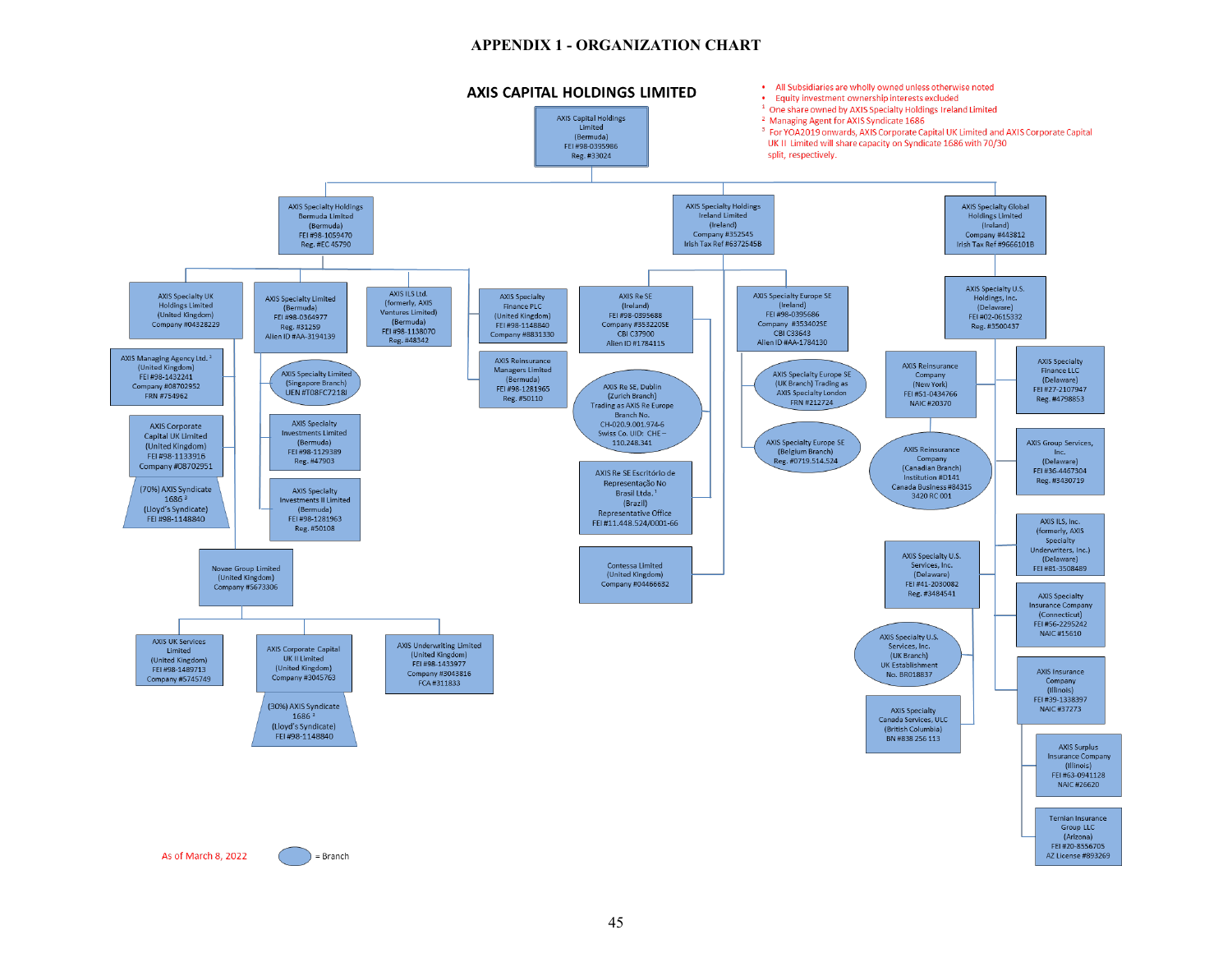# APPENDIX 1 - ORGANIZATION CHART

## AXIS CAPITAL HOLDINGS LIMITED

- All Subsidiaries are wholly owned unless otherwise noted
- Equity investment ownership interests excluded

[1] One share owned by AXIS Specialty Holdings Ireland Limited
[2] Managing Agent for AXIS Syndicate 1686
[3] For YOA2019 onwards, AXIS Corporate Capital UK Limited and AXIS Corporate Capital UK II Limited will share capacity on Syndicate 1686 with 70/30 split, respectively.

AXIS Capital Holdings Limited
(Bermuda)
FEI #98-0395986
Reg. #33024

AXIS Specialty Holdings Bermuda Limited
(Bermuda)
FEI #98-1059470
Reg. #EC 45790

AXIS Specialty Holdings Ireland Limited
(Ireland)
Company #352545
Irish Tax Ref #6372545B

AXIS Specialty Global Holdings Limited
(Ireland)
Company #443812
Irish Tax Ref #9666101B

AXIS Specialty UK Holdings Limited
(United Kingdom)
Company #04328229

AXIS Managing Agency Ltd. [2]
(United Kingdom)
FEI #98-1432241
Company #08702952
FRN #754962

AXIS Corporate Capital UK Limited
(United Kingdom)
FEI #98-1133916
Company #08702951

(70%) AXIS Syndicate 1686 [3]
(Lloyd's Syndicate)
FEI #98-1148840

AXIS Specialty Limited
(Bermuda)
FEI #98-0364977
Reg. #31259
Alien ID #AA-3194139

AXIS Specialty Limited
(Singapore Branch)
UEN #T08FC7218I

AXIS Specialty Investments Limited
(Bermuda)
FEI #98-1129389
Reg. #47903

AXIS Specialty Investments II Limited
(Bermuda)
FEI #98-1281963
Reg. #50108

AXIS ILS Ltd.
(formerly, AXIS Ventures Limited)
(Bermuda)
FEI #98-1138070
Reg. #48342

AXIS Specialty Finance PLC
(United Kingdom)
FEI #98-1148840
Company #8831330

AXIS Reinsurance Managers Limited
(Bermuda)
FEI #98-1281965
Reg. #50110

Novae Group Limited
(United Kingdom)
Company #5673306

AXIS UK Services Limited
(United Kingdom)
FEI #98-1489713
Company #5745749

AXIS Corporate Capital UK II Limited
(United Kingdom)
Company #3045763

(30%) AXIS Syndicate 1686 [3]
(Lloyd's Syndicate)
FEI #98-1148840

AXIS Underwriting Limited
(United Kingdom)
FEI #98-1433977
Company #3043816
FCA #311833

AXIS Re SE
(Ireland)
FEI #98-0395688
Company #353220SE
CBI C37900
Alien ID #1784115

AXIS Re SE, Dublin
(Zurich Branch)
Trading as AXIS Re Europe
Branch No.
CH-020.9.001.974-6
Swiss Co. UID: CHE – 110.248.341

AXIS Re SE Escritório de Representação No Brasil Ltda. [1]
(Brazil)
Representative Office
FEI #11.448.524/0001-66

Contessa Limited
(United Kingdom)
Company #04466632

AXIS Specialty Europe SE
(Ireland)
FEI #98-0395686
Company #353402SE
CBI C33643
Alien ID #AA-1784130

AXIS Specialty Europe SE
(UK Branch) Trading as AXIS Specialty London
FRN #212724

AXIS Specialty Europe SE
(Belgium Branch)
Reg. #0719.514.524

AXIS Specialty U.S. Holdings, Inc.
(Delaware)
FEI #02-0615332
Reg. #3500437

AXIS Reinsurance Company
(New York)
FEI #51-0434766
NAIC #20370

AXIS Reinsurance Company
(Canadian Branch)
Institution #D141
Canada Business #84315 3420 RC 001

AXIS Specialty U.S. Services, Inc.
(Delaware)
FEI #41-2030082
Reg. #3484541

AXIS Specialty U.S. Services, Inc.
(UK Branch)
UK Establishment No. BR018837

AXIS Specialty Canada Services, ULC
(British Columbia)
BN #838 256 113

AXIS Specialty Finance LLC
(Delaware)
FEI #27-2107947
Reg. #4798853

AXIS Group Services, Inc.
(Delaware)
FEI #36-4467304
Reg. #3430719

AXIS ILS, Inc.
(formerly, AXIS Specialty Underwriters, Inc.)
(Delaware)
FEI #81-3508489

AXIS Specialty Insurance Company
(Connecticut)
FEI #56-2295242
NAIC #15610

AXIS Insurance Company
(Illinois)
FEI #39-1338397
NAIC #37273

AXIS Surplus Insurance Company
(Illinois)
FEI #63-0941128
NAIC #26620

Ternian Insurance Group LLC
(Arizona)
FEI #20-8556705
AZ License #893269

As of March 8, 2022

(oval) = Branch